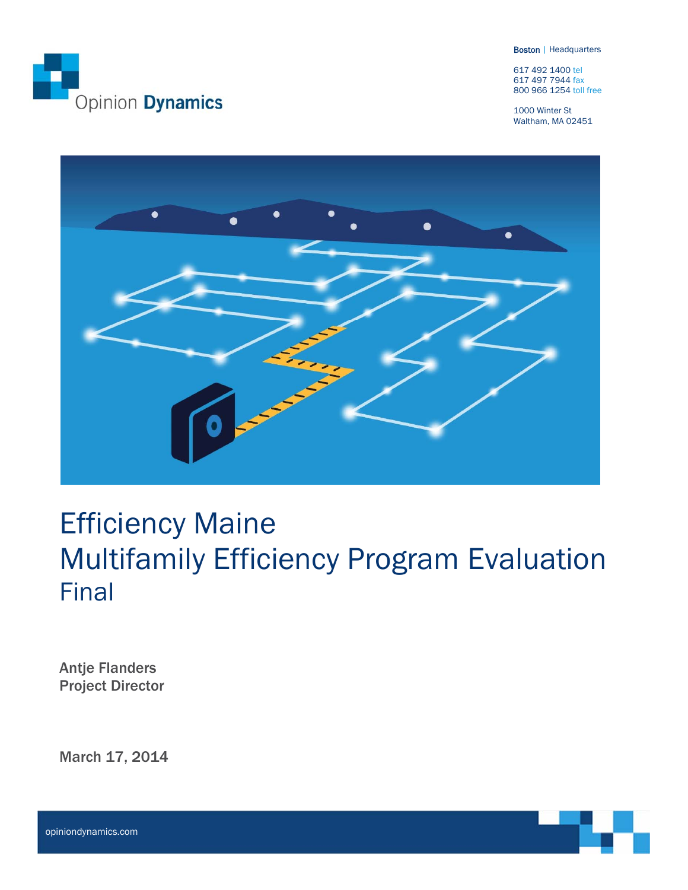Opinion Dynamics

Boston | Headquarters

617 492 1400 tel
617 497 7944 fax
800 966 1254 toll free

1000 Winter St
Waltham, MA 02451

# Efficiency Maine
# Multifamily Efficiency Program Evaluation
## Final

**Antje Flanders**
**Project Director**

**March 17, 2014**

opiniondynamics.com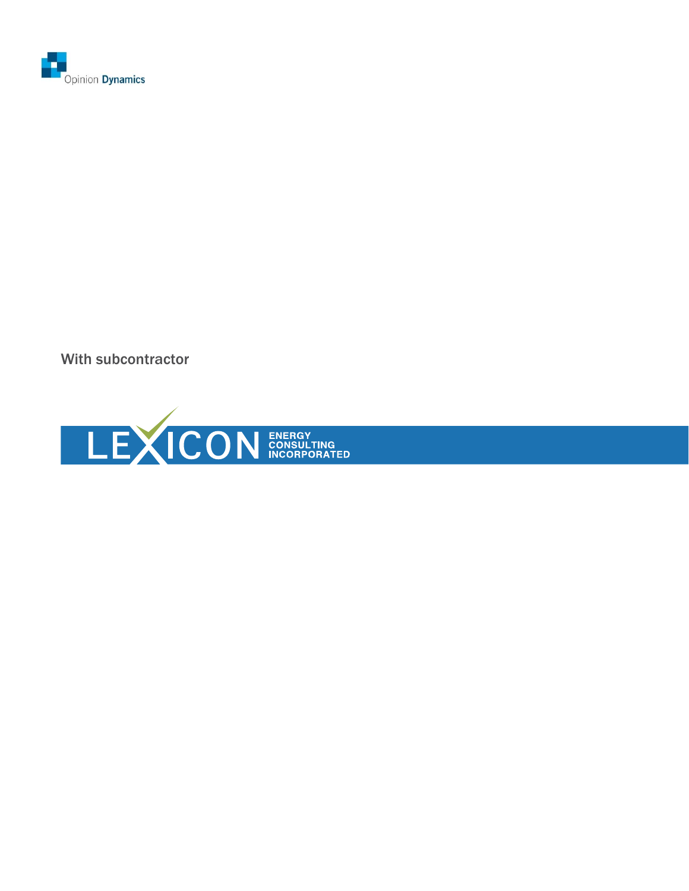Opinion Dynamics

With subcontractor

LEXICON ENERGY CONSULTING INCORPORATED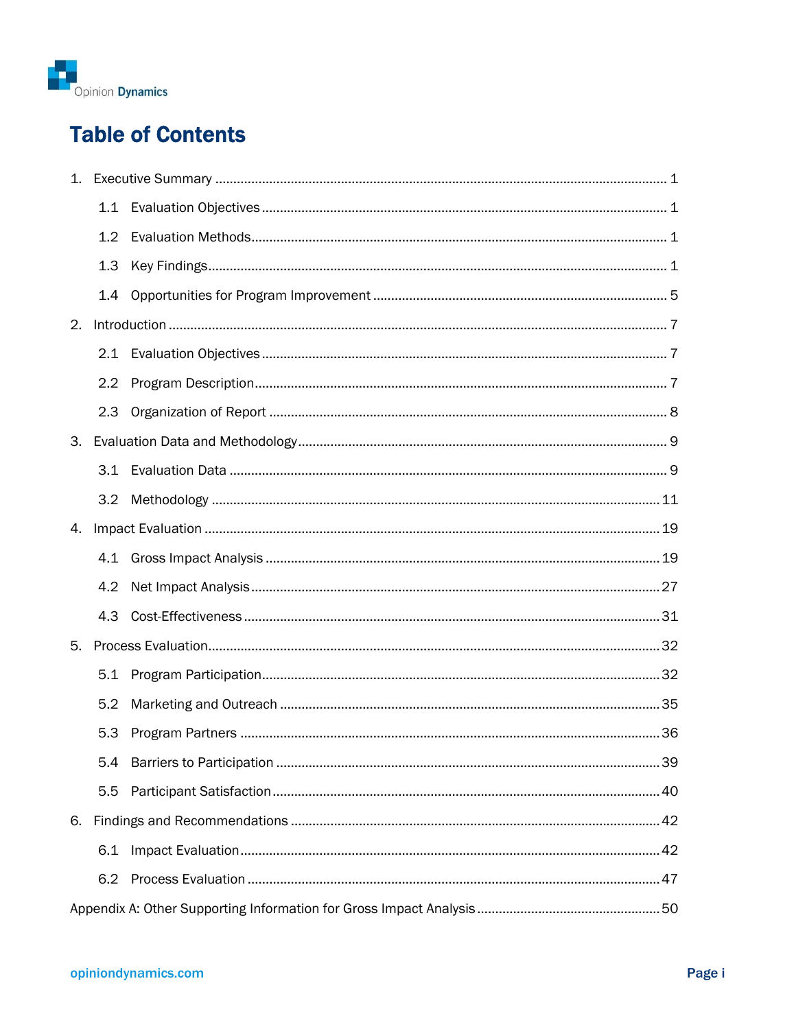# Table of Contents

1. Executive Summary ............................................................................................................ 1
   - 1.1 Evaluation Objectives ............................................................................................... 1
   - 1.2 Evaluation Methods .................................................................................................. 1
   - 1.3 Key Findings .............................................................................................................. 1
   - 1.4 Opportunities for Program Improvement ................................................................ 5
2. Introduction ........................................................................................................................ 7
   - 2.1 Evaluation Objectives ............................................................................................... 7
   - 2.2 Program Description ................................................................................................. 7
   - 2.3 Organization of Report ............................................................................................. 8
3. Evaluation Data and Methodology ..................................................................................... 9
   - 3.1 Evaluation Data ........................................................................................................ 9
   - 3.2 Methodology ........................................................................................................... 11
4. Impact Evaluation ............................................................................................................ 19
   - 4.1 Gross Impact Analysis ............................................................................................ 19
   - 4.2 Net Impact Analysis ............................................................................................... 27
   - 4.3 Cost-Effectiveness ................................................................................................. 31
5. Process Evaluation ........................................................................................................... 32
   - 5.1 Program Participation ............................................................................................ 32
   - 5.2 Marketing and Outreach ........................................................................................ 35
   - 5.3 Program Partners ................................................................................................... 36
   - 5.4 Barriers to Participation ......................................................................................... 39
   - 5.5 Participant Satisfaction .......................................................................................... 40
6. Findings and Recommendations ..................................................................................... 42
   - 6.1 Impact Evaluation ................................................................................................... 42
   - 6.2 Process Evaluation ................................................................................................. 47

Appendix A: Other Supporting Information for Gross Impact Analysis .................................. 50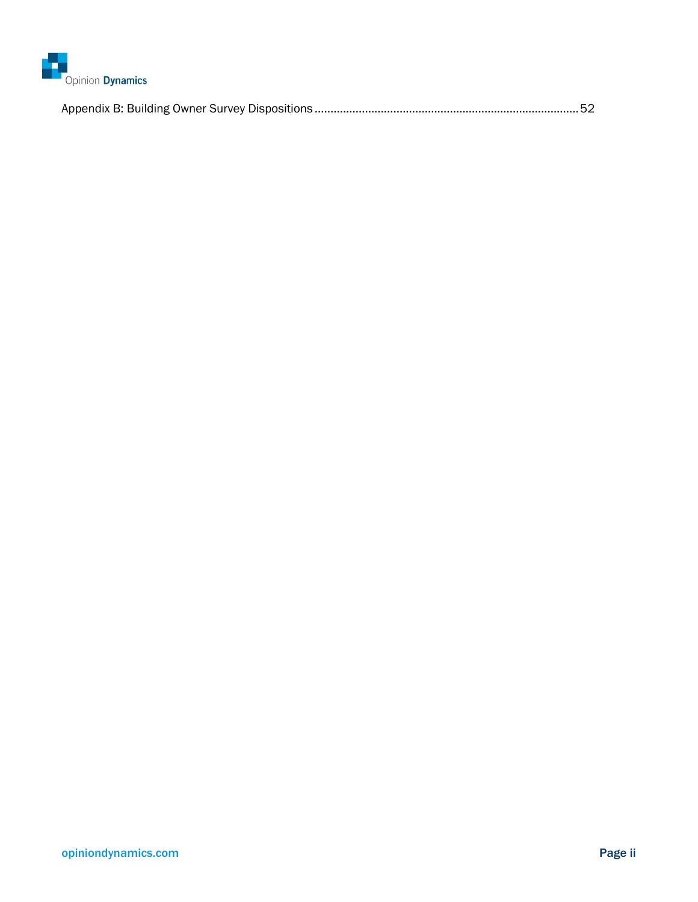Appendix B: Building Owner Survey Dispositions ........................................................................ 52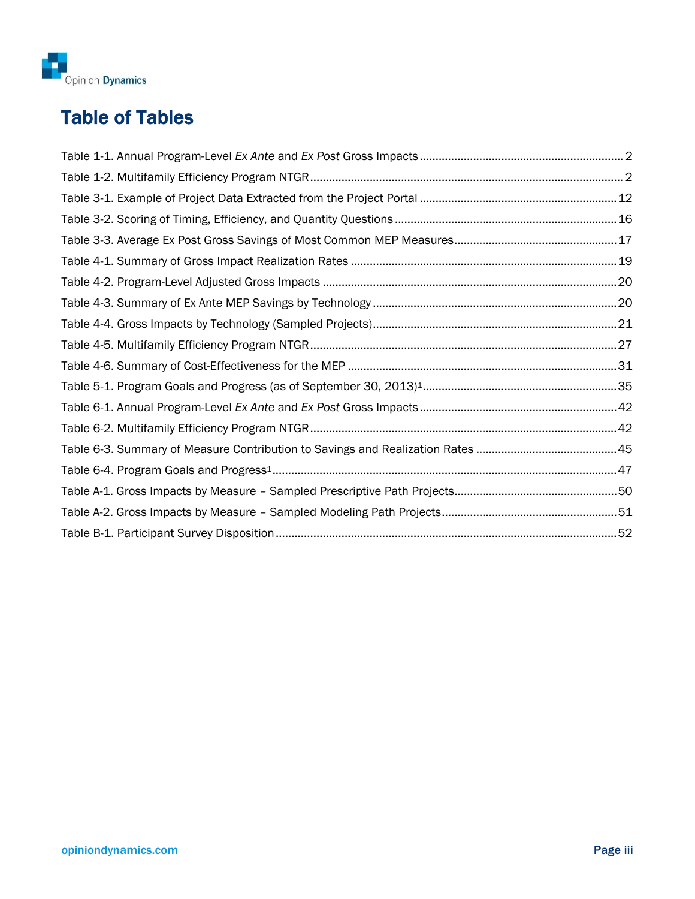# Table of Tables

Table 1-1. Annual Program-Level *Ex Ante* and *Ex Post* Gross Impacts ........................................................ 2
Table 1-2. Multifamily Efficiency Program NTGR ........................................................................................ 2
Table 3-1. Example of Project Data Extracted from the Project Portal ........................................................ 12
Table 3-2. Scoring of Timing, Efficiency, and Quantity Questions ................................................................ 16
Table 3-3. Average Ex Post Gross Savings of Most Common MEP Measures ............................................ 17
Table 4-1. Summary of Gross Impact Realization Rates ............................................................................ 19
Table 4-2. Program-Level Adjusted Gross Impacts .................................................................................... 20
Table 4-3. Summary of Ex Ante MEP Savings by Technology .................................................................... 20
Table 4-4. Gross Impacts by Technology (Sampled Projects) ..................................................................... 21
Table 4-5. Multifamily Efficiency Program NTGR ....................................................................................... 27
Table 4-6. Summary of Cost-Effectiveness for the MEP ............................................................................ 31
Table 5-1. Program Goals and Progress (as of September 30, 2013)[1] .................................................... 35
Table 6-1. Annual Program-Level *Ex Ante* and *Ex Post* Gross Impacts ...................................................... 42
Table 6-2. Multifamily Efficiency Program NTGR ....................................................................................... 42
Table 6-3. Summary of Measure Contribution to Savings and Realization Rates ....................................... 45
Table 6-4. Program Goals and Progress[1] ................................................................................................ 47
Table A-1. Gross Impacts by Measure – Sampled Prescriptive Path Projects ............................................ 50
Table A-2. Gross Impacts by Measure – Sampled Modeling Path Projects ................................................ 51
Table B-1. Participant Survey Disposition .................................................................................................. 52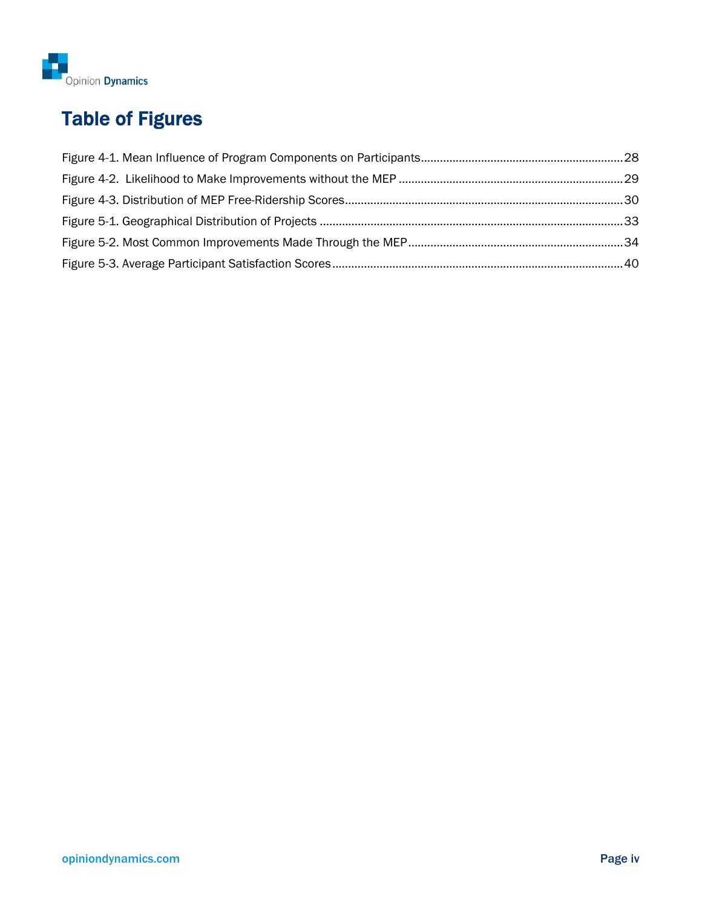# Table of Figures

Figure 4-1. Mean Influence of Program Components on Participants ........................................................ 28
Figure 4-2. Likelihood to Make Improvements without the MEP ........................................................ 29
Figure 4-3. Distribution of MEP Free-Ridership Scores ........................................................ 30
Figure 5-1. Geographical Distribution of Projects ........................................................ 33
Figure 5-2. Most Common Improvements Made Through the MEP ........................................................ 34
Figure 5-3. Average Participant Satisfaction Scores ........................................................ 40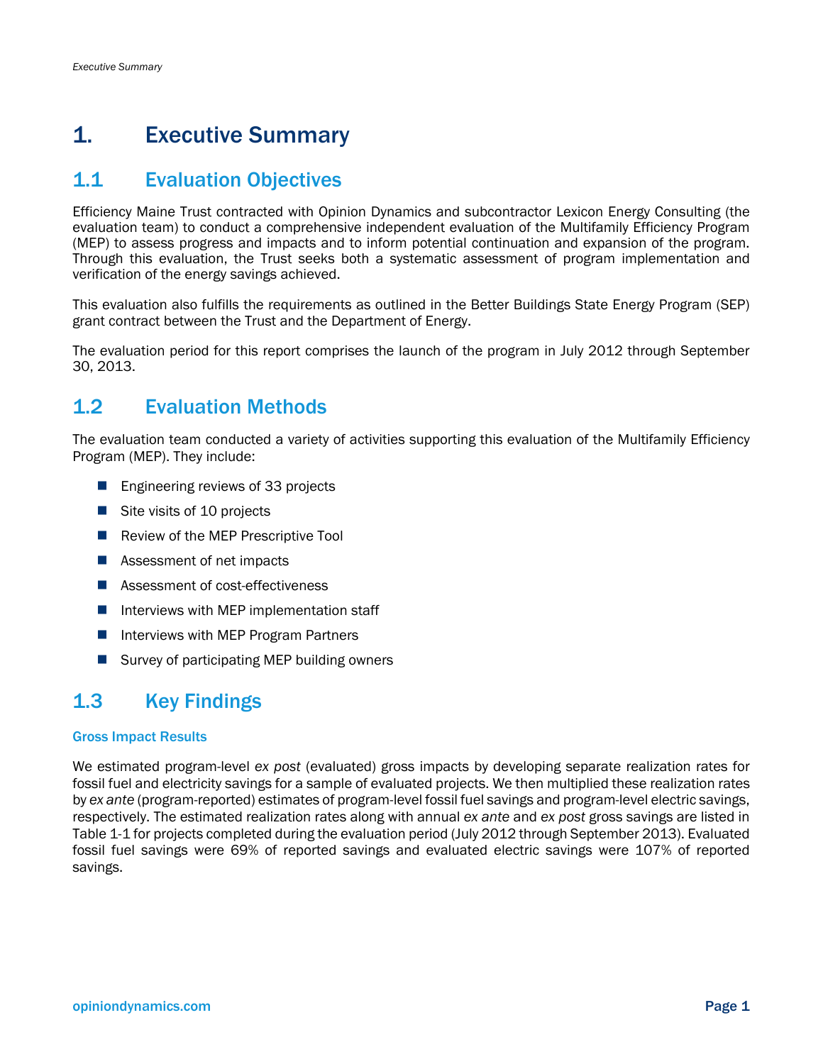# 1. Executive Summary

## 1.1 Evaluation Objectives

Efficiency Maine Trust contracted with Opinion Dynamics and subcontractor Lexicon Energy Consulting (the evaluation team) to conduct a comprehensive independent evaluation of the Multifamily Efficiency Program (MEP) to assess progress and impacts and to inform potential continuation and expansion of the program. Through this evaluation, the Trust seeks both a systematic assessment of program implementation and verification of the energy savings achieved.

This evaluation also fulfills the requirements as outlined in the Better Buildings State Energy Program (SEP) grant contract between the Trust and the Department of Energy.

The evaluation period for this report comprises the launch of the program in July 2012 through September 30, 2013.

## 1.2 Evaluation Methods

The evaluation team conducted a variety of activities supporting this evaluation of the Multifamily Efficiency Program (MEP). They include:

- Engineering reviews of 33 projects
- Site visits of 10 projects
- Review of the MEP Prescriptive Tool
- Assessment of net impacts
- Assessment of cost-effectiveness
- Interviews with MEP implementation staff
- Interviews with MEP Program Partners
- Survey of participating MEP building owners

## 1.3 Key Findings

### Gross Impact Results

We estimated program-level *ex post* (evaluated) gross impacts by developing separate realization rates for fossil fuel and electricity savings for a sample of evaluated projects. We then multiplied these realization rates by *ex ante* (program-reported) estimates of program-level fossil fuel savings and program-level electric savings, respectively. The estimated realization rates along with annual *ex ante* and *ex post* gross savings are listed in Table 1-1 for projects completed during the evaluation period (July 2012 through September 2013). Evaluated fossil fuel savings were 69% of reported savings and evaluated electric savings were 107% of reported savings.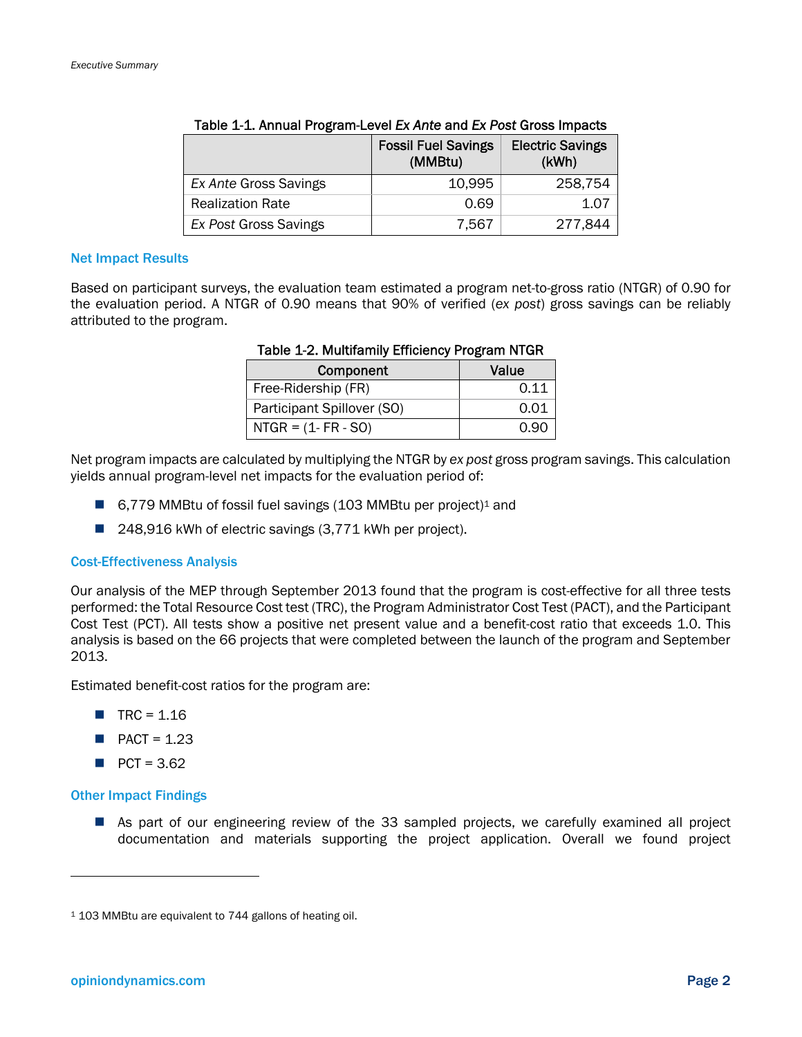Table 1-1. Annual Program-Level *Ex Ante* and *Ex Post* Gross Impacts

| | Fossil Fuel Savings (MMBtu) | Electric Savings (kWh) |
|---|---|---|
| *Ex Ante* Gross Savings | 10,995 | 258,754 |
| Realization Rate | 0.69 | 1.07 |
| *Ex Post* Gross Savings | 7,567 | 277,844 |

### Net Impact Results

Based on participant surveys, the evaluation team estimated a program net-to-gross ratio (NTGR) of 0.90 for the evaluation period. A NTGR of 0.90 means that 90% of verified (*ex post*) gross savings can be reliably attributed to the program.

Table 1-2. Multifamily Efficiency Program NTGR

| Component | Value |
|---|---|
| Free-Ridership (FR) | 0.11 |
| Participant Spillover (SO) | 0.01 |
| NTGR = (1- FR - SO) | 0.90 |

Net program impacts are calculated by multiplying the NTGR by *ex post* gross program savings. This calculation yields annual program-level net impacts for the evaluation period of:

- 6,779 MMBtu of fossil fuel savings (103 MMBtu per project)[1] and
- 248,916 kWh of electric savings (3,771 kWh per project).

### Cost-Effectiveness Analysis

Our analysis of the MEP through September 2013 found that the program is cost-effective for all three tests performed: the Total Resource Cost test (TRC), the Program Administrator Cost Test (PACT), and the Participant Cost Test (PCT). All tests show a positive net present value and a benefit-cost ratio that exceeds 1.0. This analysis is based on the 66 projects that were completed between the launch of the program and September 2013.

Estimated benefit-cost ratios for the program are:

- TRC = 1.16
- PACT = 1.23
- PCT = 3.62

### Other Impact Findings

- As part of our engineering review of the 33 sampled projects, we carefully examined all project documentation and materials supporting the project application. Overall we found project

[1] 103 MMBtu are equivalent to 744 gallons of heating oil.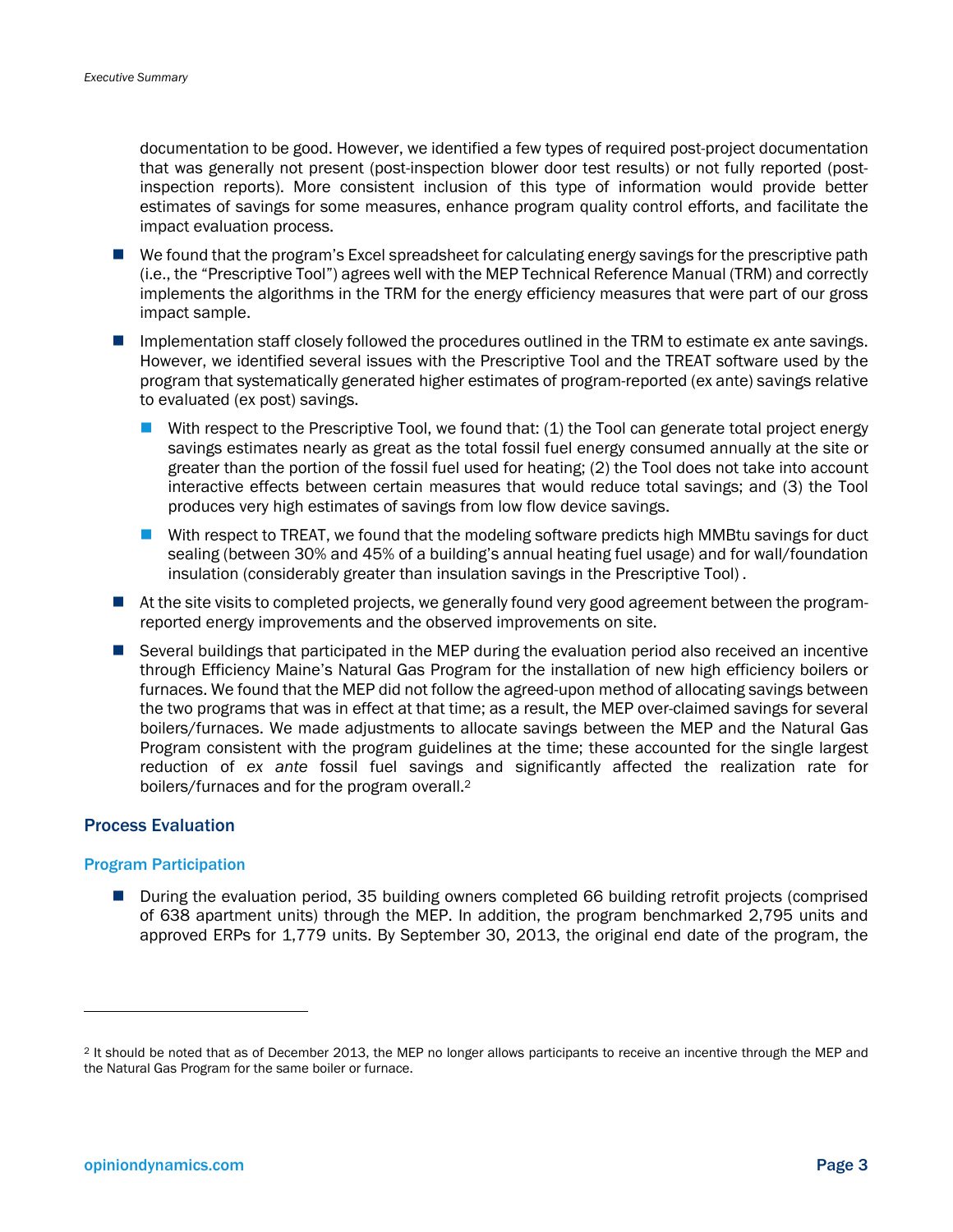documentation to be good. However, we identified a few types of required post-project documentation that was generally not present (post-inspection blower door test results) or not fully reported (post-inspection reports). More consistent inclusion of this type of information would provide better estimates of savings for some measures, enhance program quality control efforts, and facilitate the impact evaluation process.

- We found that the program's Excel spreadsheet for calculating energy savings for the prescriptive path (i.e., the "Prescriptive Tool") agrees well with the MEP Technical Reference Manual (TRM) and correctly implements the algorithms in the TRM for the energy efficiency measures that were part of our gross impact sample.
- Implementation staff closely followed the procedures outlined in the TRM to estimate ex ante savings. However, we identified several issues with the Prescriptive Tool and the TREAT software used by the program that systematically generated higher estimates of program-reported (ex ante) savings relative to evaluated (ex post) savings.
  - With respect to the Prescriptive Tool, we found that: (1) the Tool can generate total project energy savings estimates nearly as great as the total fossil fuel energy consumed annually at the site or greater than the portion of the fossil fuel used for heating; (2) the Tool does not take into account interactive effects between certain measures that would reduce total savings; and (3) the Tool produces very high estimates of savings from low flow device savings.
  - With respect to TREAT, we found that the modeling software predicts high MMBtu savings for duct sealing (between 30% and 45% of a building's annual heating fuel usage) and for wall/foundation insulation (considerably greater than insulation savings in the Prescriptive Tool) .
- At the site visits to completed projects, we generally found very good agreement between the program-reported energy improvements and the observed improvements on site.
- Several buildings that participated in the MEP during the evaluation period also received an incentive through Efficiency Maine's Natural Gas Program for the installation of new high efficiency boilers or furnaces. We found that the MEP did not follow the agreed-upon method of allocating savings between the two programs that was in effect at that time; as a result, the MEP over-claimed savings for several boilers/furnaces. We made adjustments to allocate savings between the MEP and the Natural Gas Program consistent with the program guidelines at the time; these accounted for the single largest reduction of *ex ante* fossil fuel savings and significantly affected the realization rate for boilers/furnaces and for the program overall.[2]

## Process Evaluation

### Program Participation

- During the evaluation period, 35 building owners completed 66 building retrofit projects (comprised of 638 apartment units) through the MEP. In addition, the program benchmarked 2,795 units and approved ERPs for 1,779 units. By September 30, 2013, the original end date of the program, the

[2] It should be noted that as of December 2013, the MEP no longer allows participants to receive an incentive through the MEP and the Natural Gas Program for the same boiler or furnace.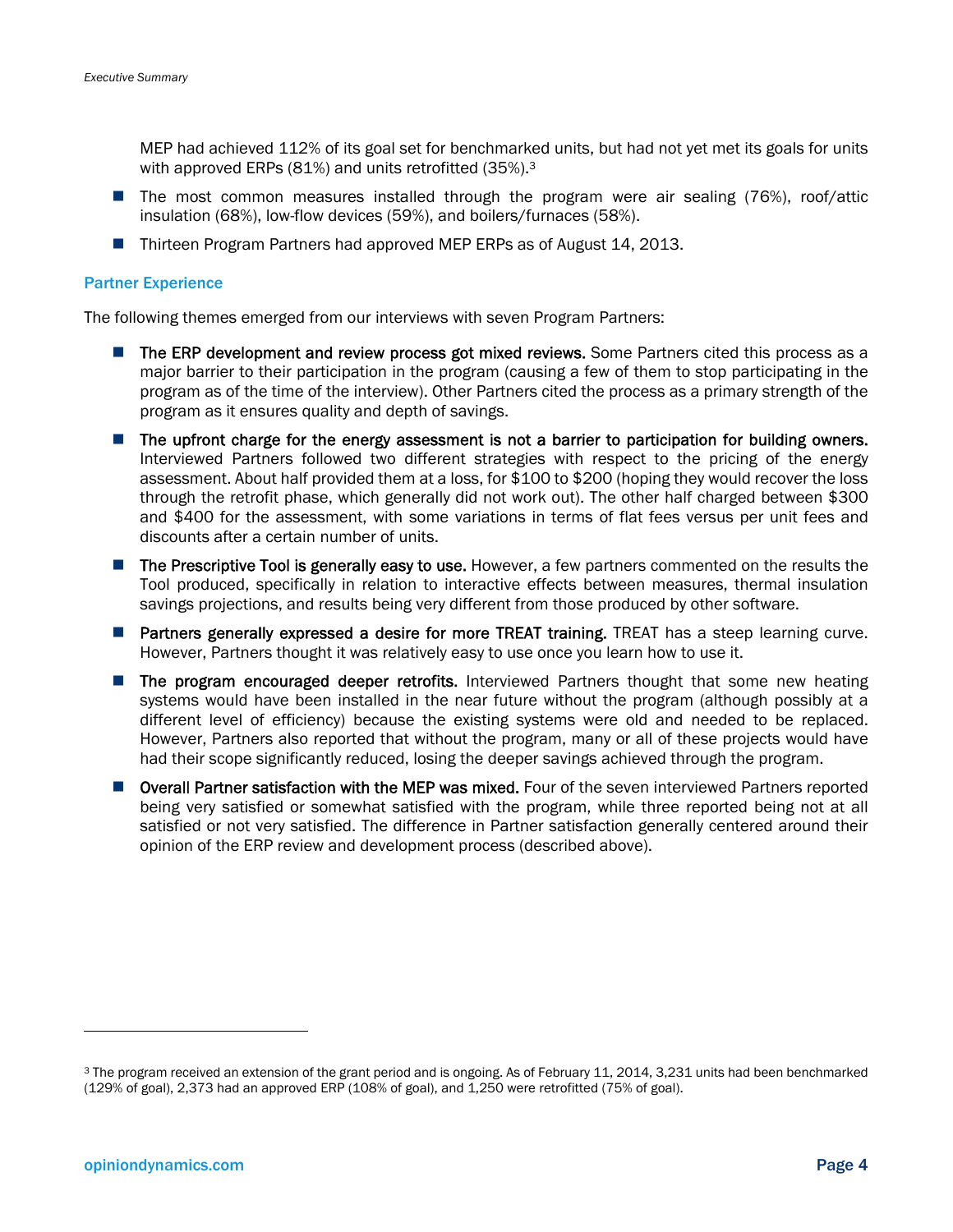MEP had achieved 112% of its goal set for benchmarked units, but had not yet met its goals for units with approved ERPs (81%) and units retrofitted (35%).[3]

- The most common measures installed through the program were air sealing (76%), roof/attic insulation (68%), low-flow devices (59%), and boilers/furnaces (58%).
- Thirteen Program Partners had approved MEP ERPs as of August 14, 2013.

### Partner Experience

The following themes emerged from our interviews with seven Program Partners:

- **The ERP development and review process got mixed reviews.** Some Partners cited this process as a major barrier to their participation in the program (causing a few of them to stop participating in the program as of the time of the interview). Other Partners cited the process as a primary strength of the program as it ensures quality and depth of savings.
- **The upfront charge for the energy assessment is not a barrier to participation for building owners.** Interviewed Partners followed two different strategies with respect to the pricing of the energy assessment. About half provided them at a loss, for $100 to $200 (hoping they would recover the loss through the retrofit phase, which generally did not work out). The other half charged between $300 and $400 for the assessment, with some variations in terms of flat fees versus per unit fees and discounts after a certain number of units.
- **The Prescriptive Tool is generally easy to use.** However, a few partners commented on the results the Tool produced, specifically in relation to interactive effects between measures, thermal insulation savings projections, and results being very different from those produced by other software.
- **Partners generally expressed a desire for more TREAT training.** TREAT has a steep learning curve. However, Partners thought it was relatively easy to use once you learn how to use it.
- **The program encouraged deeper retrofits.** Interviewed Partners thought that some new heating systems would have been installed in the near future without the program (although possibly at a different level of efficiency) because the existing systems were old and needed to be replaced. However, Partners also reported that without the program, many or all of these projects would have had their scope significantly reduced, losing the deeper savings achieved through the program.
- **Overall Partner satisfaction with the MEP was mixed.** Four of the seven interviewed Partners reported being very satisfied or somewhat satisfied with the program, while three reported being not at all satisfied or not very satisfied. The difference in Partner satisfaction generally centered around their opinion of the ERP review and development process (described above).

---

[3] The program received an extension of the grant period and is ongoing. As of February 11, 2014, 3,231 units had been benchmarked (129% of goal), 2,373 had an approved ERP (108% of goal), and 1,250 were retrofitted (75% of goal).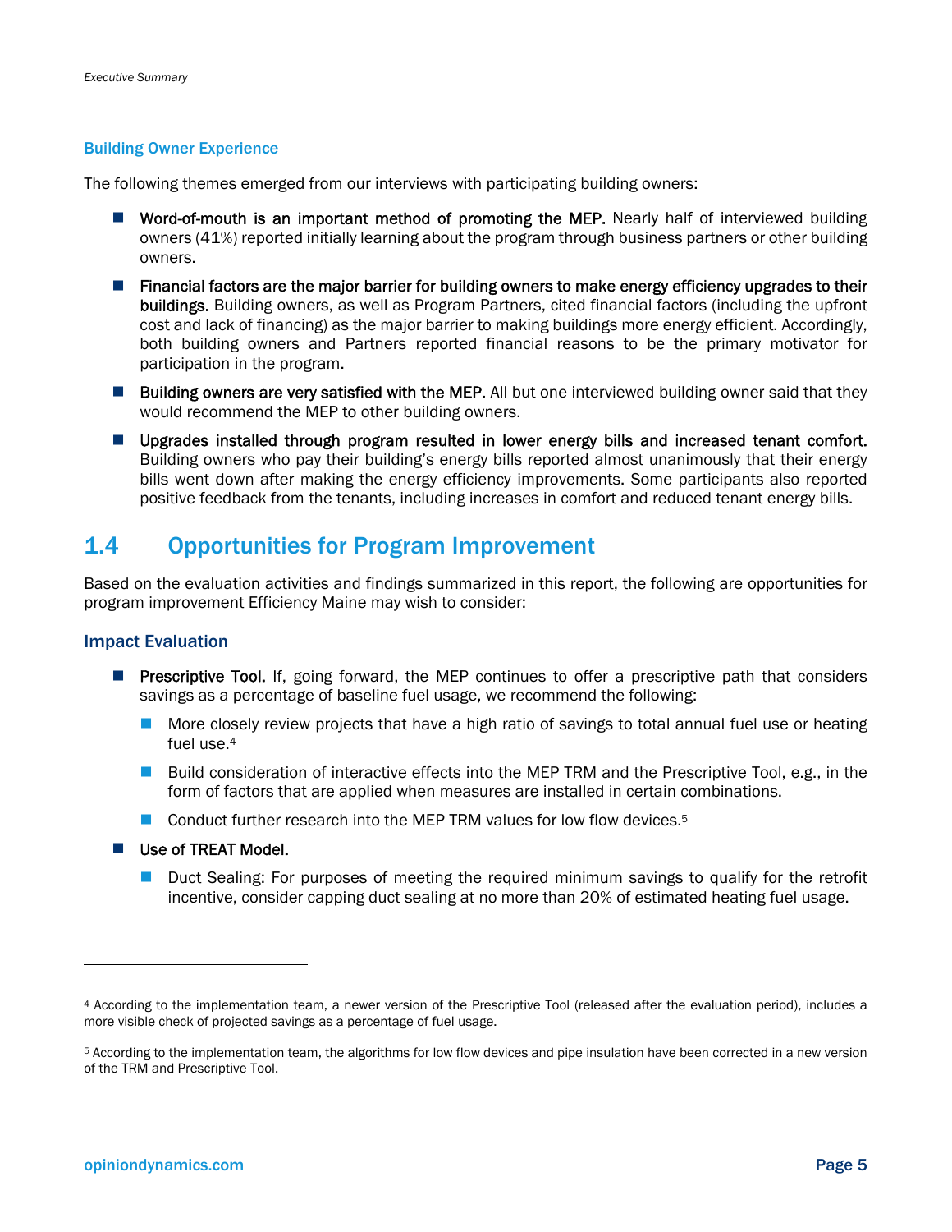### Building Owner Experience

The following themes emerged from our interviews with participating building owners:

- **Word-of-mouth is an important method of promoting the MEP.** Nearly half of interviewed building owners (41%) reported initially learning about the program through business partners or other building owners.
- **Financial factors are the major barrier for building owners to make energy efficiency upgrades to their buildings.** Building owners, as well as Program Partners, cited financial factors (including the upfront cost and lack of financing) as the major barrier to making buildings more energy efficient. Accordingly, both building owners and Partners reported financial reasons to be the primary motivator for participation in the program.
- **Building owners are very satisfied with the MEP.** All but one interviewed building owner said that they would recommend the MEP to other building owners.
- **Upgrades installed through program resulted in lower energy bills and increased tenant comfort.** Building owners who pay their building's energy bills reported almost unanimously that their energy bills went down after making the energy efficiency improvements. Some participants also reported positive feedback from the tenants, including increases in comfort and reduced tenant energy bills.

## 1.4 Opportunities for Program Improvement

Based on the evaluation activities and findings summarized in this report, the following are opportunities for program improvement Efficiency Maine may wish to consider:

### Impact Evaluation

- **Prescriptive Tool.** If, going forward, the MEP continues to offer a prescriptive path that considers savings as a percentage of baseline fuel usage, we recommend the following:
  - More closely review projects that have a high ratio of savings to total annual fuel use or heating fuel use.[4]
  - Build consideration of interactive effects into the MEP TRM and the Prescriptive Tool, e.g., in the form of factors that are applied when measures are installed in certain combinations.
  - Conduct further research into the MEP TRM values for low flow devices.[5]
- **Use of TREAT Model.**
  - Duct Sealing: For purposes of meeting the required minimum savings to qualify for the retrofit incentive, consider capping duct sealing at no more than 20% of estimated heating fuel usage.

---

[4] According to the implementation team, a newer version of the Prescriptive Tool (released after the evaluation period), includes a more visible check of projected savings as a percentage of fuel usage.

[5] According to the implementation team, the algorithms for low flow devices and pipe insulation have been corrected in a new version of the TRM and Prescriptive Tool.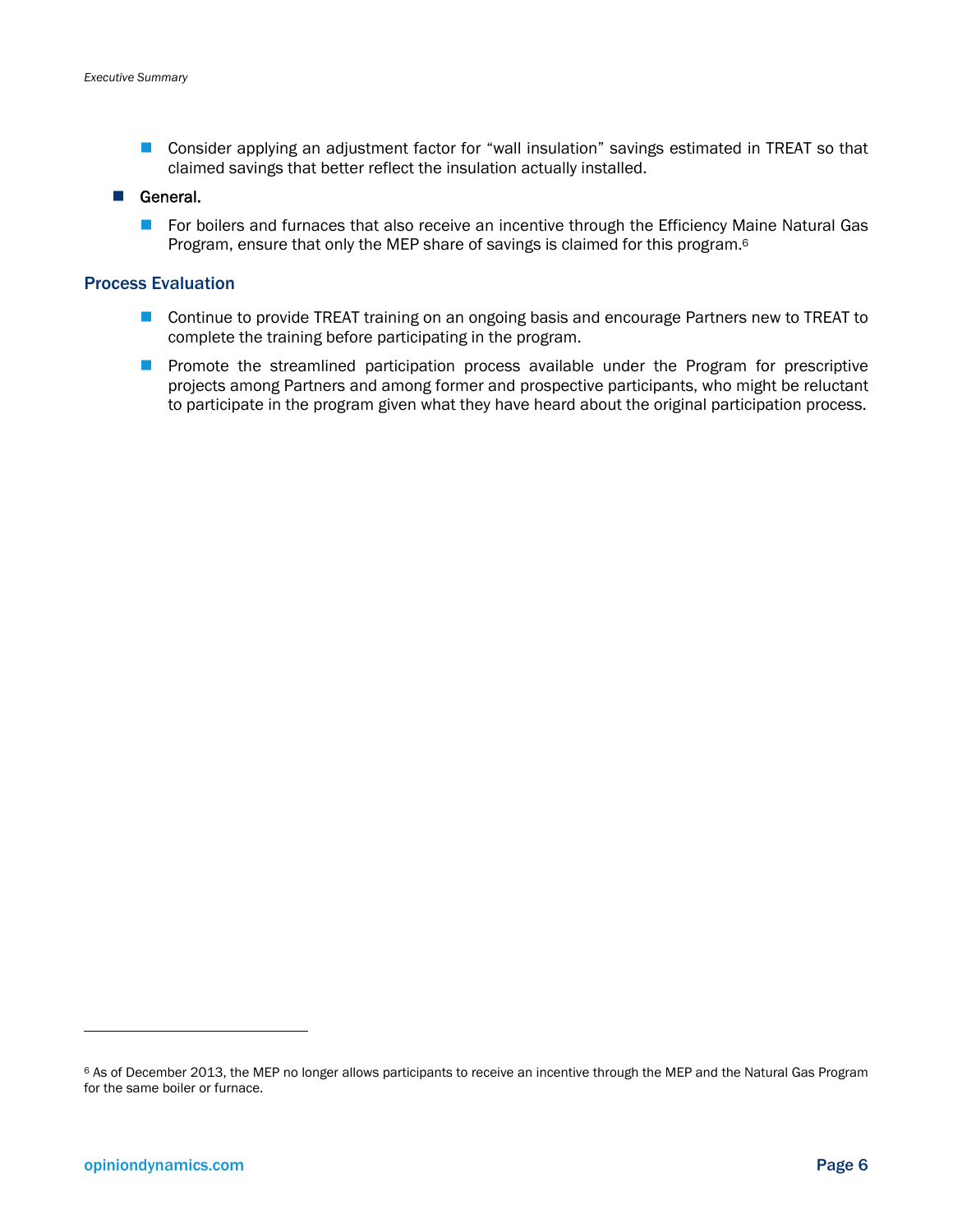- Consider applying an adjustment factor for "wall insulation" savings estimated in TREAT so that claimed savings that better reflect the insulation actually installed.
- General.
  - For boilers and furnaces that also receive an incentive through the Efficiency Maine Natural Gas Program, ensure that only the MEP share of savings is claimed for this program.[6]

### Process Evaluation

- Continue to provide TREAT training on an ongoing basis and encourage Partners new to TREAT to complete the training before participating in the program.
- Promote the streamlined participation process available under the Program for prescriptive projects among Partners and among former and prospective participants, who might be reluctant to participate in the program given what they have heard about the original participation process.

[6] As of December 2013, the MEP no longer allows participants to receive an incentive through the MEP and the Natural Gas Program for the same boiler or furnace.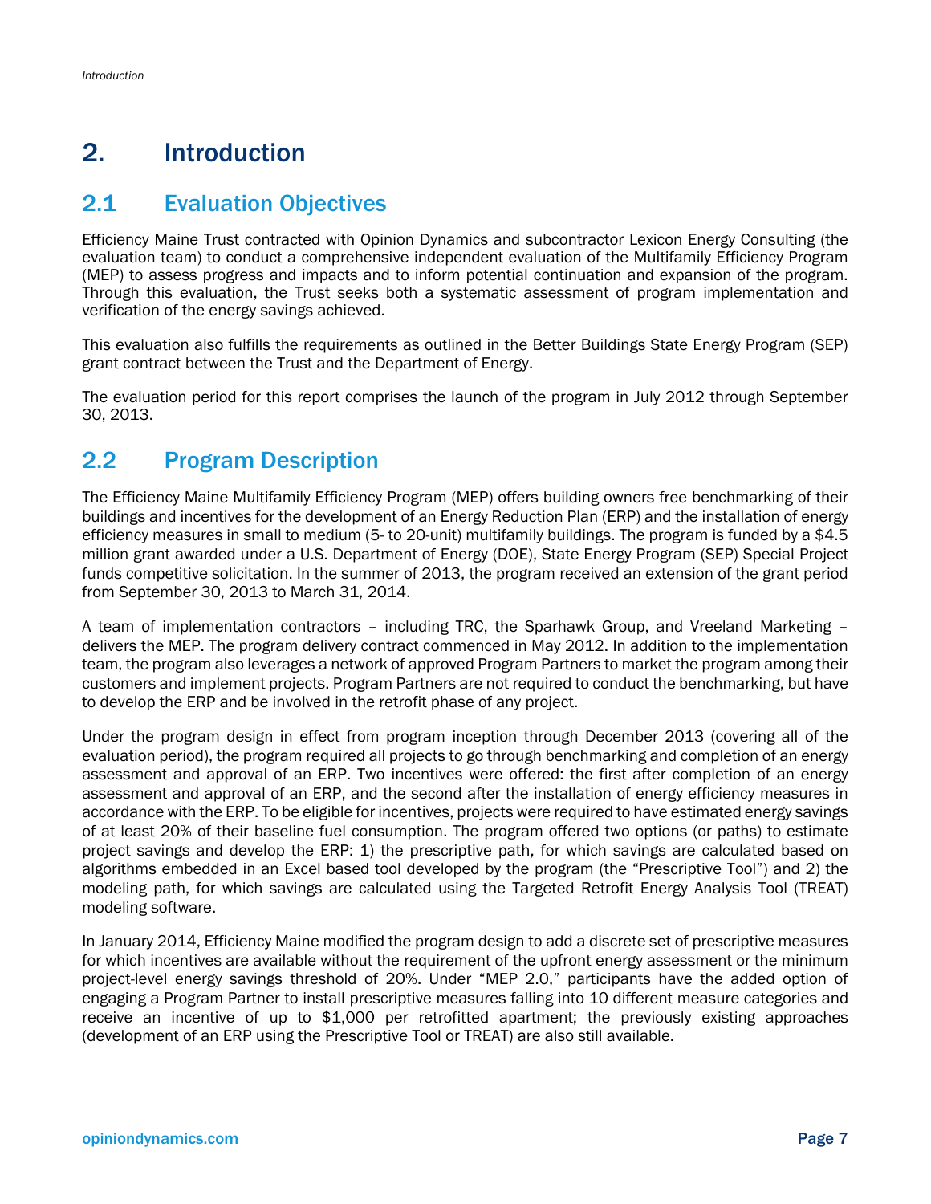# 2. Introduction

## 2.1 Evaluation Objectives

Efficiency Maine Trust contracted with Opinion Dynamics and subcontractor Lexicon Energy Consulting (the evaluation team) to conduct a comprehensive independent evaluation of the Multifamily Efficiency Program (MEP) to assess progress and impacts and to inform potential continuation and expansion of the program. Through this evaluation, the Trust seeks both a systematic assessment of program implementation and verification of the energy savings achieved.

This evaluation also fulfills the requirements as outlined in the Better Buildings State Energy Program (SEP) grant contract between the Trust and the Department of Energy.

The evaluation period for this report comprises the launch of the program in July 2012 through September 30, 2013.

## 2.2 Program Description

The Efficiency Maine Multifamily Efficiency Program (MEP) offers building owners free benchmarking of their buildings and incentives for the development of an Energy Reduction Plan (ERP) and the installation of energy efficiency measures in small to medium (5- to 20-unit) multifamily buildings. The program is funded by a $4.5 million grant awarded under a U.S. Department of Energy (DOE), State Energy Program (SEP) Special Project funds competitive solicitation. In the summer of 2013, the program received an extension of the grant period from September 30, 2013 to March 31, 2014.

A team of implementation contractors – including TRC, the Sparhawk Group, and Vreeland Marketing – delivers the MEP. The program delivery contract commenced in May 2012. In addition to the implementation team, the program also leverages a network of approved Program Partners to market the program among their customers and implement projects. Program Partners are not required to conduct the benchmarking, but have to develop the ERP and be involved in the retrofit phase of any project.

Under the program design in effect from program inception through December 2013 (covering all of the evaluation period), the program required all projects to go through benchmarking and completion of an energy assessment and approval of an ERP. Two incentives were offered: the first after completion of an energy assessment and approval of an ERP, and the second after the installation of energy efficiency measures in accordance with the ERP. To be eligible for incentives, projects were required to have estimated energy savings of at least 20% of their baseline fuel consumption. The program offered two options (or paths) to estimate project savings and develop the ERP: 1) the prescriptive path, for which savings are calculated based on algorithms embedded in an Excel based tool developed by the program (the "Prescriptive Tool") and 2) the modeling path, for which savings are calculated using the Targeted Retrofit Energy Analysis Tool (TREAT) modeling software.

In January 2014, Efficiency Maine modified the program design to add a discrete set of prescriptive measures for which incentives are available without the requirement of the upfront energy assessment or the minimum project-level energy savings threshold of 20%. Under "MEP 2.0," participants have the added option of engaging a Program Partner to install prescriptive measures falling into 10 different measure categories and receive an incentive of up to $1,000 per retrofitted apartment; the previously existing approaches (development of an ERP using the Prescriptive Tool or TREAT) are also still available.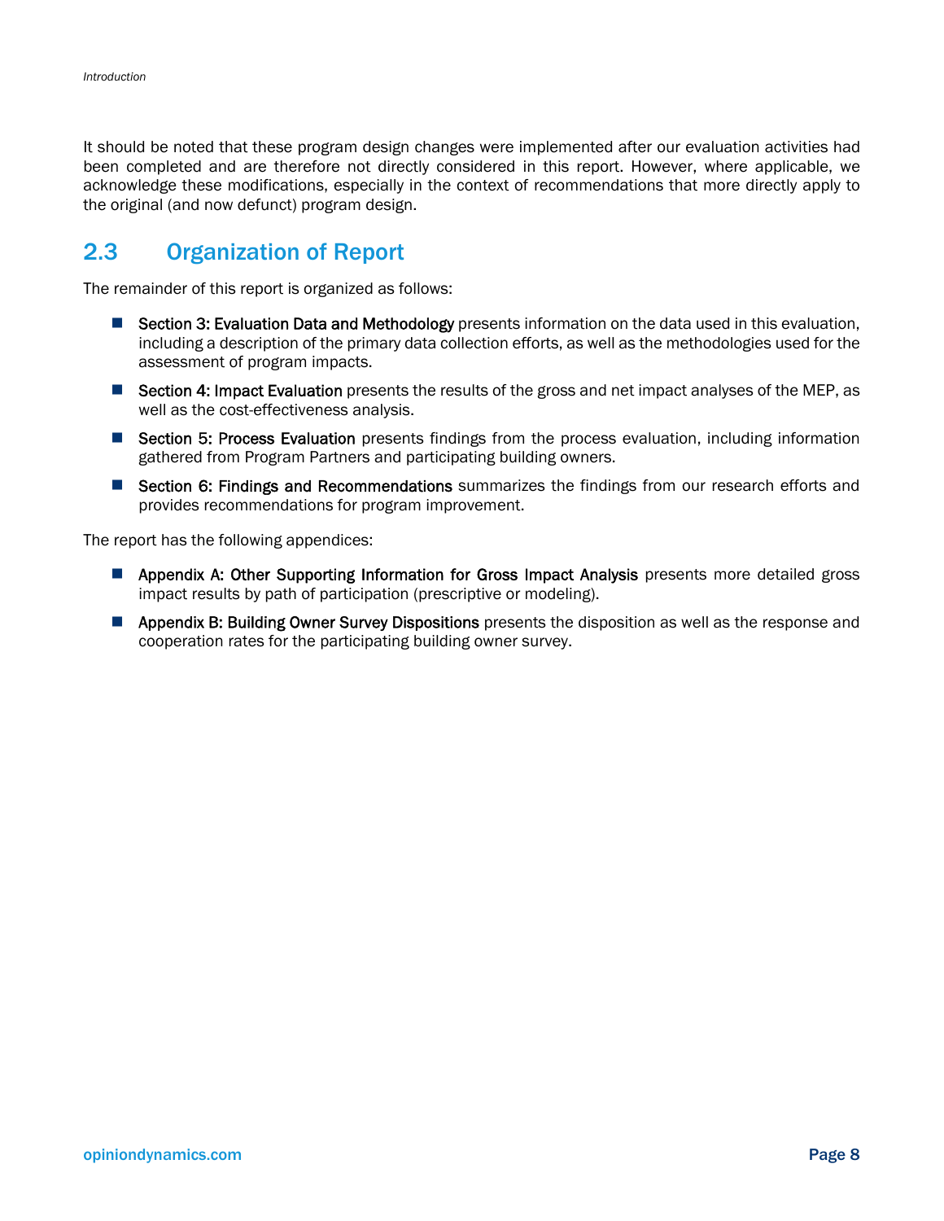It should be noted that these program design changes were implemented after our evaluation activities had been completed and are therefore not directly considered in this report. However, where applicable, we acknowledge these modifications, especially in the context of recommendations that more directly apply to the original (and now defunct) program design.

## 2.3 Organization of Report

The remainder of this report is organized as follows:

- **Section 3: Evaluation Data and Methodology** presents information on the data used in this evaluation, including a description of the primary data collection efforts, as well as the methodologies used for the assessment of program impacts.
- **Section 4: Impact Evaluation** presents the results of the gross and net impact analyses of the MEP, as well as the cost-effectiveness analysis.
- **Section 5: Process Evaluation** presents findings from the process evaluation, including information gathered from Program Partners and participating building owners.
- **Section 6: Findings and Recommendations** summarizes the findings from our research efforts and provides recommendations for program improvement.

The report has the following appendices:

- **Appendix A: Other Supporting Information for Gross Impact Analysis** presents more detailed gross impact results by path of participation (prescriptive or modeling).
- **Appendix B: Building Owner Survey Dispositions** presents the disposition as well as the response and cooperation rates for the participating building owner survey.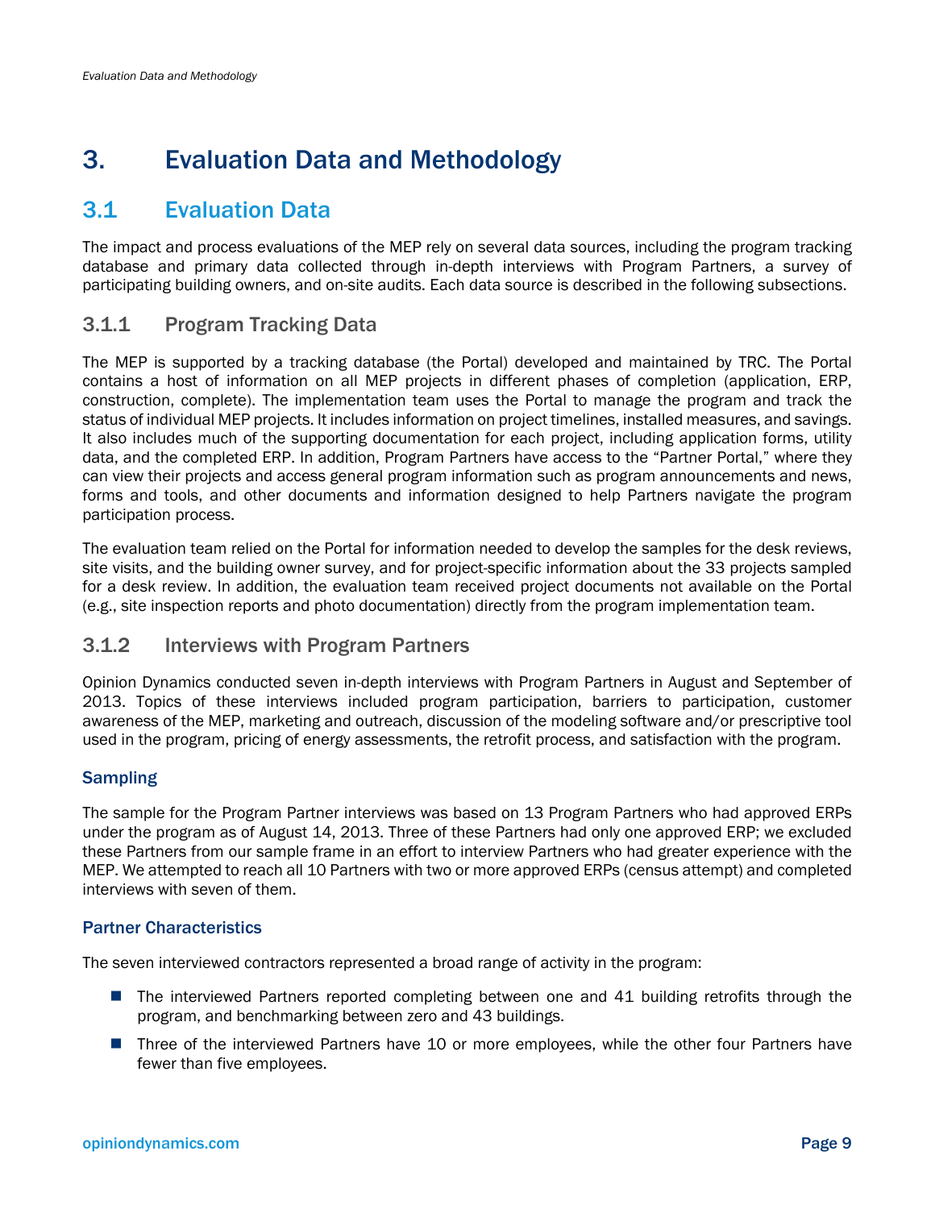# 3. Evaluation Data and Methodology

## 3.1 Evaluation Data

The impact and process evaluations of the MEP rely on several data sources, including the program tracking database and primary data collected through in-depth interviews with Program Partners, a survey of participating building owners, and on-site audits. Each data source is described in the following subsections.

### 3.1.1 Program Tracking Data

The MEP is supported by a tracking database (the Portal) developed and maintained by TRC. The Portal contains a host of information on all MEP projects in different phases of completion (application, ERP, construction, complete). The implementation team uses the Portal to manage the program and track the status of individual MEP projects. It includes information on project timelines, installed measures, and savings. It also includes much of the supporting documentation for each project, including application forms, utility data, and the completed ERP. In addition, Program Partners have access to the "Partner Portal," where they can view their projects and access general program information such as program announcements and news, forms and tools, and other documents and information designed to help Partners navigate the program participation process.

The evaluation team relied on the Portal for information needed to develop the samples for the desk reviews, site visits, and the building owner survey, and for project-specific information about the 33 projects sampled for a desk review. In addition, the evaluation team received project documents not available on the Portal (e.g., site inspection reports and photo documentation) directly from the program implementation team.

### 3.1.2 Interviews with Program Partners

Opinion Dynamics conducted seven in-depth interviews with Program Partners in August and September of 2013. Topics of these interviews included program participation, barriers to participation, customer awareness of the MEP, marketing and outreach, discussion of the modeling software and/or prescriptive tool used in the program, pricing of energy assessments, the retrofit process, and satisfaction with the program.

#### Sampling

The sample for the Program Partner interviews was based on 13 Program Partners who had approved ERPs under the program as of August 14, 2013. Three of these Partners had only one approved ERP; we excluded these Partners from our sample frame in an effort to interview Partners who had greater experience with the MEP. We attempted to reach all 10 Partners with two or more approved ERPs (census attempt) and completed interviews with seven of them.

#### Partner Characteristics

The seven interviewed contractors represented a broad range of activity in the program:

- The interviewed Partners reported completing between one and 41 building retrofits through the program, and benchmarking between zero and 43 buildings.
- Three of the interviewed Partners have 10 or more employees, while the other four Partners have fewer than five employees.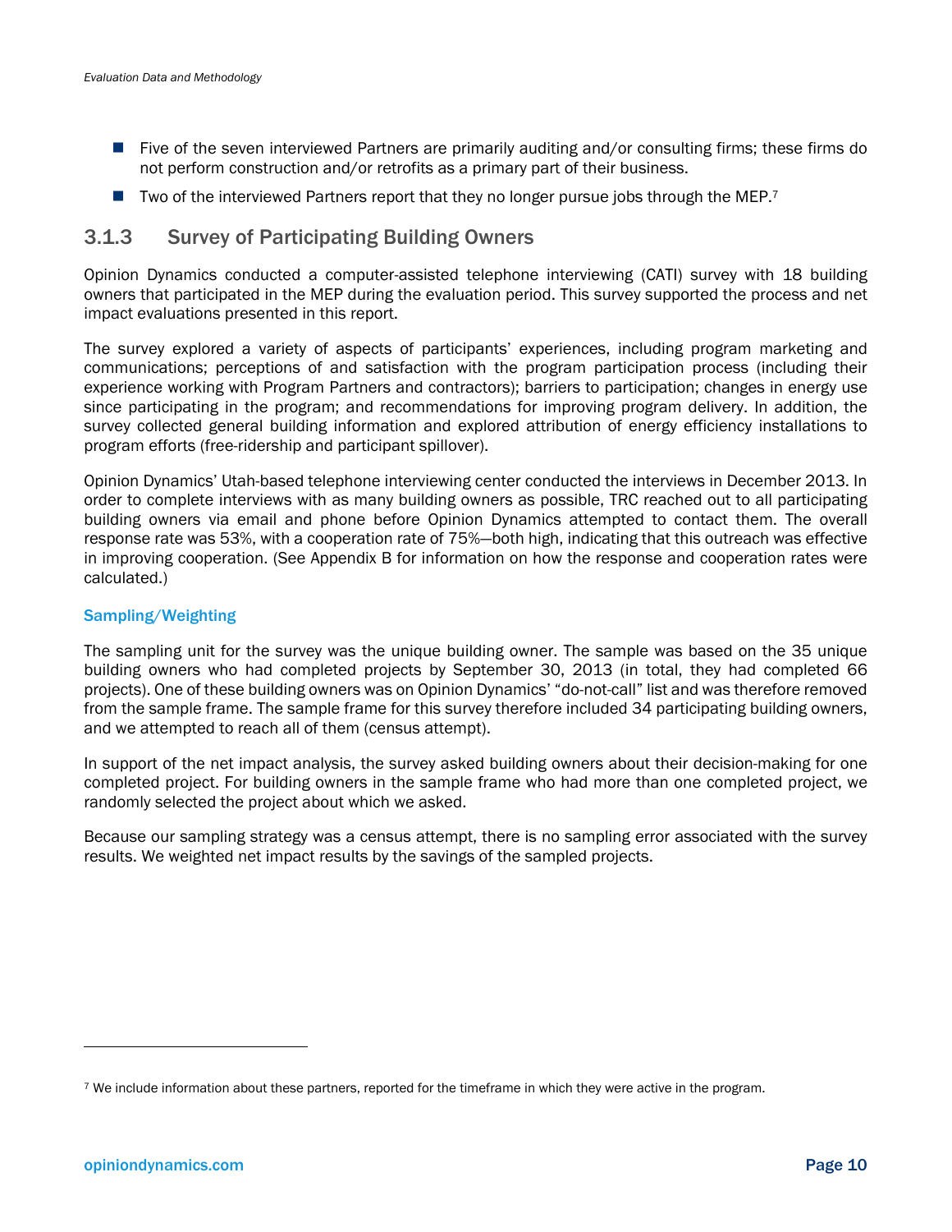- Five of the seven interviewed Partners are primarily auditing and/or consulting firms; these firms do not perform construction and/or retrofits as a primary part of their business.
- Two of the interviewed Partners report that they no longer pursue jobs through the MEP.[7]

### 3.1.3 Survey of Participating Building Owners

Opinion Dynamics conducted a computer-assisted telephone interviewing (CATI) survey with 18 building owners that participated in the MEP during the evaluation period. This survey supported the process and net impact evaluations presented in this report.

The survey explored a variety of aspects of participants' experiences, including program marketing and communications; perceptions of and satisfaction with the program participation process (including their experience working with Program Partners and contractors); barriers to participation; changes in energy use since participating in the program; and recommendations for improving program delivery. In addition, the survey collected general building information and explored attribution of energy efficiency installations to program efforts (free-ridership and participant spillover).

Opinion Dynamics' Utah-based telephone interviewing center conducted the interviews in December 2013. In order to complete interviews with as many building owners as possible, TRC reached out to all participating building owners via email and phone before Opinion Dynamics attempted to contact them. The overall response rate was 53%, with a cooperation rate of 75%—both high, indicating that this outreach was effective in improving cooperation. (See Appendix B for information on how the response and cooperation rates were calculated.)

#### Sampling/Weighting

The sampling unit for the survey was the unique building owner. The sample was based on the 35 unique building owners who had completed projects by September 30, 2013 (in total, they had completed 66 projects). One of these building owners was on Opinion Dynamics' "do-not-call" list and was therefore removed from the sample frame. The sample frame for this survey therefore included 34 participating building owners, and we attempted to reach all of them (census attempt).

In support of the net impact analysis, the survey asked building owners about their decision-making for one completed project. For building owners in the sample frame who had more than one completed project, we randomly selected the project about which we asked.

Because our sampling strategy was a census attempt, there is no sampling error associated with the survey results. We weighted net impact results by the savings of the sampled projects.

[7] We include information about these partners, reported for the timeframe in which they were active in the program.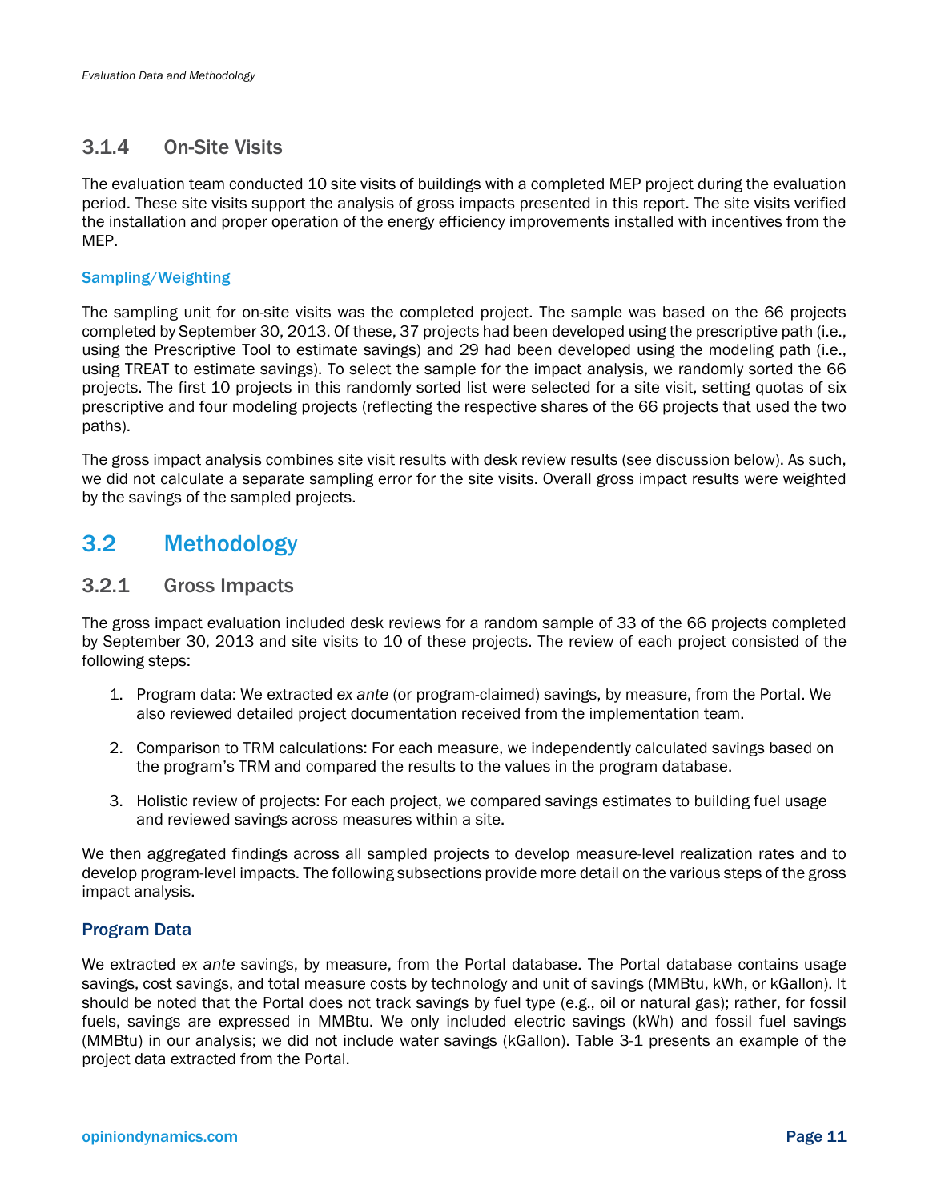### 3.1.4 On-Site Visits

The evaluation team conducted 10 site visits of buildings with a completed MEP project during the evaluation period. These site visits support the analysis of gross impacts presented in this report. The site visits verified the installation and proper operation of the energy efficiency improvements installed with incentives from the MEP.

#### Sampling/Weighting

The sampling unit for on-site visits was the completed project. The sample was based on the 66 projects completed by September 30, 2013. Of these, 37 projects had been developed using the prescriptive path (i.e., using the Prescriptive Tool to estimate savings) and 29 had been developed using the modeling path (i.e., using TREAT to estimate savings). To select the sample for the impact analysis, we randomly sorted the 66 projects. The first 10 projects in this randomly sorted list were selected for a site visit, setting quotas of six prescriptive and four modeling projects (reflecting the respective shares of the 66 projects that used the two paths).

The gross impact analysis combines site visit results with desk review results (see discussion below). As such, we did not calculate a separate sampling error for the site visits. Overall gross impact results were weighted by the savings of the sampled projects.

## 3.2 Methodology

### 3.2.1 Gross Impacts

The gross impact evaluation included desk reviews for a random sample of 33 of the 66 projects completed by September 30, 2013 and site visits to 10 of these projects. The review of each project consisted of the following steps:

1. Program data: We extracted *ex ante* (or program-claimed) savings, by measure, from the Portal. We also reviewed detailed project documentation received from the implementation team.
2. Comparison to TRM calculations: For each measure, we independently calculated savings based on the program's TRM and compared the results to the values in the program database.
3. Holistic review of projects: For each project, we compared savings estimates to building fuel usage and reviewed savings across measures within a site.

We then aggregated findings across all sampled projects to develop measure-level realization rates and to develop program-level impacts. The following subsections provide more detail on the various steps of the gross impact analysis.

#### Program Data

We extracted *ex ante* savings, by measure, from the Portal database. The Portal database contains usage savings, cost savings, and total measure costs by technology and unit of savings (MMBtu, kWh, or kGallon). It should be noted that the Portal does not track savings by fuel type (e.g., oil or natural gas); rather, for fossil fuels, savings are expressed in MMBtu. We only included electric savings (kWh) and fossil fuel savings (MMBtu) in our analysis; we did not include water savings (kGallon). Table 3-1 presents an example of the project data extracted from the Portal.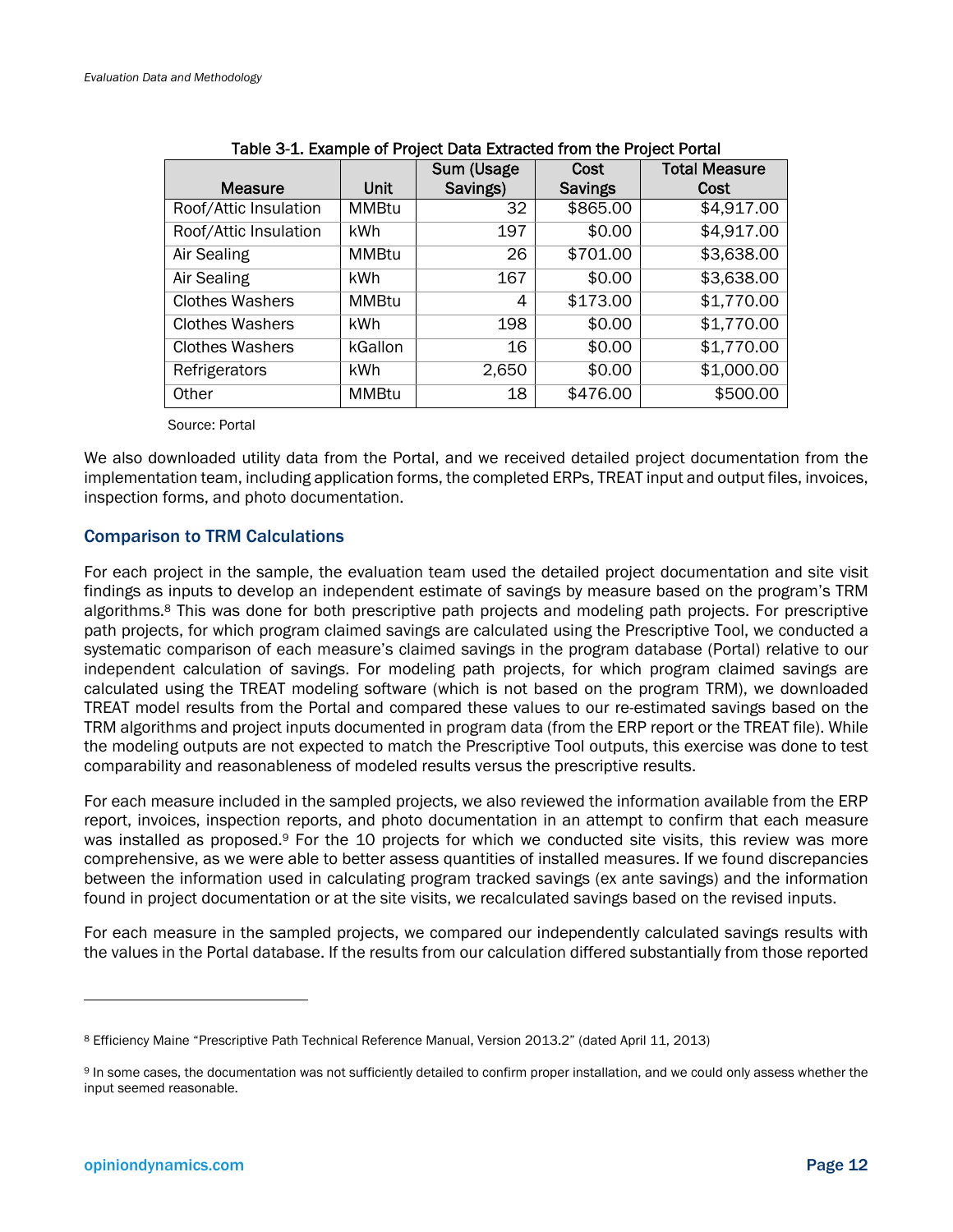Table 3-1. Example of Project Data Extracted from the Project Portal

| Measure | Unit | Sum (Usage Savings) | Cost Savings | Total Measure Cost |
|---|---|---|---|---|
| Roof/Attic Insulation | MMBtu | 32 | $865.00 | $4,917.00 |
| Roof/Attic Insulation | kWh | 197 | $0.00 | $4,917.00 |
| Air Sealing | MMBtu | 26 | $701.00 | $3,638.00 |
| Air Sealing | kWh | 167 | $0.00 | $3,638.00 |
| Clothes Washers | MMBtu | 4 | $173.00 | $1,770.00 |
| Clothes Washers | kWh | 198 | $0.00 | $1,770.00 |
| Clothes Washers | kGallon | 16 | $0.00 | $1,770.00 |
| Refrigerators | kWh | 2,650 | $0.00 | $1,000.00 |
| Other | MMBtu | 18 | $476.00 | $500.00 |

Source: Portal

We also downloaded utility data from the Portal, and we received detailed project documentation from the implementation team, including application forms, the completed ERPs, TREAT input and output files, invoices, inspection forms, and photo documentation.

### Comparison to TRM Calculations

For each project in the sample, the evaluation team used the detailed project documentation and site visit findings as inputs to develop an independent estimate of savings by measure based on the program's TRM algorithms.[8] This was done for both prescriptive path projects and modeling path projects. For prescriptive path projects, for which program claimed savings are calculated using the Prescriptive Tool, we conducted a systematic comparison of each measure's claimed savings in the program database (Portal) relative to our independent calculation of savings. For modeling path projects, for which program claimed savings are calculated using the TREAT modeling software (which is not based on the program TRM), we downloaded TREAT model results from the Portal and compared these values to our re-estimated savings based on the TRM algorithms and project inputs documented in program data (from the ERP report or the TREAT file). While the modeling outputs are not expected to match the Prescriptive Tool outputs, this exercise was done to test comparability and reasonableness of modeled results versus the prescriptive results.

For each measure included in the sampled projects, we also reviewed the information available from the ERP report, invoices, inspection reports, and photo documentation in an attempt to confirm that each measure was installed as proposed.[9] For the 10 projects for which we conducted site visits, this review was more comprehensive, as we were able to better assess quantities of installed measures. If we found discrepancies between the information used in calculating program tracked savings (ex ante savings) and the information found in project documentation or at the site visits, we recalculated savings based on the revised inputs.

For each measure in the sampled projects, we compared our independently calculated savings results with the values in the Portal database. If the results from our calculation differed substantially from those reported

[8] Efficiency Maine "Prescriptive Path Technical Reference Manual, Version 2013.2" (dated April 11, 2013)

[9] In some cases, the documentation was not sufficiently detailed to confirm proper installation, and we could only assess whether the input seemed reasonable.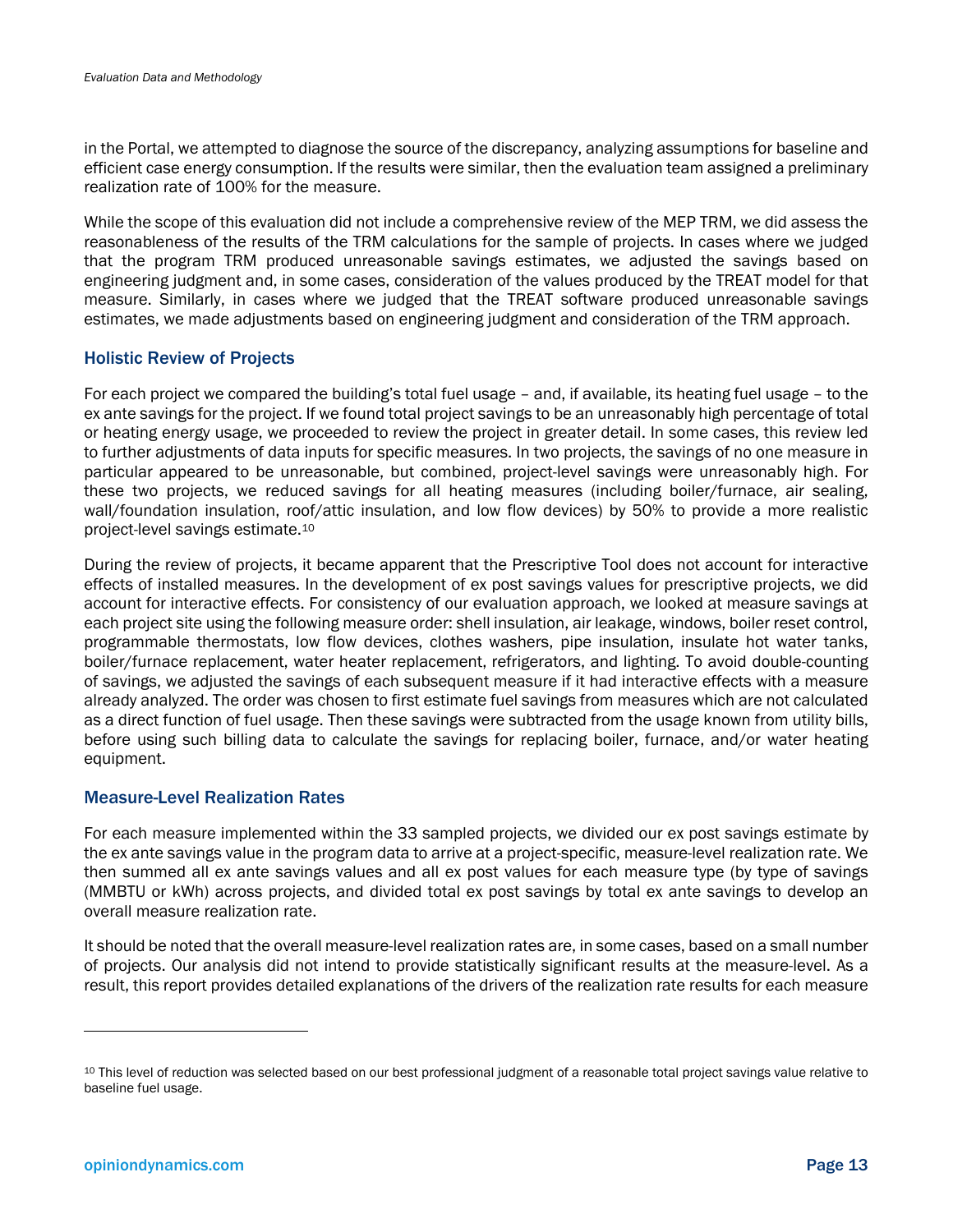in the Portal, we attempted to diagnose the source of the discrepancy, analyzing assumptions for baseline and efficient case energy consumption. If the results were similar, then the evaluation team assigned a preliminary realization rate of 100% for the measure.

While the scope of this evaluation did not include a comprehensive review of the MEP TRM, we did assess the reasonableness of the results of the TRM calculations for the sample of projects. In cases where we judged that the program TRM produced unreasonable savings estimates, we adjusted the savings based on engineering judgment and, in some cases, consideration of the values produced by the TREAT model for that measure. Similarly, in cases where we judged that the TREAT software produced unreasonable savings estimates, we made adjustments based on engineering judgment and consideration of the TRM approach.

### Holistic Review of Projects

For each project we compared the building's total fuel usage – and, if available, its heating fuel usage – to the ex ante savings for the project. If we found total project savings to be an unreasonably high percentage of total or heating energy usage, we proceeded to review the project in greater detail. In some cases, this review led to further adjustments of data inputs for specific measures. In two projects, the savings of no one measure in particular appeared to be unreasonable, but combined, project-level savings were unreasonably high. For these two projects, we reduced savings for all heating measures (including boiler/furnace, air sealing, wall/foundation insulation, roof/attic insulation, and low flow devices) by 50% to provide a more realistic project-level savings estimate.[10]

During the review of projects, it became apparent that the Prescriptive Tool does not account for interactive effects of installed measures. In the development of ex post savings values for prescriptive projects, we did account for interactive effects. For consistency of our evaluation approach, we looked at measure savings at each project site using the following measure order: shell insulation, air leakage, windows, boiler reset control, programmable thermostats, low flow devices, clothes washers, pipe insulation, insulate hot water tanks, boiler/furnace replacement, water heater replacement, refrigerators, and lighting. To avoid double-counting of savings, we adjusted the savings of each subsequent measure if it had interactive effects with a measure already analyzed. The order was chosen to first estimate fuel savings from measures which are not calculated as a direct function of fuel usage. Then these savings were subtracted from the usage known from utility bills, before using such billing data to calculate the savings for replacing boiler, furnace, and/or water heating equipment.

### Measure-Level Realization Rates

For each measure implemented within the 33 sampled projects, we divided our ex post savings estimate by the ex ante savings value in the program data to arrive at a project-specific, measure-level realization rate. We then summed all ex ante savings values and all ex post values for each measure type (by type of savings (MMBTU or kWh) across projects, and divided total ex post savings by total ex ante savings to develop an overall measure realization rate.

It should be noted that the overall measure-level realization rates are, in some cases, based on a small number of projects. Our analysis did not intend to provide statistically significant results at the measure-level. As a result, this report provides detailed explanations of the drivers of the realization rate results for each measure

[10] This level of reduction was selected based on our best professional judgment of a reasonable total project savings value relative to baseline fuel usage.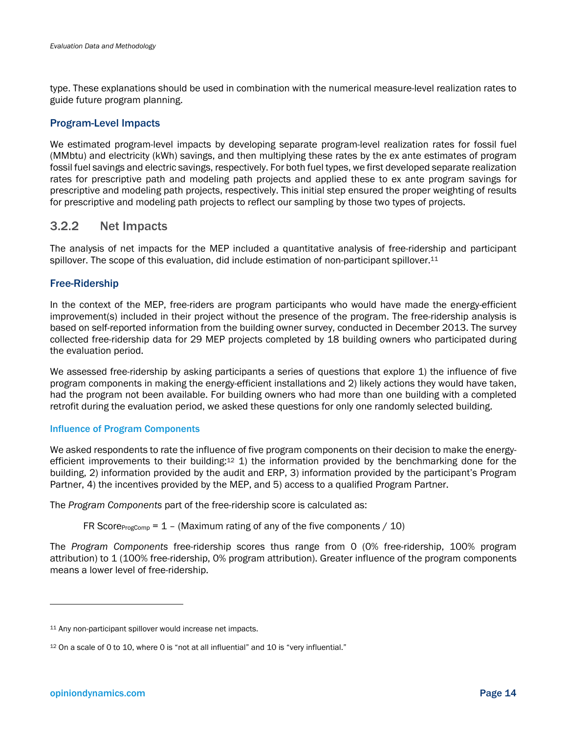type. These explanations should be used in combination with the numerical measure-level realization rates to guide future program planning.

### Program-Level Impacts

We estimated program-level impacts by developing separate program-level realization rates for fossil fuel (MMbtu) and electricity (kWh) savings, and then multiplying these rates by the ex ante estimates of program fossil fuel savings and electric savings, respectively. For both fuel types, we first developed separate realization rates for prescriptive path and modeling path projects and applied these to ex ante program savings for prescriptive and modeling path projects, respectively. This initial step ensured the proper weighting of results for prescriptive and modeling path projects to reflect our sampling by those two types of projects.

## 3.2.2 Net Impacts

The analysis of net impacts for the MEP included a quantitative analysis of free-ridership and participant spillover. The scope of this evaluation, did include estimation of non-participant spillover.[11]

### Free-Ridership

In the context of the MEP, free-riders are program participants who would have made the energy-efficient improvement(s) included in their project without the presence of the program. The free-ridership analysis is based on self-reported information from the building owner survey, conducted in December 2013. The survey collected free-ridership data for 29 MEP projects completed by 18 building owners who participated during the evaluation period.

We assessed free-ridership by asking participants a series of questions that explore 1) the influence of five program components in making the energy-efficient installations and 2) likely actions they would have taken, had the program not been available. For building owners who had more than one building with a completed retrofit during the evaluation period, we asked these questions for only one randomly selected building.

#### Influence of Program Components

We asked respondents to rate the influence of five program components on their decision to make the energy-efficient improvements to their building:[12] 1) the information provided by the benchmarking done for the building, 2) information provided by the audit and ERP, 3) information provided by the participant's Program Partner, 4) the incentives provided by the MEP, and 5) access to a qualified Program Partner.

The *Program Components* part of the free-ridership score is calculated as:

$$\text{FR Score}_{\text{ProgComp}} = 1 - (\text{Maximum rating of any of the five components} / 10)$$

The *Program Components* free-ridership scores thus range from 0 (0% free-ridership, 100% program attribution) to 1 (100% free-ridership, 0% program attribution). Greater influence of the program components means a lower level of free-ridership.

---

[11] Any non-participant spillover would increase net impacts.

[12] On a scale of 0 to 10, where 0 is "not at all influential" and 10 is "very influential."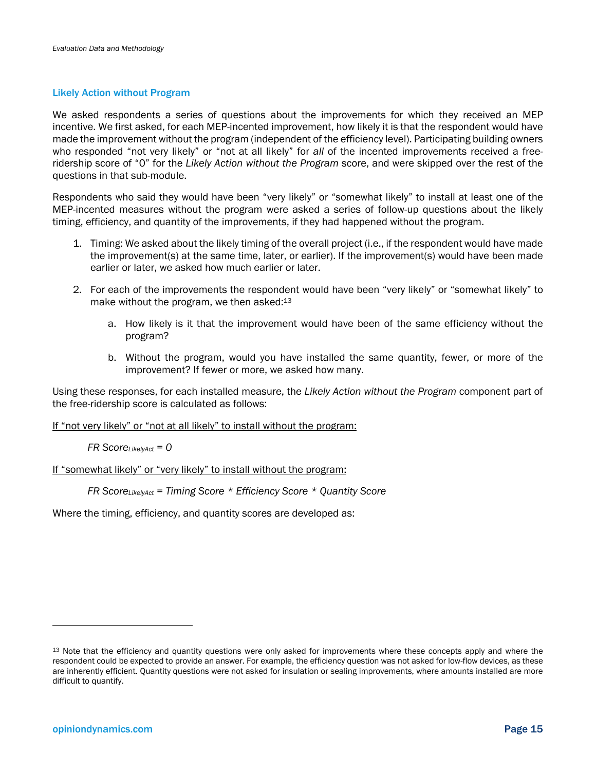### Likely Action without Program

We asked respondents a series of questions about the improvements for which they received an MEP incentive. We first asked, for each MEP-incented improvement, how likely it is that the respondent would have made the improvement without the program (independent of the efficiency level). Participating building owners who responded "not very likely" or "not at all likely" for *all* of the incented improvements received a free-ridership score of "0" for the *Likely Action without the Program* score, and were skipped over the rest of the questions in that sub-module.

Respondents who said they would have been "very likely" or "somewhat likely" to install at least one of the MEP-incented measures without the program were asked a series of follow-up questions about the likely timing, efficiency, and quantity of the improvements, if they had happened without the program.

1. Timing: We asked about the likely timing of the overall project (i.e., if the respondent would have made the improvement(s) at the same time, later, or earlier). If the improvement(s) would have been made earlier or later, we asked how much earlier or later.

2. For each of the improvements the respondent would have been "very likely" or "somewhat likely" to make without the program, we then asked:[13]

   a. How likely is it that the improvement would have been of the same efficiency without the program?

   b. Without the program, would you have installed the same quantity, fewer, or more of the improvement? If fewer or more, we asked how many.

Using these responses, for each installed measure, the *Likely Action without the Program* component part of the free-ridership score is calculated as follows:

<u>If "not very likely" or "not at all likely" to install without the program:</u>

$$FR\ Score_{LikelyAct} = 0$$

<u>If "somewhat likely" or "very likely" to install without the program:</u>

$$FR\ Score_{LikelyAct} = Timing\ Score * Efficiency\ Score * Quantity\ Score$$

Where the timing, efficiency, and quantity scores are developed as:

---

[13] Note that the efficiency and quantity questions were only asked for improvements where these concepts apply and where the respondent could be expected to provide an answer. For example, the efficiency question was not asked for low-flow devices, as these are inherently efficient. Quantity questions were not asked for insulation or sealing improvements, where amounts installed are more difficult to quantify.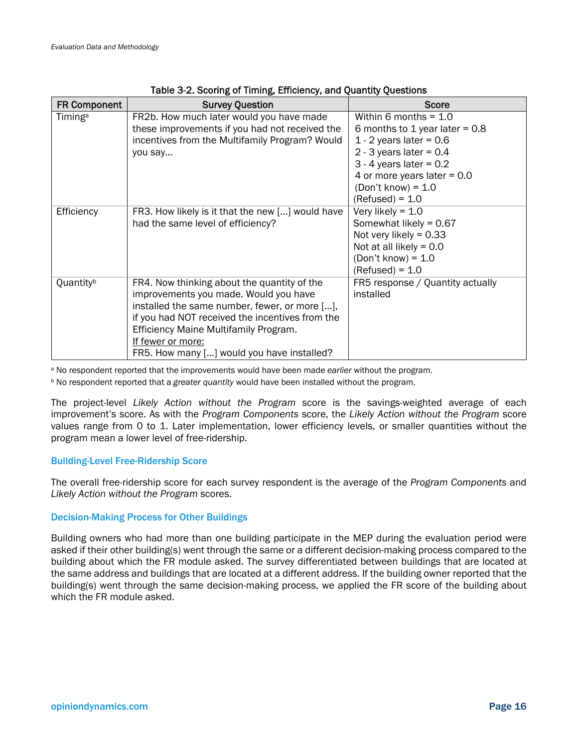Table 3-2. Scoring of Timing, Efficiency, and Quantity Questions

| FR Component | Survey Question | Score |
| --- | --- | --- |
| Timing[a] | FR2b. How much later would you have made these improvements if you had not received the incentives from the Multifamily Program? Would you say… | Within 6 months = 1.0<br>6 months to 1 year later = 0.8<br>1 - 2 years later = 0.6<br>2 - 3 years later = 0.4<br>3 - 4 years later = 0.2<br>4 or more years later = 0.0<br>(Don't know) = 1.0<br>(Refused) = 1.0 |
| Efficiency | FR3. How likely is it that the new […] would have had the same level of efficiency? | Very likely = 1.0<br>Somewhat likely = 0.67<br>Not very likely = 0.33<br>Not at all likely = 0.0<br>(Don't know) = 1.0<br>(Refused) = 1.0 |
| Quantity[b] | FR4. Now thinking about the quantity of the improvements you made. Would you have installed the same number, fewer, or more […], if you had NOT received the incentives from the Efficiency Maine Multifamily Program.<br>If fewer or more:<br>FR5. How many […] would you have installed? | FR5 response / Quantity actually installed |

[a] No respondent reported that the improvements would have been made *earlier* without the program.

[b] No respondent reported that a *greater quantity* would have been installed without the program.

The project-level *Likely Action without the Program* score is the savings-weighted average of each improvement's score. As with the *Program Components* score, the *Likely Action without the Program* score values range from 0 to 1. Later implementation, lower efficiency levels, or smaller quantities without the program mean a lower level of free-ridership.

### Building-Level Free-Ridership Score

The overall free-ridership score for each survey respondent is the average of the *Program Components* and *Likely Action without the Program* scores.

### Decision-Making Process for Other Buildings

Building owners who had more than one building participate in the MEP during the evaluation period were asked if their other building(s) went through the same or a different decision-making process compared to the building about which the FR module asked. The survey differentiated between buildings that are located at the same address and buildings that are located at a different address. If the building owner reported that the building(s) went through the same decision-making process, we applied the FR score of the building about which the FR module asked.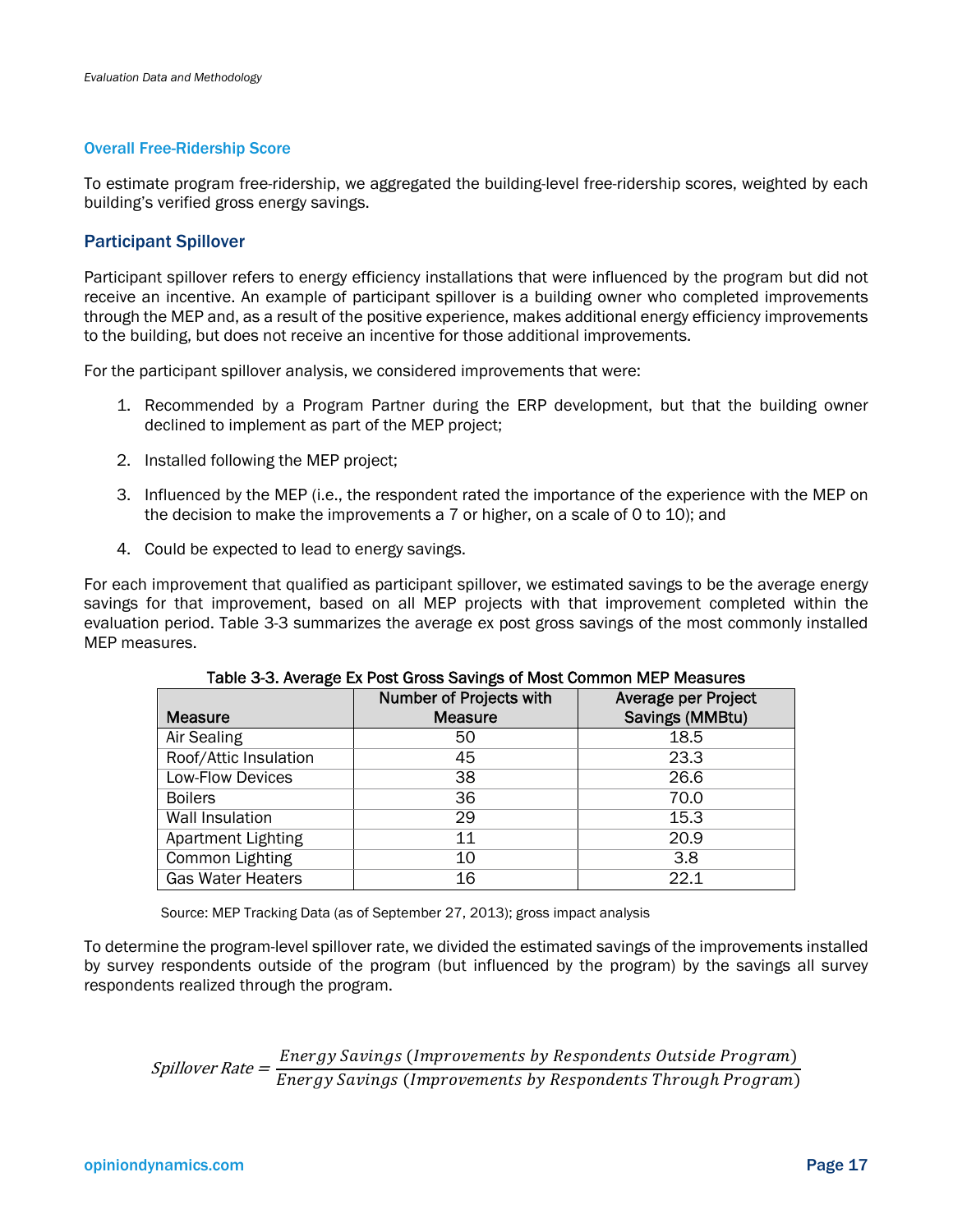### Overall Free-Ridership Score

To estimate program free-ridership, we aggregated the building-level free-ridership scores, weighted by each building's verified gross energy savings.

## Participant Spillover

Participant spillover refers to energy efficiency installations that were influenced by the program but did not receive an incentive. An example of participant spillover is a building owner who completed improvements through the MEP and, as a result of the positive experience, makes additional energy efficiency improvements to the building, but does not receive an incentive for those additional improvements.

For the participant spillover analysis, we considered improvements that were:

1. Recommended by a Program Partner during the ERP development, but that the building owner declined to implement as part of the MEP project;
2. Installed following the MEP project;
3. Influenced by the MEP (i.e., the respondent rated the importance of the experience with the MEP on the decision to make the improvements a 7 or higher, on a scale of 0 to 10); and
4. Could be expected to lead to energy savings.

For each improvement that qualified as participant spillover, we estimated savings to be the average energy savings for that improvement, based on all MEP projects with that improvement completed within the evaluation period. Table 3-3 summarizes the average ex post gross savings of the most commonly installed MEP measures.

**Table 3-3. Average Ex Post Gross Savings of Most Common MEP Measures**

| Measure | Number of Projects with Measure | Average per Project Savings (MMBtu) |
|---|---|---|
| Air Sealing | 50 | 18.5 |
| Roof/Attic Insulation | 45 | 23.3 |
| Low-Flow Devices | 38 | 26.6 |
| Boilers | 36 | 70.0 |
| Wall Insulation | 29 | 15.3 |
| Apartment Lighting | 11 | 20.9 |
| Common Lighting | 10 | 3.8 |
| Gas Water Heaters | 16 | 22.1 |

Source: MEP Tracking Data (as of September 27, 2013); gross impact analysis

To determine the program-level spillover rate, we divided the estimated savings of the improvements installed by survey respondents outside of the program (but influenced by the program) by the savings all survey respondents realized through the program.

$$Spillover\ Rate = \frac{Energy\ Savings\ (Improvements\ by\ Respondents\ Outside\ Program)}{Energy\ Savings\ (Improvements\ by\ Respondents\ Through\ Program)}$$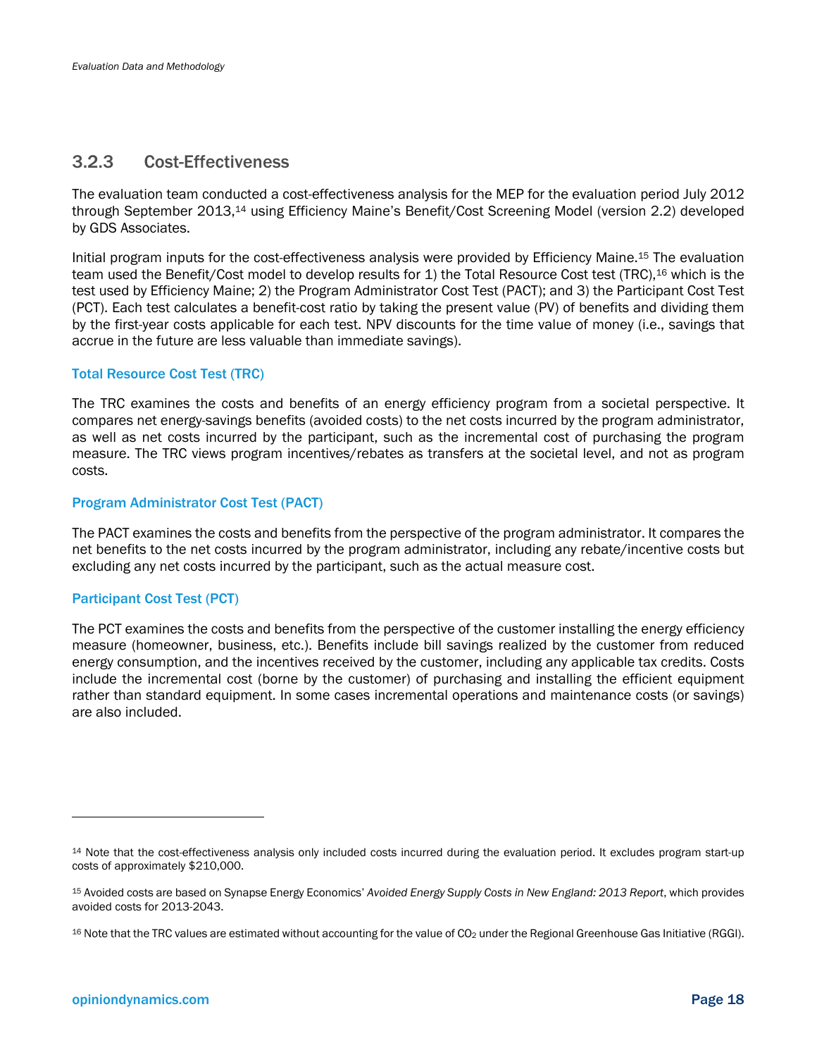### 3.2.3 Cost-Effectiveness

The evaluation team conducted a cost-effectiveness analysis for the MEP for the evaluation period July 2012 through September 2013,[14] using Efficiency Maine's Benefit/Cost Screening Model (version 2.2) developed by GDS Associates.

Initial program inputs for the cost-effectiveness analysis were provided by Efficiency Maine.[15] The evaluation team used the Benefit/Cost model to develop results for 1) the Total Resource Cost test (TRC),[16] which is the test used by Efficiency Maine; 2) the Program Administrator Cost Test (PACT); and 3) the Participant Cost Test (PCT). Each test calculates a benefit-cost ratio by taking the present value (PV) of benefits and dividing them by the first-year costs applicable for each test. NPV discounts for the time value of money (i.e., savings that accrue in the future are less valuable than immediate savings).

#### Total Resource Cost Test (TRC)

The TRC examines the costs and benefits of an energy efficiency program from a societal perspective. It compares net energy-savings benefits (avoided costs) to the net costs incurred by the program administrator, as well as net costs incurred by the participant, such as the incremental cost of purchasing the program measure. The TRC views program incentives/rebates as transfers at the societal level, and not as program costs.

#### Program Administrator Cost Test (PACT)

The PACT examines the costs and benefits from the perspective of the program administrator. It compares the net benefits to the net costs incurred by the program administrator, including any rebate/incentive costs but excluding any net costs incurred by the participant, such as the actual measure cost.

#### Participant Cost Test (PCT)

The PCT examines the costs and benefits from the perspective of the customer installing the energy efficiency measure (homeowner, business, etc.). Benefits include bill savings realized by the customer from reduced energy consumption, and the incentives received by the customer, including any applicable tax credits. Costs include the incremental cost (borne by the customer) of purchasing and installing the efficient equipment rather than standard equipment. In some cases incremental operations and maintenance costs (or savings) are also included.

---

[14] Note that the cost-effectiveness analysis only included costs incurred during the evaluation period. It excludes program start-up costs of approximately $210,000.

[15] Avoided costs are based on Synapse Energy Economics' *Avoided Energy Supply Costs in New England: 2013 Report*, which provides avoided costs for 2013-2043.

[16] Note that the TRC values are estimated without accounting for the value of $CO_2$ under the Regional Greenhouse Gas Initiative (RGGI).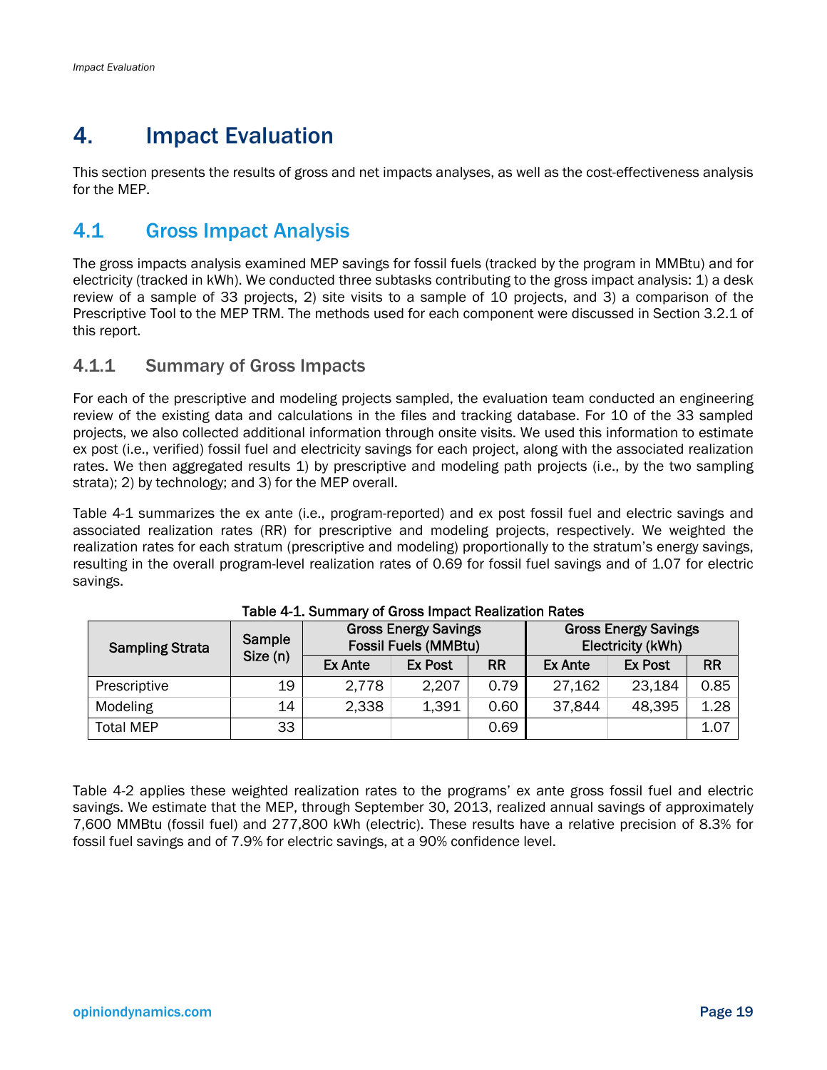# 4. Impact Evaluation

This section presents the results of gross and net impacts analyses, as well as the cost-effectiveness analysis for the MEP.

## 4.1 Gross Impact Analysis

The gross impacts analysis examined MEP savings for fossil fuels (tracked by the program in MMBtu) and for electricity (tracked in kWh). We conducted three subtasks contributing to the gross impact analysis: 1) a desk review of a sample of 33 projects, 2) site visits to a sample of 10 projects, and 3) a comparison of the Prescriptive Tool to the MEP TRM. The methods used for each component were discussed in Section 3.2.1 of this report.

### 4.1.1 Summary of Gross Impacts

For each of the prescriptive and modeling projects sampled, the evaluation team conducted an engineering review of the existing data and calculations in the files and tracking database. For 10 of the 33 sampled projects, we also collected additional information through onsite visits. We used this information to estimate ex post (i.e., verified) fossil fuel and electricity savings for each project, along with the associated realization rates. We then aggregated results 1) by prescriptive and modeling path projects (i.e., by the two sampling strata); 2) by technology; and 3) for the MEP overall.

Table 4-1 summarizes the ex ante (i.e., program-reported) and ex post fossil fuel and electric savings and associated realization rates (RR) for prescriptive and modeling projects, respectively. We weighted the realization rates for each stratum (prescriptive and modeling) proportionally to the stratum's energy savings, resulting in the overall program-level realization rates of 0.69 for fossil fuel savings and of 1.07 for electric savings.

**Table 4-1. Summary of Gross Impact Realization Rates**

| Sampling Strata | Sample Size (n) | Gross Energy Savings Fossil Fuels (MMBtu) | | | Gross Energy Savings Electricity (kWh) | | |
|---|---|---|---|---|---|---|---|
| | | Ex Ante | Ex Post | RR | Ex Ante | Ex Post | RR |
| Prescriptive | 19 | 2,778 | 2,207 | 0.79 | 27,162 | 23,184 | 0.85 |
| Modeling | 14 | 2,338 | 1,391 | 0.60 | 37,844 | 48,395 | 1.28 |
| Total MEP | 33 | | | 0.69 | | | 1.07 |

Table 4-2 applies these weighted realization rates to the programs' ex ante gross fossil fuel and electric savings. We estimate that the MEP, through September 30, 2013, realized annual savings of approximately 7,600 MMBtu (fossil fuel) and 277,800 kWh (electric). These results have a relative precision of 8.3% for fossil fuel savings and of 7.9% for electric savings, at a 90% confidence level.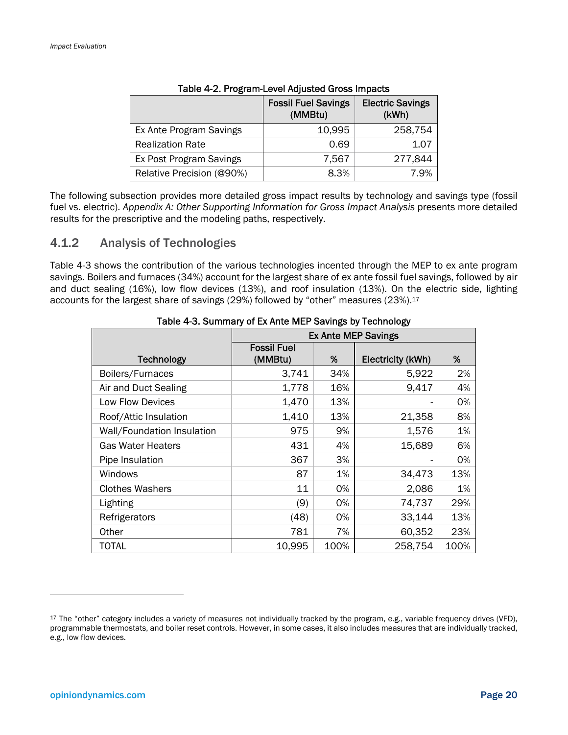Table 4-2. Program-Level Adjusted Gross Impacts

| | Fossil Fuel Savings (MMBtu) | Electric Savings (kWh) |
|---|---|---|
| Ex Ante Program Savings | 10,995 | 258,754 |
| Realization Rate | 0.69 | 1.07 |
| Ex Post Program Savings | 7,567 | 277,844 |
| Relative Precision (@90%) | 8.3% | 7.9% |

The following subsection provides more detailed gross impact results by technology and savings type (fossil fuel vs. electric). *Appendix A: Other Supporting Information for Gross Impact Analysis* presents more detailed results for the prescriptive and the modeling paths, respectively.

### 4.1.2 Analysis of Technologies

Table 4-3 shows the contribution of the various technologies incented through the MEP to ex ante program savings. Boilers and furnaces (34%) account for the largest share of ex ante fossil fuel savings, followed by air and duct sealing (16%), low flow devices (13%), and roof insulation (13%). On the electric side, lighting accounts for the largest share of savings (29%) followed by "other" measures (23%).[17]

Table 4-3. Summary of Ex Ante MEP Savings by Technology

| | Ex Ante MEP Savings | | | |
|---|---|---|---|---|
| Technology | Fossil Fuel (MMBtu) | % | Electricity (kWh) | % |
| Boilers/Furnaces | 3,741 | 34% | 5,922 | 2% |
| Air and Duct Sealing | 1,778 | 16% | 9,417 | 4% |
| Low Flow Devices | 1,470 | 13% | - | 0% |
| Roof/Attic Insulation | 1,410 | 13% | 21,358 | 8% |
| Wall/Foundation Insulation | 975 | 9% | 1,576 | 1% |
| Gas Water Heaters | 431 | 4% | 15,689 | 6% |
| Pipe Insulation | 367 | 3% | - | 0% |
| Windows | 87 | 1% | 34,473 | 13% |
| Clothes Washers | 11 | 0% | 2,086 | 1% |
| Lighting | (9) | 0% | 74,737 | 29% |
| Refrigerators | (48) | 0% | 33,144 | 13% |
| Other | 781 | 7% | 60,352 | 23% |
| TOTAL | 10,995 | 100% | 258,754 | 100% |

[17] The "other" category includes a variety of measures not individually tracked by the program, e.g., variable frequency drives (VFD), programmable thermostats, and boiler reset controls. However, in some cases, it also includes measures that are individually tracked, e.g., low flow devices.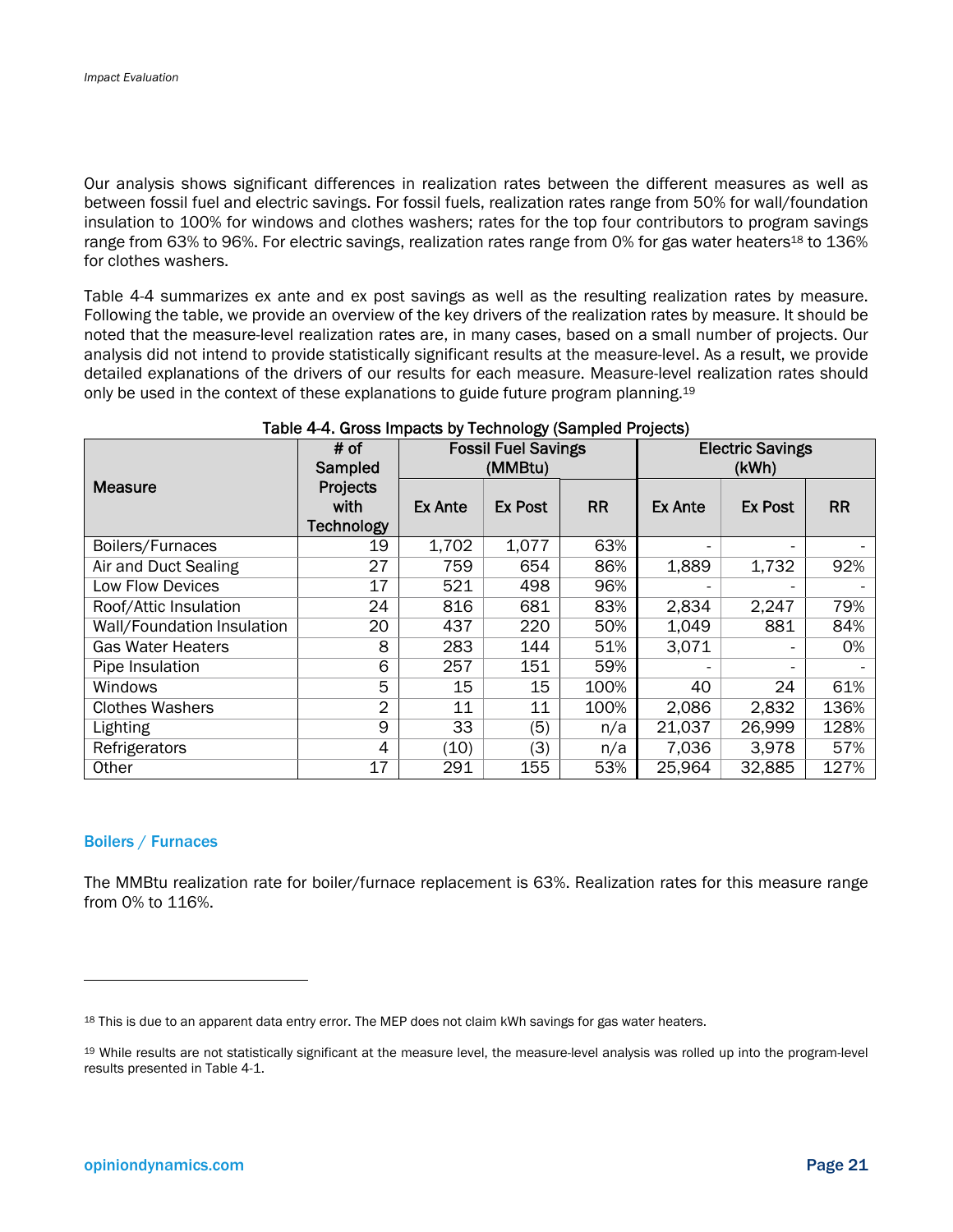Our analysis shows significant differences in realization rates between the different measures as well as between fossil fuel and electric savings. For fossil fuels, realization rates range from 50% for wall/foundation insulation to 100% for windows and clothes washers; rates for the top four contributors to program savings range from 63% to 96%. For electric savings, realization rates range from 0% for gas water heaters[18] to 136% for clothes washers.

Table 4-4 summarizes ex ante and ex post savings as well as the resulting realization rates by measure. Following the table, we provide an overview of the key drivers of the realization rates by measure. It should be noted that the measure-level realization rates are, in many cases, based on a small number of projects. Our analysis did not intend to provide statistically significant results at the measure-level. As a result, we provide detailed explanations of the drivers of our results for each measure. Measure-level realization rates should only be used in the context of these explanations to guide future program planning.[19]

**Table 4-4. Gross Impacts by Technology (Sampled Projects)**

| Measure | # of Sampled Projects with Technology | Fossil Fuel Savings (MMBtu) | | | Electric Savings (kWh) | | |
|---|---|---|---|---|---|---|---|
| | | Ex Ante | Ex Post | RR | Ex Ante | Ex Post | RR |
| Boilers/Furnaces | 19 | 1,702 | 1,077 | 63% | - | - | - |
| Air and Duct Sealing | 27 | 759 | 654 | 86% | 1,889 | 1,732 | 92% |
| Low Flow Devices | 17 | 521 | 498 | 96% | - | - | - |
| Roof/Attic Insulation | 24 | 816 | 681 | 83% | 2,834 | 2,247 | 79% |
| Wall/Foundation Insulation | 20 | 437 | 220 | 50% | 1,049 | 881 | 84% |
| Gas Water Heaters | 8 | 283 | 144 | 51% | 3,071 | - | 0% |
| Pipe Insulation | 6 | 257 | 151 | 59% | - | - | - |
| Windows | 5 | 15 | 15 | 100% | 40 | 24 | 61% |
| Clothes Washers | 2 | 11 | 11 | 100% | 2,086 | 2,832 | 136% |
| Lighting | 9 | 33 | (5) | n/a | 21,037 | 26,999 | 128% |
| Refrigerators | 4 | (10) | (3) | n/a | 7,036 | 3,978 | 57% |
| Other | 17 | 291 | 155 | 53% | 25,964 | 32,885 | 127% |

### Boilers / Furnaces

The MMBtu realization rate for boiler/furnace replacement is 63%. Realization rates for this measure range from 0% to 116%.

---

[18] This is due to an apparent data entry error. The MEP does not claim kWh savings for gas water heaters.

[19] While results are not statistically significant at the measure level, the measure-level analysis was rolled up into the program-level results presented in Table 4-1.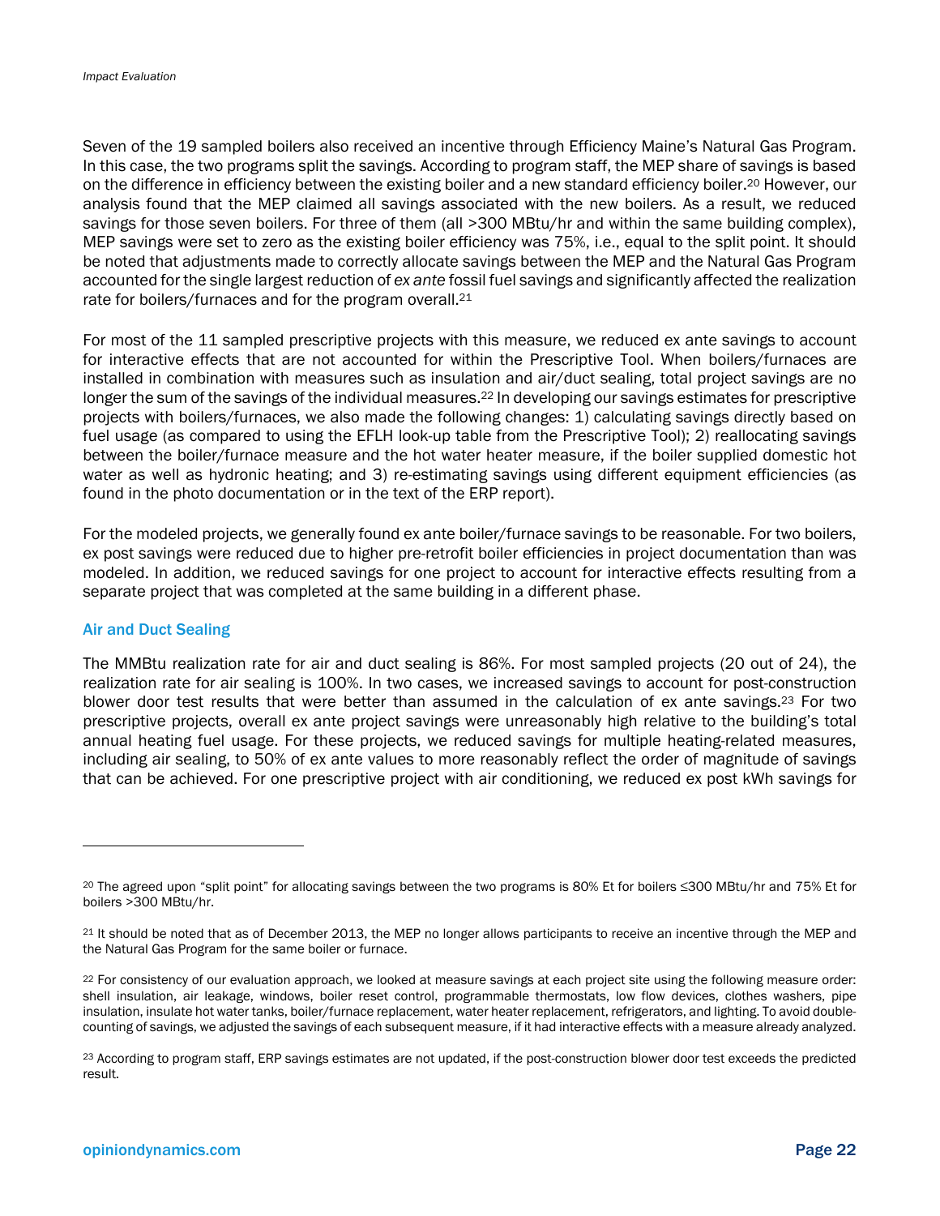Seven of the 19 sampled boilers also received an incentive through Efficiency Maine's Natural Gas Program. In this case, the two programs split the savings. According to program staff, the MEP share of savings is based on the difference in efficiency between the existing boiler and a new standard efficiency boiler.[20] However, our analysis found that the MEP claimed all savings associated with the new boilers. As a result, we reduced savings for those seven boilers. For three of them (all >300 MBtu/hr and within the same building complex), MEP savings were set to zero as the existing boiler efficiency was 75%, i.e., equal to the split point. It should be noted that adjustments made to correctly allocate savings between the MEP and the Natural Gas Program accounted for the single largest reduction of *ex ante* fossil fuel savings and significantly affected the realization rate for boilers/furnaces and for the program overall.[21]

For most of the 11 sampled prescriptive projects with this measure, we reduced ex ante savings to account for interactive effects that are not accounted for within the Prescriptive Tool. When boilers/furnaces are installed in combination with measures such as insulation and air/duct sealing, total project savings are no longer the sum of the savings of the individual measures.[22] In developing our savings estimates for prescriptive projects with boilers/furnaces, we also made the following changes: 1) calculating savings directly based on fuel usage (as compared to using the EFLH look-up table from the Prescriptive Tool); 2) reallocating savings between the boiler/furnace measure and the hot water heater measure, if the boiler supplied domestic hot water as well as hydronic heating; and 3) re-estimating savings using different equipment efficiencies (as found in the photo documentation or in the text of the ERP report).

For the modeled projects, we generally found ex ante boiler/furnace savings to be reasonable. For two boilers, ex post savings were reduced due to higher pre-retrofit boiler efficiencies in project documentation than was modeled. In addition, we reduced savings for one project to account for interactive effects resulting from a separate project that was completed at the same building in a different phase.

### Air and Duct Sealing

The MMBtu realization rate for air and duct sealing is 86%. For most sampled projects (20 out of 24), the realization rate for air sealing is 100%. In two cases, we increased savings to account for post-construction blower door test results that were better than assumed in the calculation of ex ante savings.[23] For two prescriptive projects, overall ex ante project savings were unreasonably high relative to the building's total annual heating fuel usage. For these projects, we reduced savings for multiple heating-related measures, including air sealing, to 50% of ex ante values to more reasonably reflect the order of magnitude of savings that can be achieved. For one prescriptive project with air conditioning, we reduced ex post kWh savings for

---

[20] The agreed upon "split point" for allocating savings between the two programs is 80% Et for boilers ≤300 MBtu/hr and 75% Et for boilers >300 MBtu/hr.

[21] It should be noted that as of December 2013, the MEP no longer allows participants to receive an incentive through the MEP and the Natural Gas Program for the same boiler or furnace.

[22] For consistency of our evaluation approach, we looked at measure savings at each project site using the following measure order: shell insulation, air leakage, windows, boiler reset control, programmable thermostats, low flow devices, clothes washers, pipe insulation, insulate hot water tanks, boiler/furnace replacement, water heater replacement, refrigerators, and lighting. To avoid double-counting of savings, we adjusted the savings of each subsequent measure, if it had interactive effects with a measure already analyzed.

[23] According to program staff, ERP savings estimates are not updated, if the post-construction blower door test exceeds the predicted result.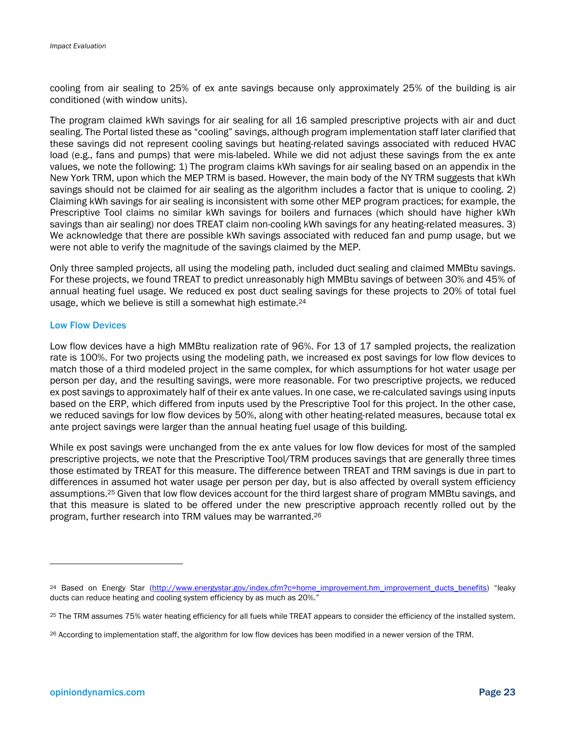cooling from air sealing to 25% of ex ante savings because only approximately 25% of the building is air conditioned (with window units).

The program claimed kWh savings for air sealing for all 16 sampled prescriptive projects with air and duct sealing. The Portal listed these as "cooling" savings, although program implementation staff later clarified that these savings did not represent cooling savings but heating-related savings associated with reduced HVAC load (e.g., fans and pumps) that were mis-labeled. While we did not adjust these savings from the ex ante values, we note the following: 1) The program claims kWh savings for air sealing based on an appendix in the New York TRM, upon which the MEP TRM is based. However, the main body of the NY TRM suggests that kWh savings should not be claimed for air sealing as the algorithm includes a factor that is unique to cooling. 2) Claiming kWh savings for air sealing is inconsistent with some other MEP program practices; for example, the Prescriptive Tool claims no similar kWh savings for boilers and furnaces (which should have higher kWh savings than air sealing) nor does TREAT claim non-cooling kWh savings for any heating-related measures. 3) We acknowledge that there are possible kWh savings associated with reduced fan and pump usage, but we were not able to verify the magnitude of the savings claimed by the MEP.

Only three sampled projects, all using the modeling path, included duct sealing and claimed MMBtu savings. For these projects, we found TREAT to predict unreasonably high MMBtu savings of between 30% and 45% of annual heating fuel usage. We reduced ex post duct sealing savings for these projects to 20% of total fuel usage, which we believe is still a somewhat high estimate.[24]

### Low Flow Devices

Low flow devices have a high MMBtu realization rate of 96%. For 13 of 17 sampled projects, the realization rate is 100%. For two projects using the modeling path, we increased ex post savings for low flow devices to match those of a third modeled project in the same complex, for which assumptions for hot water usage per person per day, and the resulting savings, were more reasonable. For two prescriptive projects, we reduced ex post savings to approximately half of their ex ante values. In one case, we re-calculated savings using inputs based on the ERP, which differed from inputs used by the Prescriptive Tool for this project. In the other case, we reduced savings for low flow devices by 50%, along with other heating-related measures, because total ex ante project savings were larger than the annual heating fuel usage of this building.

While ex post savings were unchanged from the ex ante values for low flow devices for most of the sampled prescriptive projects, we note that the Prescriptive Tool/TRM produces savings that are generally three times those estimated by TREAT for this measure. The difference between TREAT and TRM savings is due in part to differences in assumed hot water usage per person per day, but is also affected by overall system efficiency assumptions.[25] Given that low flow devices account for the third largest share of program MMBtu savings, and that this measure is slated to be offered under the new prescriptive approach recently rolled out by the program, further research into TRM values may be warranted.[26]

---

[24] Based on Energy Star (http://www.energystar.gov/index.cfm?c=home_improvement.hm_improvement_ducts_benefits) "leaky ducts can reduce heating and cooling system efficiency by as much as 20%."

[25] The TRM assumes 75% water heating efficiency for all fuels while TREAT appears to consider the efficiency of the installed system.

[26] According to implementation staff, the algorithm for low flow devices has been modified in a newer version of the TRM.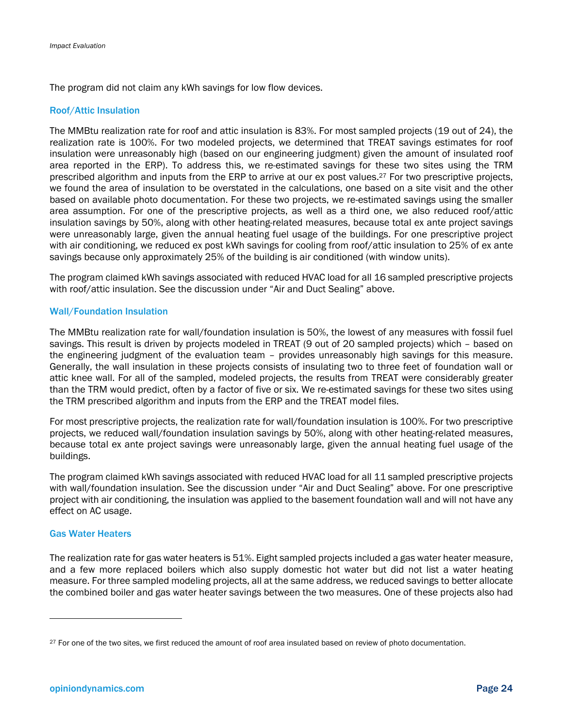The program did not claim any kWh savings for low flow devices.

### Roof/Attic Insulation

The MMBtu realization rate for roof and attic insulation is 83%. For most sampled projects (19 out of 24), the realization rate is 100%. For two modeled projects, we determined that TREAT savings estimates for roof insulation were unreasonably high (based on our engineering judgment) given the amount of insulated roof area reported in the ERP). To address this, we re-estimated savings for these two sites using the TRM prescribed algorithm and inputs from the ERP to arrive at our ex post values.[27] For two prescriptive projects, we found the area of insulation to be overstated in the calculations, one based on a site visit and the other based on available photo documentation. For these two projects, we re-estimated savings using the smaller area assumption. For one of the prescriptive projects, as well as a third one, we also reduced roof/attic insulation savings by 50%, along with other heating-related measures, because total ex ante project savings were unreasonably large, given the annual heating fuel usage of the buildings. For one prescriptive project with air conditioning, we reduced ex post kWh savings for cooling from roof/attic insulation to 25% of ex ante savings because only approximately 25% of the building is air conditioned (with window units).

The program claimed kWh savings associated with reduced HVAC load for all 16 sampled prescriptive projects with roof/attic insulation. See the discussion under "Air and Duct Sealing" above.

### Wall/Foundation Insulation

The MMBtu realization rate for wall/foundation insulation is 50%, the lowest of any measures with fossil fuel savings. This result is driven by projects modeled in TREAT (9 out of 20 sampled projects) which – based on the engineering judgment of the evaluation team – provides unreasonably high savings for this measure. Generally, the wall insulation in these projects consists of insulating two to three feet of foundation wall or attic knee wall. For all of the sampled, modeled projects, the results from TREAT were considerably greater than the TRM would predict, often by a factor of five or six. We re-estimated savings for these two sites using the TRM prescribed algorithm and inputs from the ERP and the TREAT model files.

For most prescriptive projects, the realization rate for wall/foundation insulation is 100%. For two prescriptive projects, we reduced wall/foundation insulation savings by 50%, along with other heating-related measures, because total ex ante project savings were unreasonably large, given the annual heating fuel usage of the buildings.

The program claimed kWh savings associated with reduced HVAC load for all 11 sampled prescriptive projects with wall/foundation insulation. See the discussion under "Air and Duct Sealing" above. For one prescriptive project with air conditioning, the insulation was applied to the basement foundation wall and will not have any effect on AC usage.

### Gas Water Heaters

The realization rate for gas water heaters is 51%. Eight sampled projects included a gas water heater measure, and a few more replaced boilers which also supply domestic hot water but did not list a water heating measure. For three sampled modeling projects, all at the same address, we reduced savings to better allocate the combined boiler and gas water heater savings between the two measures. One of these projects also had

[27] For one of the two sites, we first reduced the amount of roof area insulated based on review of photo documentation.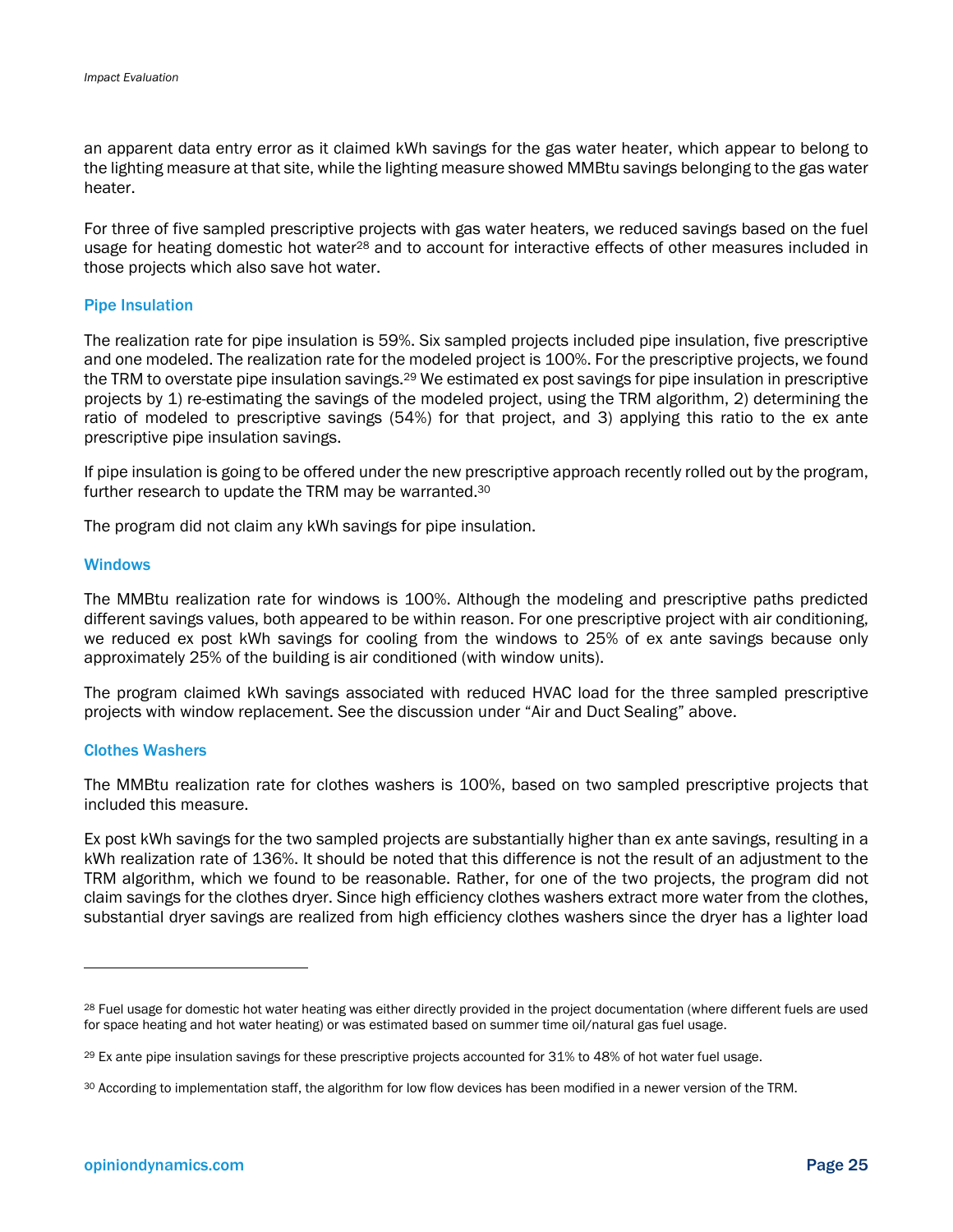an apparent data entry error as it claimed kWh savings for the gas water heater, which appear to belong to the lighting measure at that site, while the lighting measure showed MMBtu savings belonging to the gas water heater.

For three of five sampled prescriptive projects with gas water heaters, we reduced savings based on the fuel usage for heating domestic hot water[28] and to account for interactive effects of other measures included in those projects which also save hot water.

### Pipe Insulation

The realization rate for pipe insulation is 59%. Six sampled projects included pipe insulation, five prescriptive and one modeled. The realization rate for the modeled project is 100%. For the prescriptive projects, we found the TRM to overstate pipe insulation savings.[29] We estimated ex post savings for pipe insulation in prescriptive projects by 1) re-estimating the savings of the modeled project, using the TRM algorithm, 2) determining the ratio of modeled to prescriptive savings (54%) for that project, and 3) applying this ratio to the ex ante prescriptive pipe insulation savings.

If pipe insulation is going to be offered under the new prescriptive approach recently rolled out by the program, further research to update the TRM may be warranted.[30]

The program did not claim any kWh savings for pipe insulation.

### Windows

The MMBtu realization rate for windows is 100%. Although the modeling and prescriptive paths predicted different savings values, both appeared to be within reason. For one prescriptive project with air conditioning, we reduced ex post kWh savings for cooling from the windows to 25% of ex ante savings because only approximately 25% of the building is air conditioned (with window units).

The program claimed kWh savings associated with reduced HVAC load for the three sampled prescriptive projects with window replacement. See the discussion under "Air and Duct Sealing" above.

### Clothes Washers

The MMBtu realization rate for clothes washers is 100%, based on two sampled prescriptive projects that included this measure.

Ex post kWh savings for the two sampled projects are substantially higher than ex ante savings, resulting in a kWh realization rate of 136%. It should be noted that this difference is not the result of an adjustment to the TRM algorithm, which we found to be reasonable. Rather, for one of the two projects, the program did not claim savings for the clothes dryer. Since high efficiency clothes washers extract more water from the clothes, substantial dryer savings are realized from high efficiency clothes washers since the dryer has a lighter load

---

[28] Fuel usage for domestic hot water heating was either directly provided in the project documentation (where different fuels are used for space heating and hot water heating) or was estimated based on summer time oil/natural gas fuel usage.

[29] Ex ante pipe insulation savings for these prescriptive projects accounted for 31% to 48% of hot water fuel usage.

[30] According to implementation staff, the algorithm for low flow devices has been modified in a newer version of the TRM.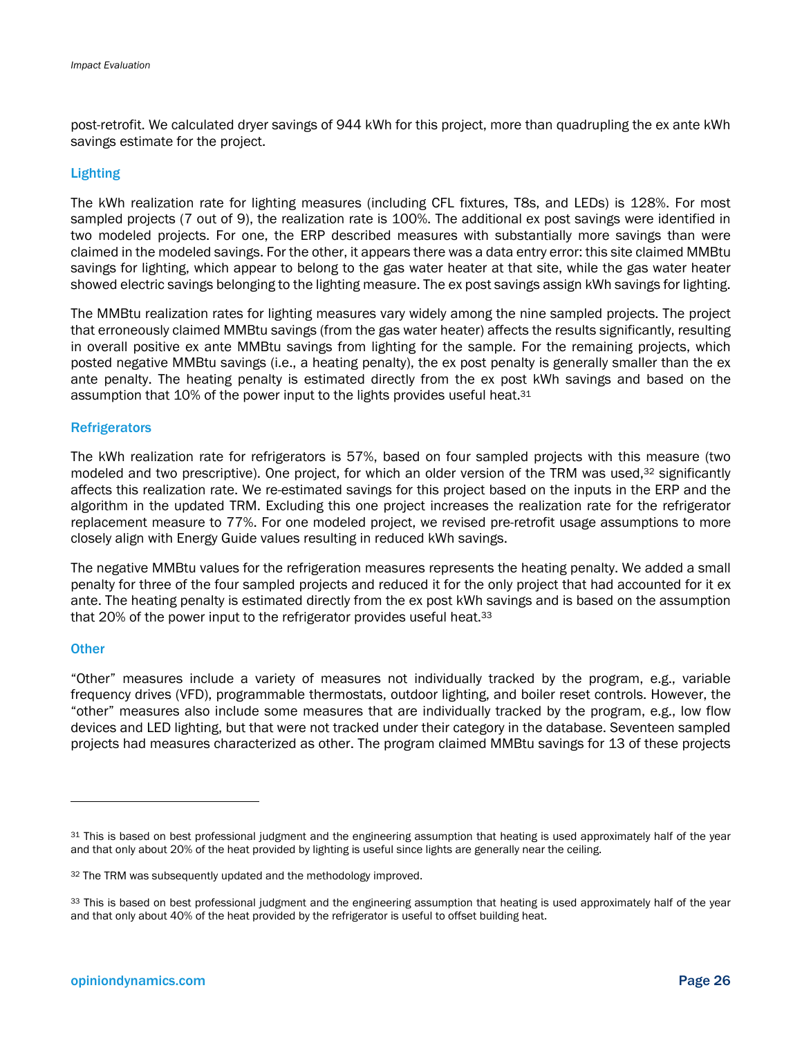post-retrofit. We calculated dryer savings of 944 kWh for this project, more than quadrupling the ex ante kWh savings estimate for the project.

### Lighting

The kWh realization rate for lighting measures (including CFL fixtures, T8s, and LEDs) is 128%. For most sampled projects (7 out of 9), the realization rate is 100%. The additional ex post savings were identified in two modeled projects. For one, the ERP described measures with substantially more savings than were claimed in the modeled savings. For the other, it appears there was a data entry error: this site claimed MMBtu savings for lighting, which appear to belong to the gas water heater at that site, while the gas water heater showed electric savings belonging to the lighting measure. The ex post savings assign kWh savings for lighting.

The MMBtu realization rates for lighting measures vary widely among the nine sampled projects. The project that erroneously claimed MMBtu savings (from the gas water heater) affects the results significantly, resulting in overall positive ex ante MMBtu savings from lighting for the sample. For the remaining projects, which posted negative MMBtu savings (i.e., a heating penalty), the ex post penalty is generally smaller than the ex ante penalty. The heating penalty is estimated directly from the ex post kWh savings and based on the assumption that 10% of the power input to the lights provides useful heat.[31]

### Refrigerators

The kWh realization rate for refrigerators is 57%, based on four sampled projects with this measure (two modeled and two prescriptive). One project, for which an older version of the TRM was used,[32] significantly affects this realization rate. We re-estimated savings for this project based on the inputs in the ERP and the algorithm in the updated TRM. Excluding this one project increases the realization rate for the refrigerator replacement measure to 77%. For one modeled project, we revised pre-retrofit usage assumptions to more closely align with Energy Guide values resulting in reduced kWh savings.

The negative MMBtu values for the refrigeration measures represents the heating penalty. We added a small penalty for three of the four sampled projects and reduced it for the only project that had accounted for it ex ante. The heating penalty is estimated directly from the ex post kWh savings and is based on the assumption that 20% of the power input to the refrigerator provides useful heat.[33]

### Other

"Other" measures include a variety of measures not individually tracked by the program, e.g., variable frequency drives (VFD), programmable thermostats, outdoor lighting, and boiler reset controls. However, the "other" measures also include some measures that are individually tracked by the program, e.g., low flow devices and LED lighting, but that were not tracked under their category in the database. Seventeen sampled projects had measures characterized as other. The program claimed MMBtu savings for 13 of these projects

---

[31] This is based on best professional judgment and the engineering assumption that heating is used approximately half of the year and that only about 20% of the heat provided by lighting is useful since lights are generally near the ceiling.

[32] The TRM was subsequently updated and the methodology improved.

[33] This is based on best professional judgment and the engineering assumption that heating is used approximately half of the year and that only about 40% of the heat provided by the refrigerator is useful to offset building heat.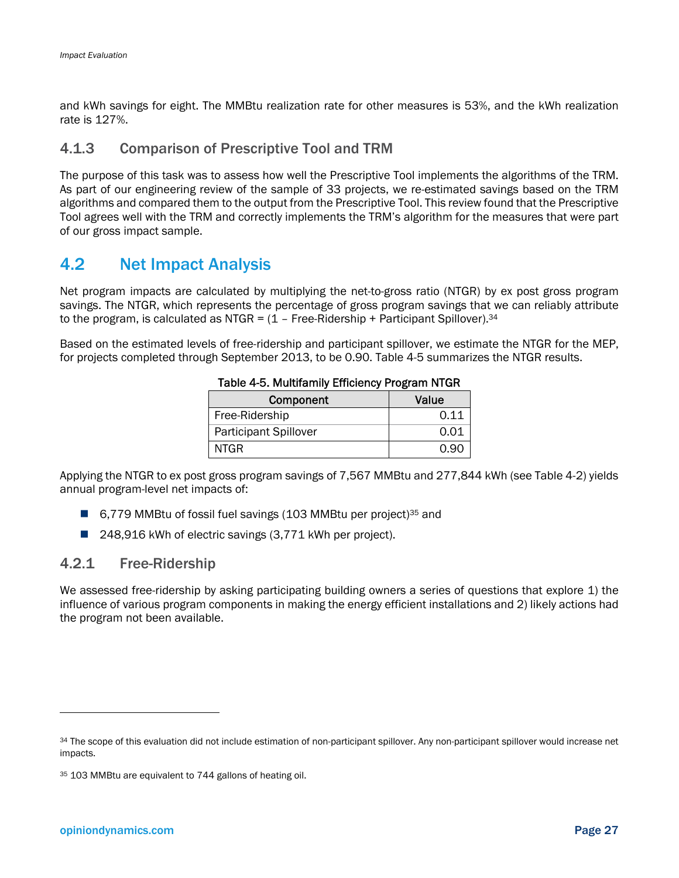and kWh savings for eight. The MMBtu realization rate for other measures is 53%, and the kWh realization rate is 127%.

### 4.1.3 Comparison of Prescriptive Tool and TRM

The purpose of this task was to assess how well the Prescriptive Tool implements the algorithms of the TRM. As part of our engineering review of the sample of 33 projects, we re-estimated savings based on the TRM algorithms and compared them to the output from the Prescriptive Tool. This review found that the Prescriptive Tool agrees well with the TRM and correctly implements the TRM's algorithm for the measures that were part of our gross impact sample.

## 4.2 Net Impact Analysis

Net program impacts are calculated by multiplying the net-to-gross ratio (NTGR) by ex post gross program savings. The NTGR, which represents the percentage of gross program savings that we can reliably attribute to the program, is calculated as NTGR = (1 – Free-Ridership + Participant Spillover).[34]

Based on the estimated levels of free-ridership and participant spillover, we estimate the NTGR for the MEP, for projects completed through September 2013, to be 0.90. Table 4-5 summarizes the NTGR results.

**Table 4-5. Multifamily Efficiency Program NTGR**

| Component | Value |
|---|---|
| Free-Ridership | 0.11 |
| Participant Spillover | 0.01 |
| NTGR | 0.90 |

Applying the NTGR to ex post gross program savings of 7,567 MMBtu and 277,844 kWh (see Table 4-2) yields annual program-level net impacts of:

- 6,779 MMBtu of fossil fuel savings (103 MMBtu per project)[35] and
- 248,916 kWh of electric savings (3,771 kWh per project).

### 4.2.1 Free-Ridership

We assessed free-ridership by asking participating building owners a series of questions that explore 1) the influence of various program components in making the energy efficient installations and 2) likely actions had the program not been available.

[34] The scope of this evaluation did not include estimation of non-participant spillover. Any non-participant spillover would increase net impacts.

[35] 103 MMBtu are equivalent to 744 gallons of heating oil.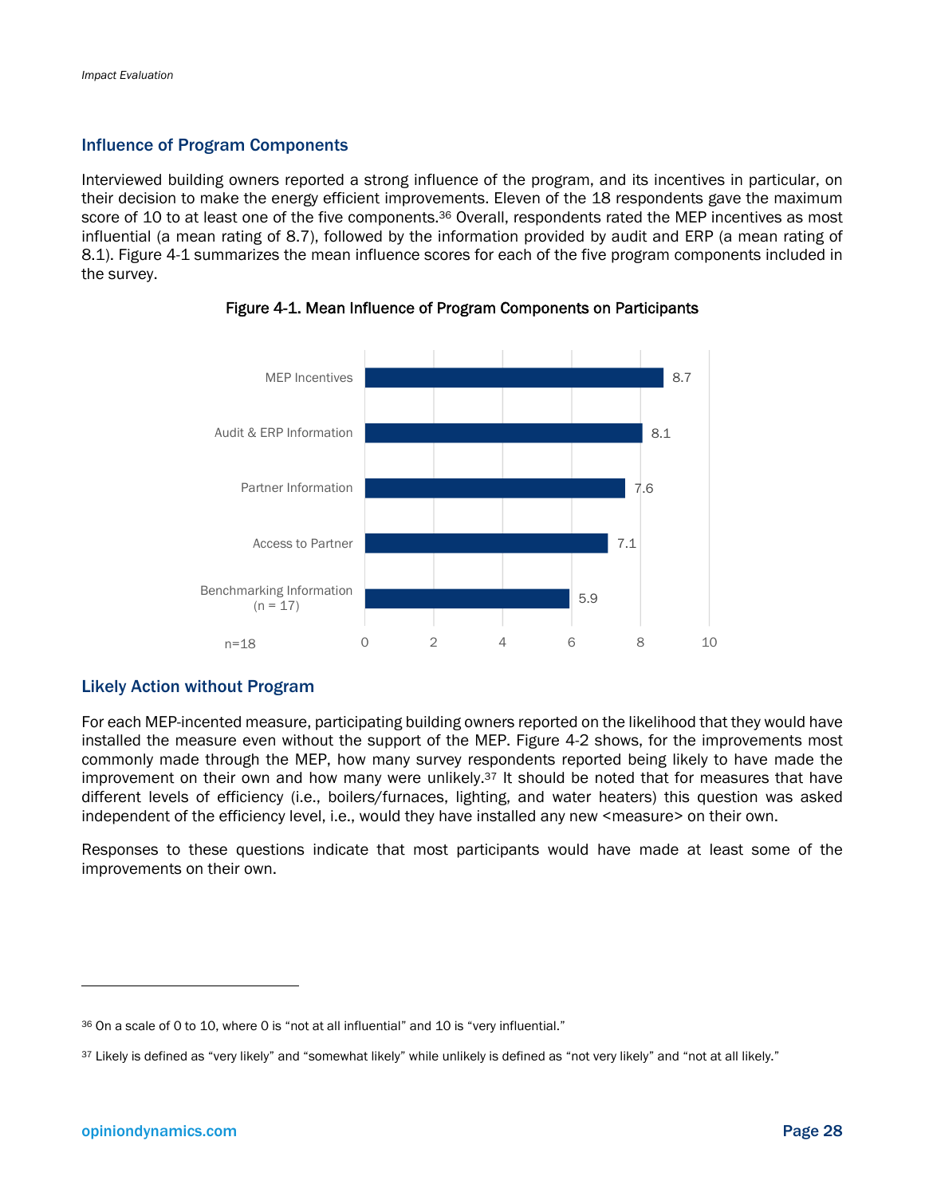## Influence of Program Components

Interviewed building owners reported a strong influence of the program, and its incentives in particular, on their decision to make the energy efficient improvements. Eleven of the 18 respondents gave the maximum score of 10 to at least one of the five components.[36] Overall, respondents rated the MEP incentives as most influential (a mean rating of 8.7), followed by the information provided by audit and ERP (a mean rating of 8.1). Figure 4-1 summarizes the mean influence scores for each of the five program components included in the survey.

Figure 4-1. Mean Influence of Program Components on Participants

| Program Component | Mean Influence |
|---|---|
| MEP Incentives | 8.7 |
| Audit & ERP Information | 8.1 |
| Partner Information | 7.6 |
| Access to Partner | 7.1 |
| Benchmarking Information (n = 17) | 5.9 |

n=18

## Likely Action without Program

For each MEP-incented measure, participating building owners reported on the likelihood that they would have installed the measure even without the support of the MEP. Figure 4-2 shows, for the improvements most commonly made through the MEP, how many survey respondents reported being likely to have made the improvement on their own and how many were unlikely.[37] It should be noted that for measures that have different levels of efficiency (i.e., boilers/furnaces, lighting, and water heaters) this question was asked independent of the efficiency level, i.e., would they have installed any new <measure> on their own.

Responses to these questions indicate that most participants would have made at least some of the improvements on their own.

[36] On a scale of 0 to 10, where 0 is "not at all influential" and 10 is "very influential."

[37] Likely is defined as "very likely" and "somewhat likely" while unlikely is defined as "not very likely" and "not at all likely."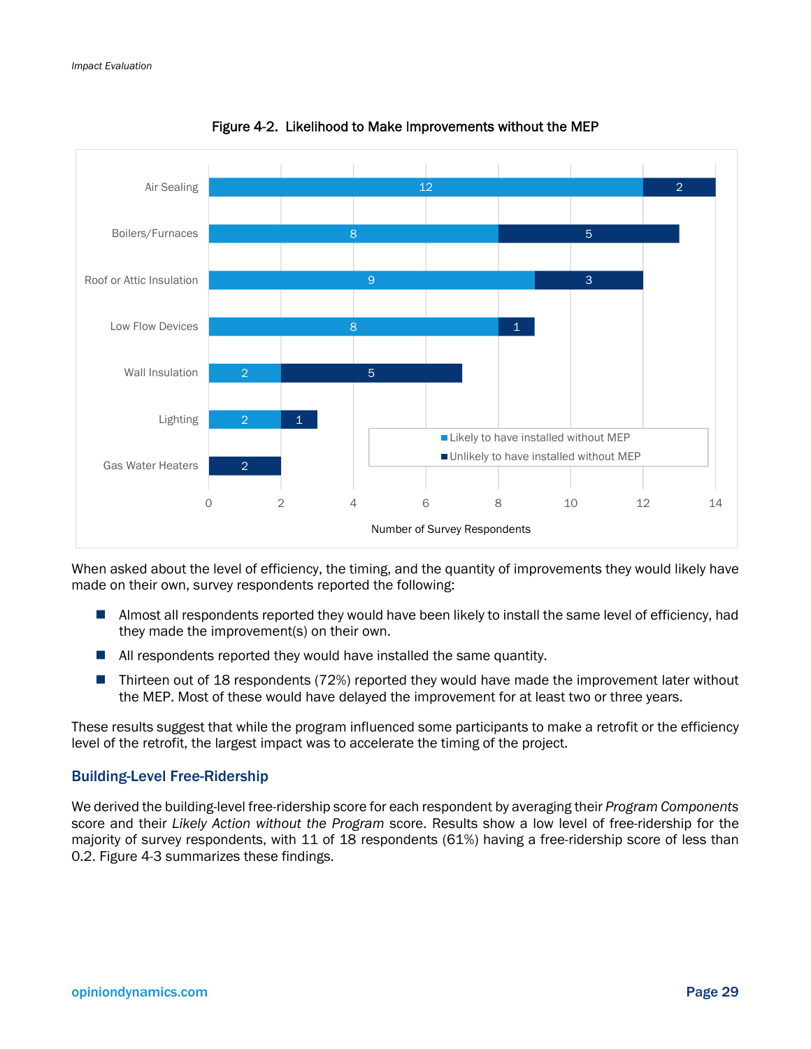Figure 4-2. Likelihood to Make Improvements without the MEP

| Measure | Likely to have installed without MEP | Unlikely to have installed without MEP |
|---|---|---|
| Air Sealing | 12 | 2 |
| Boilers/Furnaces | 8 | 5 |
| Roof or Attic Insulation | 9 | 3 |
| Low Flow Devices | 8 | 1 |
| Wall Insulation | 2 | 5 |
| Lighting | 2 | 1 |
| Gas Water Heaters | | 2 |

Number of Survey Respondents

When asked about the level of efficiency, the timing, and the quantity of improvements they would likely have made on their own, survey respondents reported the following:

- Almost all respondents reported they would have been likely to install the same level of efficiency, had they made the improvement(s) on their own.
- All respondents reported they would have installed the same quantity.
- Thirteen out of 18 respondents (72%) reported they would have made the improvement later without the MEP. Most of these would have delayed the improvement for at least two or three years.

These results suggest that while the program influenced some participants to make a retrofit or the efficiency level of the retrofit, the largest impact was to accelerate the timing of the project.

### Building-Level Free-Ridership

We derived the building-level free-ridership score for each respondent by averaging their *Program Components* score and their *Likely Action without the Program* score. Results show a low level of free-ridership for the majority of survey respondents, with 11 of 18 respondents (61%) having a free-ridership score of less than 0.2. Figure 4-3 summarizes these findings.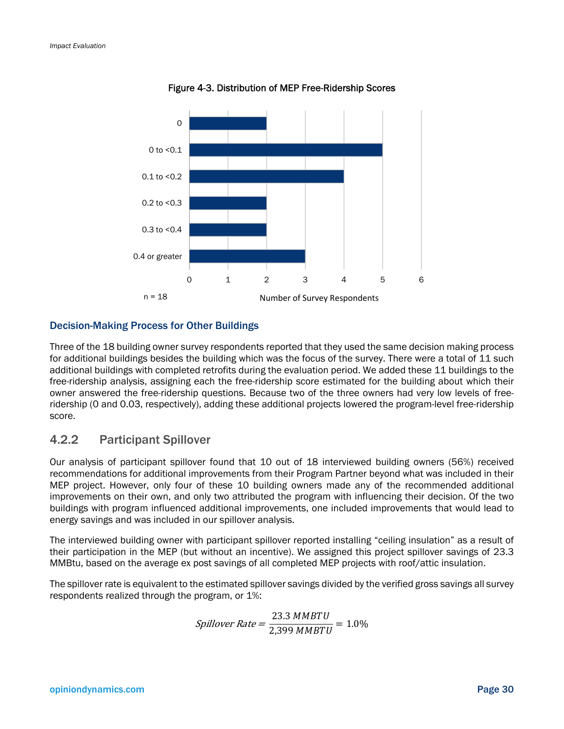Figure 4-3. Distribution of MEP Free-Ridership Scores

| Free-Ridership Score | Number of Survey Respondents |
|---|---|
| 0 | 2 |
| 0 to <0.1 | 5 |
| 0.1 to <0.2 | 4 |
| 0.2 to <0.3 | 2 |
| 0.3 to <0.4 | 2 |
| 0.4 or greater | 3 |

n = 18

### Decision-Making Process for Other Buildings

Three of the 18 building owner survey respondents reported that they used the same decision making process for additional buildings besides the building which was the focus of the survey. There were a total of 11 such additional buildings with completed retrofits during the evaluation period. We added these 11 buildings to the free-ridership analysis, assigning each the free-ridership score estimated for the building about which their owner answered the free-ridership questions. Because two of the three owners had very low levels of free-ridership (0 and 0.03, respectively), adding these additional projects lowered the program-level free-ridership score.

## 4.2.2 Participant Spillover

Our analysis of participant spillover found that 10 out of 18 interviewed building owners (56%) received recommendations for additional improvements from their Program Partner beyond what was included in their MEP project. However, only four of these 10 building owners made any of the recommended additional improvements on their own, and only two attributed the program with influencing their decision. Of the two buildings with program influenced additional improvements, one included improvements that would lead to energy savings and was included in our spillover analysis.

The interviewed building owner with participant spillover reported installing "ceiling insulation" as a result of their participation in the MEP (but without an incentive). We assigned this project spillover savings of 23.3 MMBtu, based on the average ex post savings of all completed MEP projects with roof/attic insulation.

The spillover rate is equivalent to the estimated spillover savings divided by the verified gross savings all survey respondents realized through the program, or 1%:

$$Spillover\ Rate = \frac{23.3\ MMBTU}{2{,}399\ MMBTU} = 1.0\%$$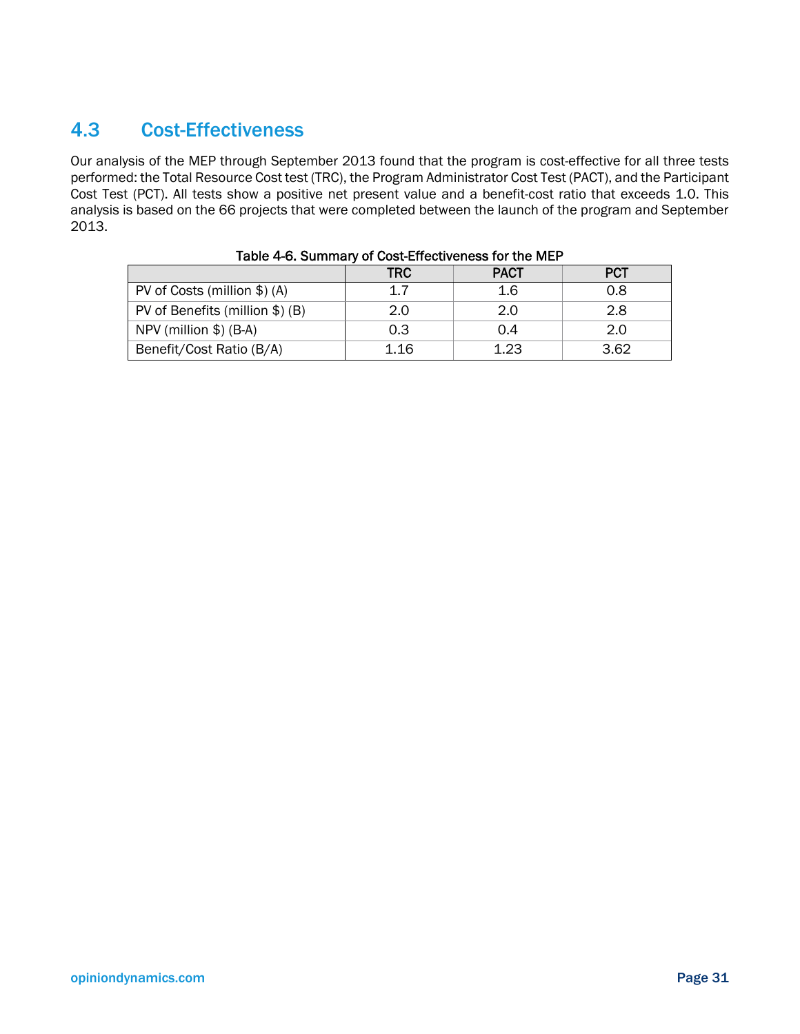## 4.3 Cost-Effectiveness

Our analysis of the MEP through September 2013 found that the program is cost-effective for all three tests performed: the Total Resource Cost test (TRC), the Program Administrator Cost Test (PACT), and the Participant Cost Test (PCT). All tests show a positive net present value and a benefit-cost ratio that exceeds 1.0. This analysis is based on the 66 projects that were completed between the launch of the program and September 2013.

**Table 4-6. Summary of Cost-Effectiveness for the MEP**

| | TRC | PACT | PCT |
|---|---|---|---|
| PV of Costs (million $) (A) | 1.7 | 1.6 | 0.8 |
| PV of Benefits (million $) (B) | 2.0 | 2.0 | 2.8 |
| NPV (million $) (B-A) | 0.3 | 0.4 | 2.0 |
| Benefit/Cost Ratio (B/A) | 1.16 | 1.23 | 3.62 |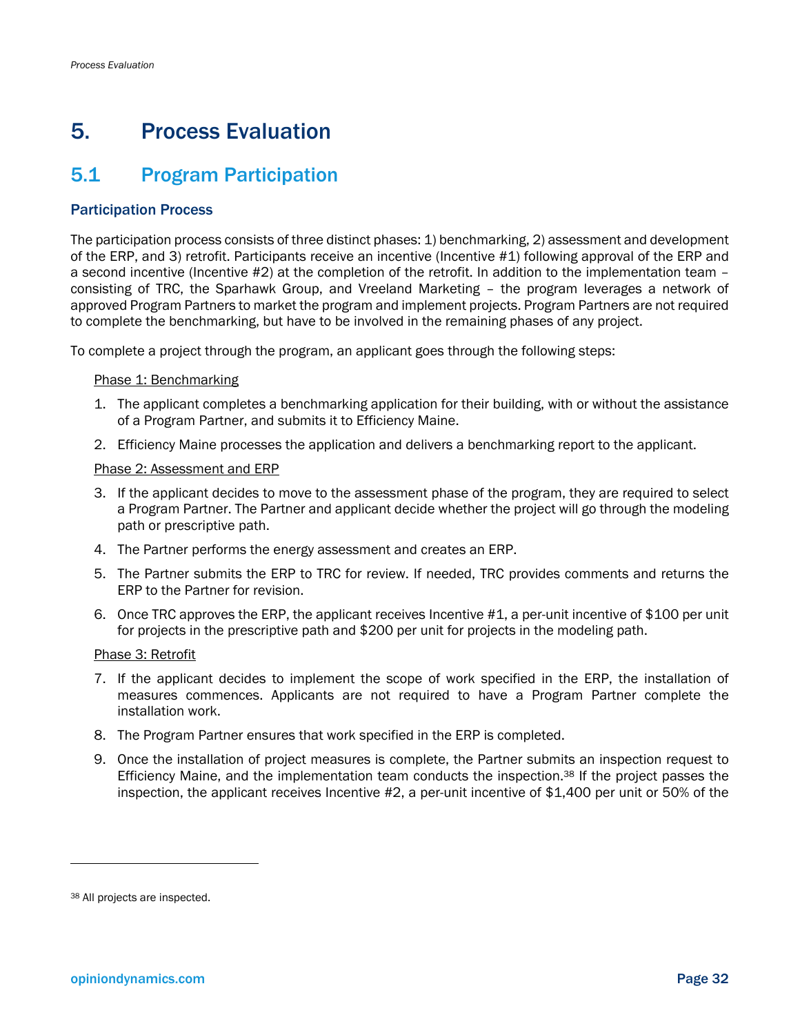# 5. Process Evaluation

## 5.1 Program Participation

### Participation Process

The participation process consists of three distinct phases: 1) benchmarking, 2) assessment and development of the ERP, and 3) retrofit. Participants receive an incentive (Incentive #1) following approval of the ERP and a second incentive (Incentive #2) at the completion of the retrofit. In addition to the implementation team – consisting of TRC, the Sparhawk Group, and Vreeland Marketing – the program leverages a network of approved Program Partners to market the program and implement projects. Program Partners are not required to complete the benchmarking, but have to be involved in the remaining phases of any project.

To complete a project through the program, an applicant goes through the following steps:

<u>Phase 1: Benchmarking</u>

1. The applicant completes a benchmarking application for their building, with or without the assistance of a Program Partner, and submits it to Efficiency Maine.
2. Efficiency Maine processes the application and delivers a benchmarking report to the applicant.

<u>Phase 2: Assessment and ERP</u>

3. If the applicant decides to move to the assessment phase of the program, they are required to select a Program Partner. The Partner and applicant decide whether the project will go through the modeling path or prescriptive path.
4. The Partner performs the energy assessment and creates an ERP.
5. The Partner submits the ERP to TRC for review. If needed, TRC provides comments and returns the ERP to the Partner for revision.
6. Once TRC approves the ERP, the applicant receives Incentive #1, a per-unit incentive of $100 per unit for projects in the prescriptive path and $200 per unit for projects in the modeling path.

<u>Phase 3: Retrofit</u>

7. If the applicant decides to implement the scope of work specified in the ERP, the installation of measures commences. Applicants are not required to have a Program Partner complete the installation work.
8. The Program Partner ensures that work specified in the ERP is completed.
9. Once the installation of project measures is complete, the Partner submits an inspection request to Efficiency Maine, and the implementation team conducts the inspection.[38] If the project passes the inspection, the applicant receives Incentive #2, a per-unit incentive of $1,400 per unit or 50% of the

---

[38] All projects are inspected.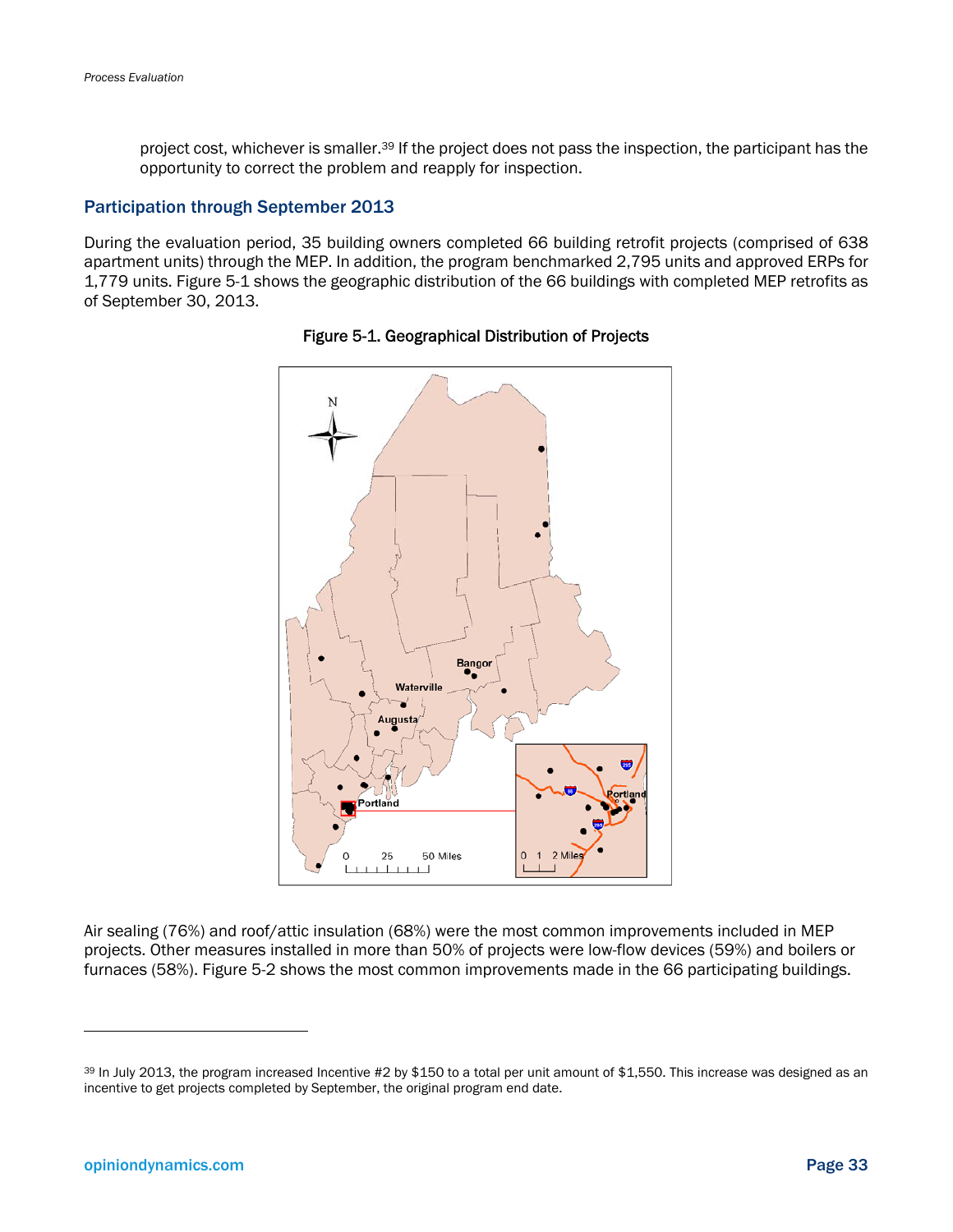project cost, whichever is smaller.[39] If the project does not pass the inspection, the participant has the opportunity to correct the problem and reapply for inspection.

## Participation through September 2013

During the evaluation period, 35 building owners completed 66 building retrofit projects (comprised of 638 apartment units) through the MEP. In addition, the program benchmarked 2,795 units and approved ERPs for 1,779 units. Figure 5-1 shows the geographic distribution of the 66 buildings with completed MEP retrofits as of September 30, 2013.

**Figure 5-1. Geographical Distribution of Projects**

Air sealing (76%) and roof/attic insulation (68%) were the most common improvements included in MEP projects. Other measures installed in more than 50% of projects were low-flow devices (59%) and boilers or furnaces (58%). Figure 5-2 shows the most common improvements made in the 66 participating buildings.

---

[39] In July 2013, the program increased Incentive #2 by $150 to a total per unit amount of $1,550. This increase was designed as an incentive to get projects completed by September, the original program end date.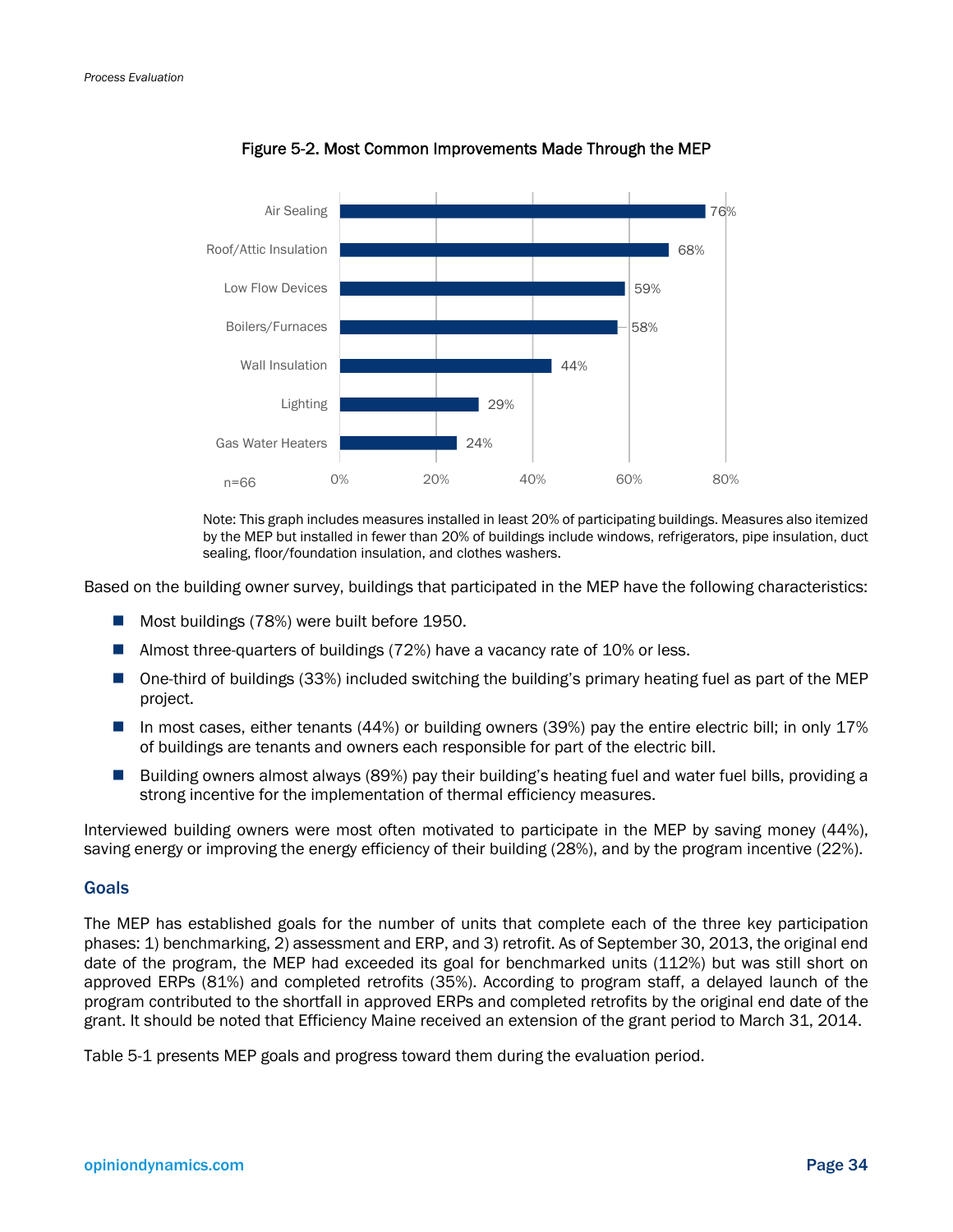Figure 5-2. Most Common Improvements Made Through the MEP

| Improvement | Percent |
|---|---|
| Air Sealing | 76% |
| Roof/Attic Insulation | 68% |
| Low Flow Devices | 59% |
| Boilers/Furnaces | 58% |
| Wall Insulation | 44% |
| Lighting | 29% |
| Gas Water Heaters | 24% |

n=66

Note: This graph includes measures installed in least 20% of participating buildings. Measures also itemized by the MEP but installed in fewer than 20% of buildings include windows, refrigerators, pipe insulation, duct sealing, floor/foundation insulation, and clothes washers.

Based on the building owner survey, buildings that participated in the MEP have the following characteristics:

- Most buildings (78%) were built before 1950.
- Almost three-quarters of buildings (72%) have a vacancy rate of 10% or less.
- One-third of buildings (33%) included switching the building's primary heating fuel as part of the MEP project.
- In most cases, either tenants (44%) or building owners (39%) pay the entire electric bill; in only 17% of buildings are tenants and owners each responsible for part of the electric bill.
- Building owners almost always (89%) pay their building's heating fuel and water fuel bills, providing a strong incentive for the implementation of thermal efficiency measures.

Interviewed building owners were most often motivated to participate in the MEP by saving money (44%), saving energy or improving the energy efficiency of their building (28%), and by the program incentive (22%).

### Goals

The MEP has established goals for the number of units that complete each of the three key participation phases: 1) benchmarking, 2) assessment and ERP, and 3) retrofit. As of September 30, 2013, the original end date of the program, the MEP had exceeded its goal for benchmarked units (112%) but was still short on approved ERPs (81%) and completed retrofits (35%). According to program staff, a delayed launch of the program contributed to the shortfall in approved ERPs and completed retrofits by the original end date of the grant. It should be noted that Efficiency Maine received an extension of the grant period to March 31, 2014.

Table 5-1 presents MEP goals and progress toward them during the evaluation period.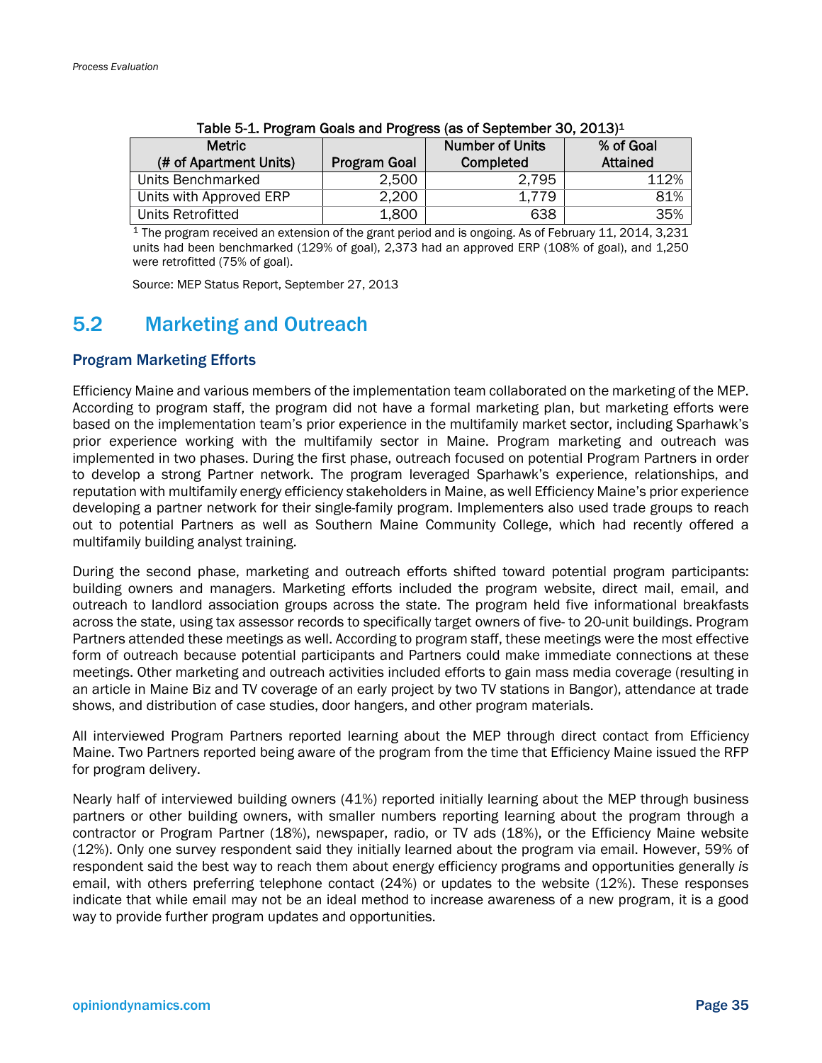Table 5-1. Program Goals and Progress (as of September 30, 2013)[1]

| Metric (# of Apartment Units) | Program Goal | Number of Units Completed | % of Goal Attained |
|---|---|---|---|
| Units Benchmarked | 2,500 | 2,795 | 112% |
| Units with Approved ERP | 2,200 | 1,779 | 81% |
| Units Retrofitted | 1,800 | 638 | 35% |

[1] The program received an extension of the grant period and is ongoing. As of February 11, 2014, 3,231 units had been benchmarked (129% of goal), 2,373 had an approved ERP (108% of goal), and 1,250 were retrofitted (75% of goal).

Source: MEP Status Report, September 27, 2013

## 5.2 Marketing and Outreach

### Program Marketing Efforts

Efficiency Maine and various members of the implementation team collaborated on the marketing of the MEP. According to program staff, the program did not have a formal marketing plan, but marketing efforts were based on the implementation team's prior experience in the multifamily market sector, including Sparhawk's prior experience working with the multifamily sector in Maine. Program marketing and outreach was implemented in two phases. During the first phase, outreach focused on potential Program Partners in order to develop a strong Partner network. The program leveraged Sparhawk's experience, relationships, and reputation with multifamily energy efficiency stakeholders in Maine, as well Efficiency Maine's prior experience developing a partner network for their single-family program. Implementers also used trade groups to reach out to potential Partners as well as Southern Maine Community College, which had recently offered a multifamily building analyst training.

During the second phase, marketing and outreach efforts shifted toward potential program participants: building owners and managers. Marketing efforts included the program website, direct mail, email, and outreach to landlord association groups across the state. The program held five informational breakfasts across the state, using tax assessor records to specifically target owners of five- to 20-unit buildings. Program Partners attended these meetings as well. According to program staff, these meetings were the most effective form of outreach because potential participants and Partners could make immediate connections at these meetings. Other marketing and outreach activities included efforts to gain mass media coverage (resulting in an article in Maine Biz and TV coverage of an early project by two TV stations in Bangor), attendance at trade shows, and distribution of case studies, door hangers, and other program materials.

All interviewed Program Partners reported learning about the MEP through direct contact from Efficiency Maine. Two Partners reported being aware of the program from the time that Efficiency Maine issued the RFP for program delivery.

Nearly half of interviewed building owners (41%) reported initially learning about the MEP through business partners or other building owners, with smaller numbers reporting learning about the program through a contractor or Program Partner (18%), newspaper, radio, or TV ads (18%), or the Efficiency Maine website (12%). Only one survey respondent said they initially learned about the program via email. However, 59% of respondent said the best way to reach them about energy efficiency programs and opportunities generally *is* email, with others preferring telephone contact (24%) or updates to the website (12%). These responses indicate that while email may not be an ideal method to increase awareness of a new program, it is a good way to provide further program updates and opportunities.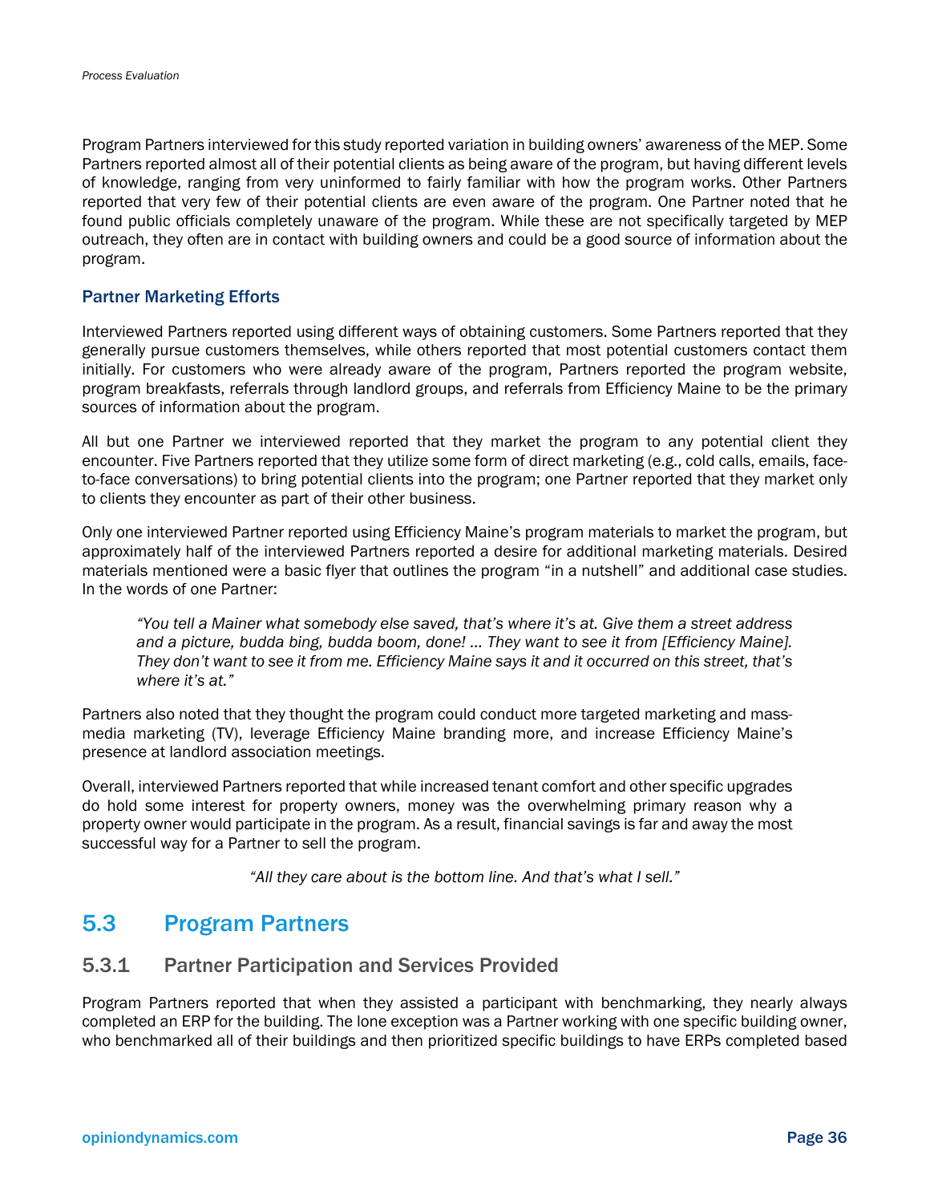Program Partners interviewed for this study reported variation in building owners' awareness of the MEP. Some Partners reported almost all of their potential clients as being aware of the program, but having different levels of knowledge, ranging from very uninformed to fairly familiar with how the program works. Other Partners reported that very few of their potential clients are even aware of the program. One Partner noted that he found public officials completely unaware of the program. While these are not specifically targeted by MEP outreach, they often are in contact with building owners and could be a good source of information about the program.

### Partner Marketing Efforts

Interviewed Partners reported using different ways of obtaining customers. Some Partners reported that they generally pursue customers themselves, while others reported that most potential customers contact them initially. For customers who were already aware of the program, Partners reported the program website, program breakfasts, referrals through landlord groups, and referrals from Efficiency Maine to be the primary sources of information about the program.

All but one Partner we interviewed reported that they market the program to any potential client they encounter. Five Partners reported that they utilize some form of direct marketing (e.g., cold calls, emails, face-to-face conversations) to bring potential clients into the program; one Partner reported that they market only to clients they encounter as part of their other business.

Only one interviewed Partner reported using Efficiency Maine's program materials to market the program, but approximately half of the interviewed Partners reported a desire for additional marketing materials. Desired materials mentioned were a basic flyer that outlines the program "in a nutshell" and additional case studies. In the words of one Partner:

> *"You tell a Mainer what somebody else saved, that's where it's at. Give them a street address and a picture, budda bing, budda boom, done! … They want to see it from [Efficiency Maine]. They don't want to see it from me. Efficiency Maine says it and it occurred on this street, that's where it's at."*

Partners also noted that they thought the program could conduct more targeted marketing and mass-media marketing (TV), leverage Efficiency Maine branding more, and increase Efficiency Maine's presence at landlord association meetings.

Overall, interviewed Partners reported that while increased tenant comfort and other specific upgrades do hold some interest for property owners, money was the overwhelming primary reason why a property owner would participate in the program. As a result, financial savings is far and away the most successful way for a Partner to sell the program.

> *"All they care about is the bottom line. And that's what I sell."*

## 5.3 Program Partners

### 5.3.1 Partner Participation and Services Provided

Program Partners reported that when they assisted a participant with benchmarking, they nearly always completed an ERP for the building. The lone exception was a Partner working with one specific building owner, who benchmarked all of their buildings and then prioritized specific buildings to have ERPs completed based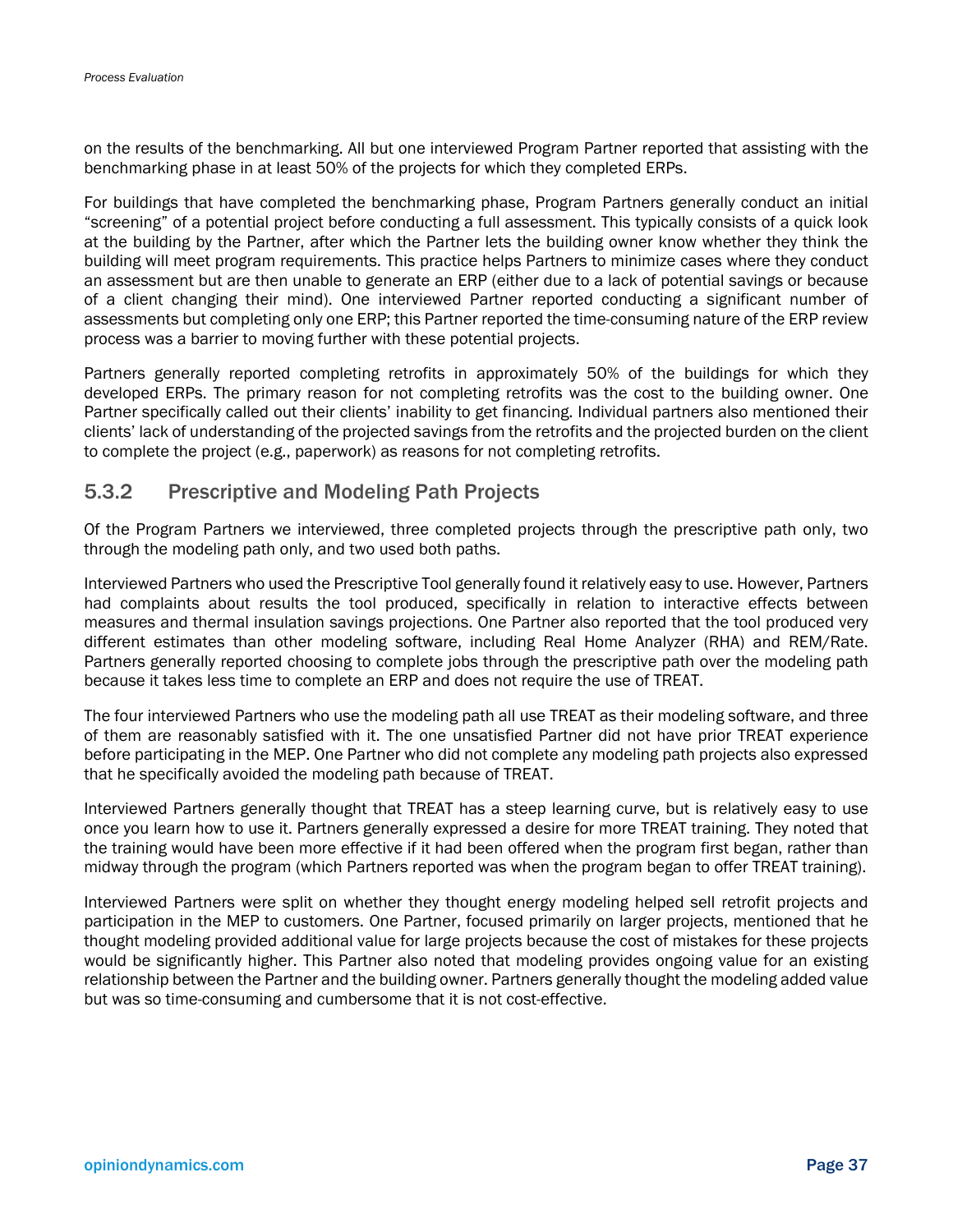on the results of the benchmarking. All but one interviewed Program Partner reported that assisting with the benchmarking phase in at least 50% of the projects for which they completed ERPs.

For buildings that have completed the benchmarking phase, Program Partners generally conduct an initial "screening" of a potential project before conducting a full assessment. This typically consists of a quick look at the building by the Partner, after which the Partner lets the building owner know whether they think the building will meet program requirements. This practice helps Partners to minimize cases where they conduct an assessment but are then unable to generate an ERP (either due to a lack of potential savings or because of a client changing their mind). One interviewed Partner reported conducting a significant number of assessments but completing only one ERP; this Partner reported the time-consuming nature of the ERP review process was a barrier to moving further with these potential projects.

Partners generally reported completing retrofits in approximately 50% of the buildings for which they developed ERPs. The primary reason for not completing retrofits was the cost to the building owner. One Partner specifically called out their clients' inability to get financing. Individual partners also mentioned their clients' lack of understanding of the projected savings from the retrofits and the projected burden on the client to complete the project (e.g., paperwork) as reasons for not completing retrofits.

### 5.3.2 Prescriptive and Modeling Path Projects

Of the Program Partners we interviewed, three completed projects through the prescriptive path only, two through the modeling path only, and two used both paths.

Interviewed Partners who used the Prescriptive Tool generally found it relatively easy to use. However, Partners had complaints about results the tool produced, specifically in relation to interactive effects between measures and thermal insulation savings projections. One Partner also reported that the tool produced very different estimates than other modeling software, including Real Home Analyzer (RHA) and REM/Rate. Partners generally reported choosing to complete jobs through the prescriptive path over the modeling path because it takes less time to complete an ERP and does not require the use of TREAT.

The four interviewed Partners who use the modeling path all use TREAT as their modeling software, and three of them are reasonably satisfied with it. The one unsatisfied Partner did not have prior TREAT experience before participating in the MEP. One Partner who did not complete any modeling path projects also expressed that he specifically avoided the modeling path because of TREAT.

Interviewed Partners generally thought that TREAT has a steep learning curve, but is relatively easy to use once you learn how to use it. Partners generally expressed a desire for more TREAT training. They noted that the training would have been more effective if it had been offered when the program first began, rather than midway through the program (which Partners reported was when the program began to offer TREAT training).

Interviewed Partners were split on whether they thought energy modeling helped sell retrofit projects and participation in the MEP to customers. One Partner, focused primarily on larger projects, mentioned that he thought modeling provided additional value for large projects because the cost of mistakes for these projects would be significantly higher. This Partner also noted that modeling provides ongoing value for an existing relationship between the Partner and the building owner. Partners generally thought the modeling added value but was so time-consuming and cumbersome that it is not cost-effective.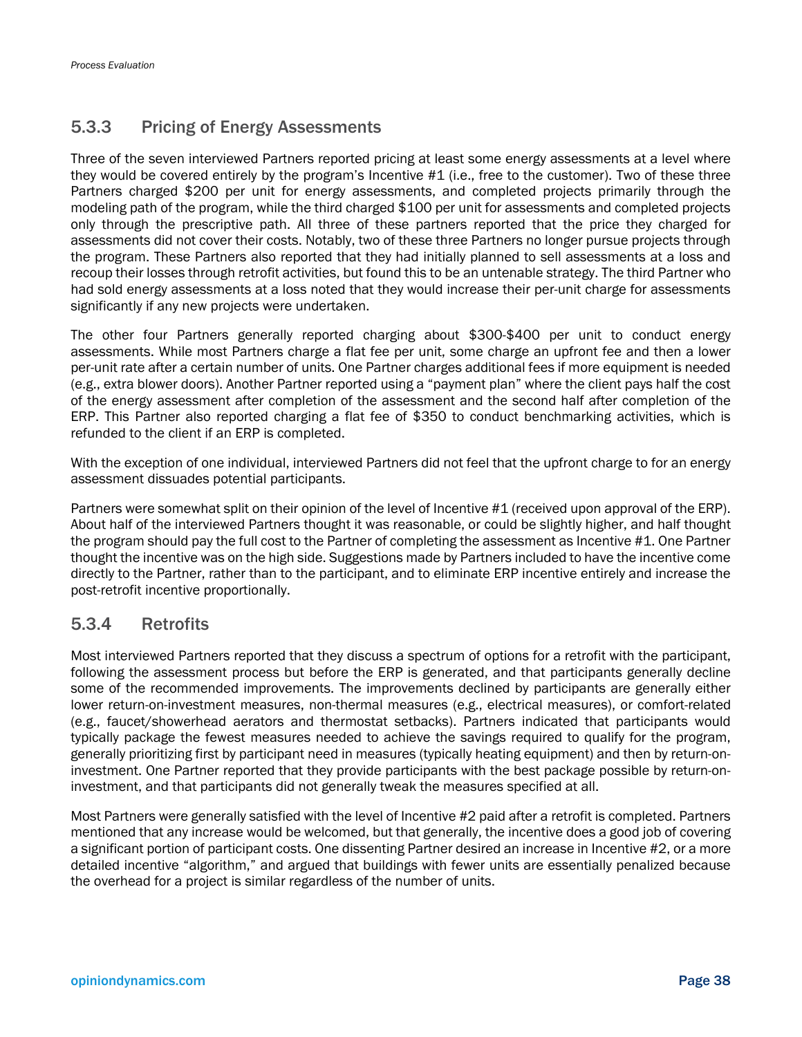### 5.3.3 Pricing of Energy Assessments

Three of the seven interviewed Partners reported pricing at least some energy assessments at a level where they would be covered entirely by the program's Incentive #1 (i.e., free to the customer). Two of these three Partners charged $200 per unit for energy assessments, and completed projects primarily through the modeling path of the program, while the third charged $100 per unit for assessments and completed projects only through the prescriptive path. All three of these partners reported that the price they charged for assessments did not cover their costs. Notably, two of these three Partners no longer pursue projects through the program. These Partners also reported that they had initially planned to sell assessments at a loss and recoup their losses through retrofit activities, but found this to be an untenable strategy. The third Partner who had sold energy assessments at a loss noted that they would increase their per-unit charge for assessments significantly if any new projects were undertaken.

The other four Partners generally reported charging about $300-$400 per unit to conduct energy assessments. While most Partners charge a flat fee per unit, some charge an upfront fee and then a lower per-unit rate after a certain number of units. One Partner charges additional fees if more equipment is needed (e.g., extra blower doors). Another Partner reported using a "payment plan" where the client pays half the cost of the energy assessment after completion of the assessment and the second half after completion of the ERP. This Partner also reported charging a flat fee of $350 to conduct benchmarking activities, which is refunded to the client if an ERP is completed.

With the exception of one individual, interviewed Partners did not feel that the upfront charge to for an energy assessment dissuades potential participants.

Partners were somewhat split on their opinion of the level of Incentive #1 (received upon approval of the ERP). About half of the interviewed Partners thought it was reasonable, or could be slightly higher, and half thought the program should pay the full cost to the Partner of completing the assessment as Incentive #1. One Partner thought the incentive was on the high side. Suggestions made by Partners included to have the incentive come directly to the Partner, rather than to the participant, and to eliminate ERP incentive entirely and increase the post-retrofit incentive proportionally.

### 5.3.4 Retrofits

Most interviewed Partners reported that they discuss a spectrum of options for a retrofit with the participant, following the assessment process but before the ERP is generated, and that participants generally decline some of the recommended improvements. The improvements declined by participants are generally either lower return-on-investment measures, non-thermal measures (e.g., electrical measures), or comfort-related (e.g., faucet/showerhead aerators and thermostat setbacks). Partners indicated that participants would typically package the fewest measures needed to achieve the savings required to qualify for the program, generally prioritizing first by participant need in measures (typically heating equipment) and then by return-on-investment. One Partner reported that they provide participants with the best package possible by return-on-investment, and that participants did not generally tweak the measures specified at all.

Most Partners were generally satisfied with the level of Incentive #2 paid after a retrofit is completed. Partners mentioned that any increase would be welcomed, but that generally, the incentive does a good job of covering a significant portion of participant costs. One dissenting Partner desired an increase in Incentive #2, or a more detailed incentive "algorithm," and argued that buildings with fewer units are essentially penalized because the overhead for a project is similar regardless of the number of units.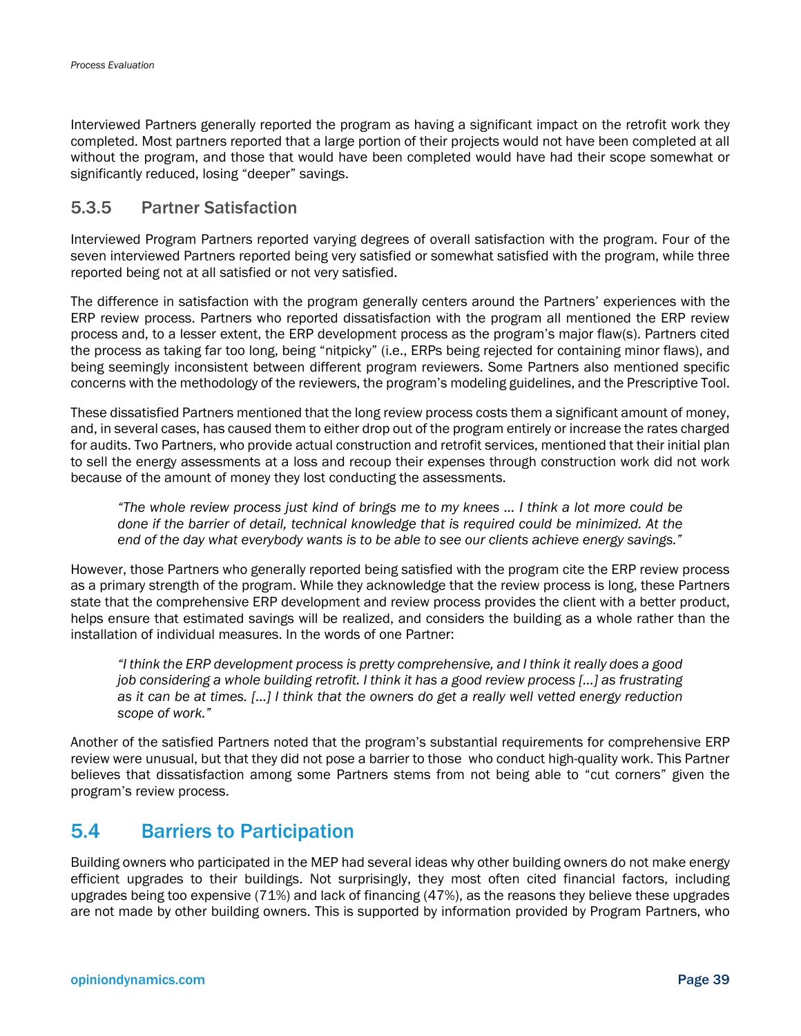Interviewed Partners generally reported the program as having a significant impact on the retrofit work they completed. Most partners reported that a large portion of their projects would not have been completed at all without the program, and those that would have been completed would have had their scope somewhat or significantly reduced, losing "deeper" savings.

### 5.3.5 Partner Satisfaction

Interviewed Program Partners reported varying degrees of overall satisfaction with the program. Four of the seven interviewed Partners reported being very satisfied or somewhat satisfied with the program, while three reported being not at all satisfied or not very satisfied.

The difference in satisfaction with the program generally centers around the Partners' experiences with the ERP review process. Partners who reported dissatisfaction with the program all mentioned the ERP review process and, to a lesser extent, the ERP development process as the program's major flaw(s). Partners cited the process as taking far too long, being "nitpicky" (i.e., ERPs being rejected for containing minor flaws), and being seemingly inconsistent between different program reviewers. Some Partners also mentioned specific concerns with the methodology of the reviewers, the program's modeling guidelines, and the Prescriptive Tool.

These dissatisfied Partners mentioned that the long review process costs them a significant amount of money, and, in several cases, has caused them to either drop out of the program entirely or increase the rates charged for audits. Two Partners, who provide actual construction and retrofit services, mentioned that their initial plan to sell the energy assessments at a loss and recoup their expenses through construction work did not work because of the amount of money they lost conducting the assessments.

> *"The whole review process just kind of brings me to my knees … I think a lot more could be done if the barrier of detail, technical knowledge that is required could be minimized. At the end of the day what everybody wants is to be able to see our clients achieve energy savings."*

However, those Partners who generally reported being satisfied with the program cite the ERP review process as a primary strength of the program. While they acknowledge that the review process is long, these Partners state that the comprehensive ERP development and review process provides the client with a better product, helps ensure that estimated savings will be realized, and considers the building as a whole rather than the installation of individual measures. In the words of one Partner:

> *"I think the ERP development process is pretty comprehensive, and I think it really does a good job considering a whole building retrofit. I think it has a good review process […] as frustrating as it can be at times. […] I think that the owners do get a really well vetted energy reduction scope of work."*

Another of the satisfied Partners noted that the program's substantial requirements for comprehensive ERP review were unusual, but that they did not pose a barrier to those who conduct high-quality work. This Partner believes that dissatisfaction among some Partners stems from not being able to "cut corners" given the program's review process.

## 5.4 Barriers to Participation

Building owners who participated in the MEP had several ideas why other building owners do not make energy efficient upgrades to their buildings. Not surprisingly, they most often cited financial factors, including upgrades being too expensive (71%) and lack of financing (47%), as the reasons they believe these upgrades are not made by other building owners. This is supported by information provided by Program Partners, who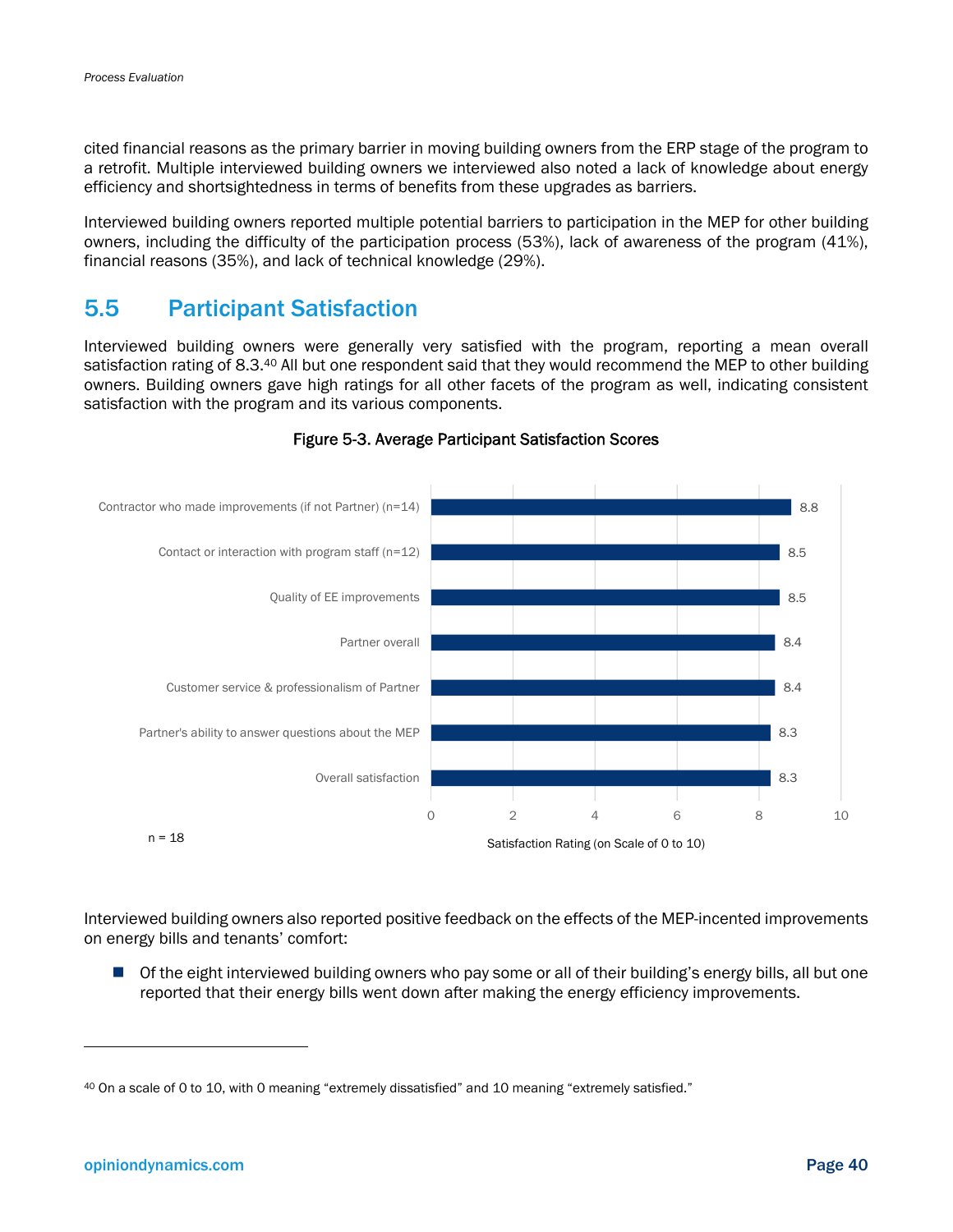cited financial reasons as the primary barrier in moving building owners from the ERP stage of the program to a retrofit. Multiple interviewed building owners we interviewed also noted a lack of knowledge about energy efficiency and shortsightedness in terms of benefits from these upgrades as barriers.

Interviewed building owners reported multiple potential barriers to participation in the MEP for other building owners, including the difficulty of the participation process (53%), lack of awareness of the program (41%), financial reasons (35%), and lack of technical knowledge (29%).

## 5.5 Participant Satisfaction

Interviewed building owners were generally very satisfied with the program, reporting a mean overall satisfaction rating of 8.3.[40] All but one respondent said that they would recommend the MEP to other building owners. Building owners gave high ratings for all other facets of the program as well, indicating consistent satisfaction with the program and its various components.

**Figure 5-3. Average Participant Satisfaction Scores**

| Item | Satisfaction Rating (on Scale of 0 to 10) |
|---|---|
| Contractor who made improvements (if not Partner) (n=14) | 8.8 |
| Contact or interaction with program staff (n=12) | 8.5 |
| Quality of EE improvements | 8.5 |
| Partner overall | 8.4 |
| Customer service & professionalism of Partner | 8.4 |
| Partner's ability to answer questions about the MEP | 8.3 |
| Overall satisfaction | 8.3 |

n = 18

Interviewed building owners also reported positive feedback on the effects of the MEP-incented improvements on energy bills and tenants' comfort:

- Of the eight interviewed building owners who pay some or all of their building's energy bills, all but one reported that their energy bills went down after making the energy efficiency improvements.

---

[40] On a scale of 0 to 10, with 0 meaning "extremely dissatisfied" and 10 meaning "extremely satisfied."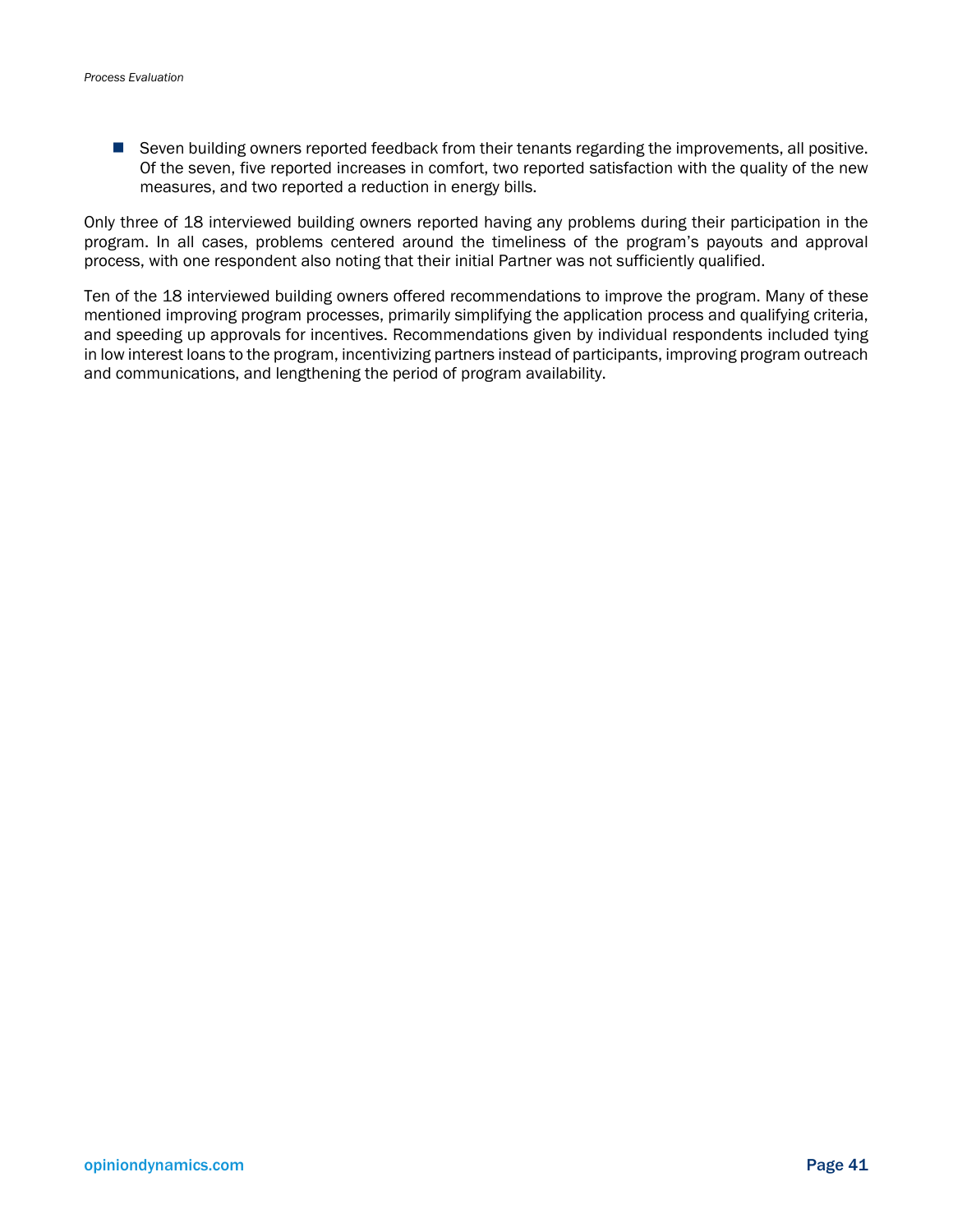- Seven building owners reported feedback from their tenants regarding the improvements, all positive. Of the seven, five reported increases in comfort, two reported satisfaction with the quality of the new measures, and two reported a reduction in energy bills.

Only three of 18 interviewed building owners reported having any problems during their participation in the program. In all cases, problems centered around the timeliness of the program's payouts and approval process, with one respondent also noting that their initial Partner was not sufficiently qualified.

Ten of the 18 interviewed building owners offered recommendations to improve the program. Many of these mentioned improving program processes, primarily simplifying the application process and qualifying criteria, and speeding up approvals for incentives. Recommendations given by individual respondents included tying in low interest loans to the program, incentivizing partners instead of participants, improving program outreach and communications, and lengthening the period of program availability.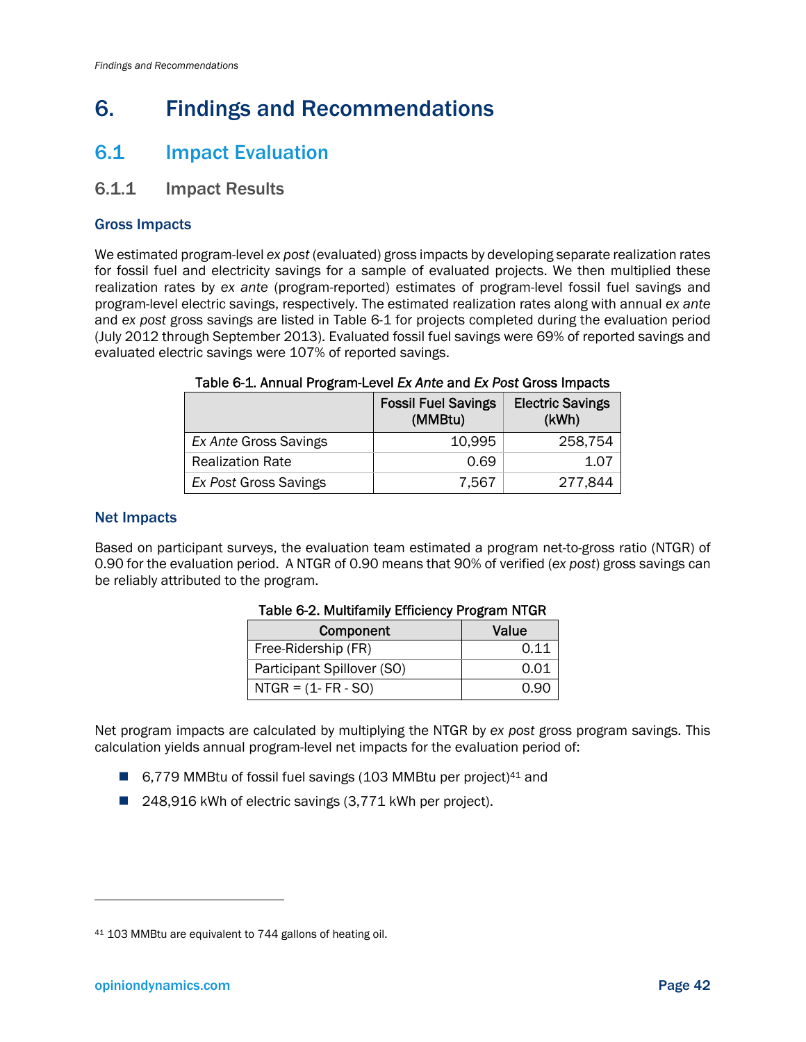# 6. Findings and Recommendations

## 6.1 Impact Evaluation

### 6.1.1 Impact Results

#### Gross Impacts

We estimated program-level *ex post* (evaluated) gross impacts by developing separate realization rates for fossil fuel and electricity savings for a sample of evaluated projects. We then multiplied these realization rates by *ex ante* (program-reported) estimates of program-level fossil fuel savings and program-level electric savings, respectively. The estimated realization rates along with annual *ex ante* and *ex post* gross savings are listed in Table 6-1 for projects completed during the evaluation period (July 2012 through September 2013). Evaluated fossil fuel savings were 69% of reported savings and evaluated electric savings were 107% of reported savings.

Table 6-1. Annual Program-Level *Ex Ante* and *Ex Post* Gross Impacts

| | Fossil Fuel Savings (MMBtu) | Electric Savings (kWh) |
|---|---|---|
| *Ex Ante* Gross Savings | 10,995 | 258,754 |
| Realization Rate | 0.69 | 1.07 |
| *Ex Post* Gross Savings | 7,567 | 277,844 |

#### Net Impacts

Based on participant surveys, the evaluation team estimated a program net-to-gross ratio (NTGR) of 0.90 for the evaluation period. A NTGR of 0.90 means that 90% of verified (*ex post*) gross savings can be reliably attributed to the program.

Table 6-2. Multifamily Efficiency Program NTGR

| Component | Value |
|---|---|
| Free-Ridership (FR) | 0.11 |
| Participant Spillover (SO) | 0.01 |
| NTGR = (1- FR - SO) | 0.90 |

Net program impacts are calculated by multiplying the NTGR by *ex post* gross program savings. This calculation yields annual program-level net impacts for the evaluation period of:

- 6,779 MMBtu of fossil fuel savings (103 MMBtu per project)[41] and
- 248,916 kWh of electric savings (3,771 kWh per project).

---

[41] 103 MMBtu are equivalent to 744 gallons of heating oil.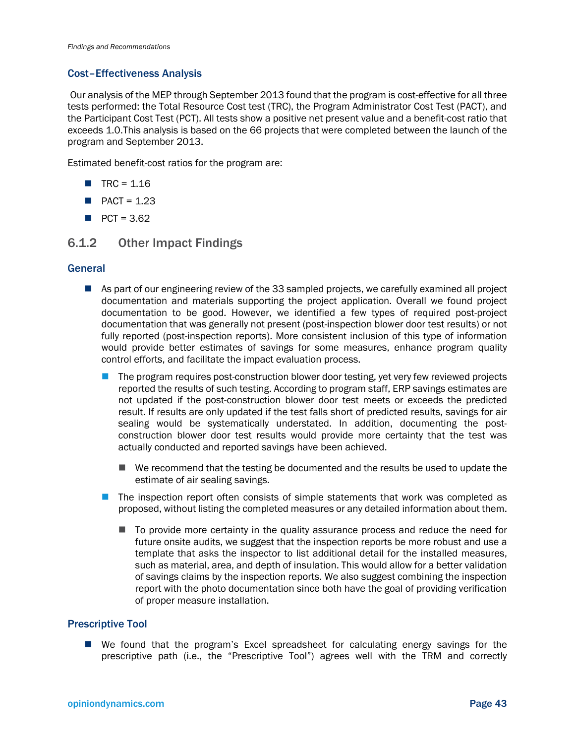### Cost–Effectiveness Analysis

Our analysis of the MEP through September 2013 found that the program is cost-effective for all three tests performed: the Total Resource Cost test (TRC), the Program Administrator Cost Test (PACT), and the Participant Cost Test (PCT). All tests show a positive net present value and a benefit-cost ratio that exceeds 1.0.This analysis is based on the 66 projects that were completed between the launch of the program and September 2013.

Estimated benefit-cost ratios for the program are:

- TRC = 1.16
- PACT = 1.23
- PCT = 3.62

## 6.1.2 Other Impact Findings

### General

- As part of our engineering review of the 33 sampled projects, we carefully examined all project documentation and materials supporting the project application. Overall we found project documentation to be good. However, we identified a few types of required post-project documentation that was generally not present (post-inspection blower door test results) or not fully reported (post-inspection reports). More consistent inclusion of this type of information would provide better estimates of savings for some measures, enhance program quality control efforts, and facilitate the impact evaluation process.
  - The program requires post-construction blower door testing, yet very few reviewed projects reported the results of such testing. According to program staff, ERP savings estimates are not updated if the post-construction blower door test meets or exceeds the predicted result. If results are only updated if the test falls short of predicted results, savings for air sealing would be systematically understated. In addition, documenting the post-construction blower door test results would provide more certainty that the test was actually conducted and reported savings have been achieved.
    - We recommend that the testing be documented and the results be used to update the estimate of air sealing savings.
  - The inspection report often consists of simple statements that work was completed as proposed, without listing the completed measures or any detailed information about them.
    - To provide more certainty in the quality assurance process and reduce the need for future onsite audits, we suggest that the inspection reports be more robust and use a template that asks the inspector to list additional detail for the installed measures, such as material, area, and depth of insulation. This would allow for a better validation of savings claims by the inspection reports. We also suggest combining the inspection report with the photo documentation since both have the goal of providing verification of proper measure installation.

### Prescriptive Tool

- We found that the program's Excel spreadsheet for calculating energy savings for the prescriptive path (i.e., the "Prescriptive Tool") agrees well with the TRM and correctly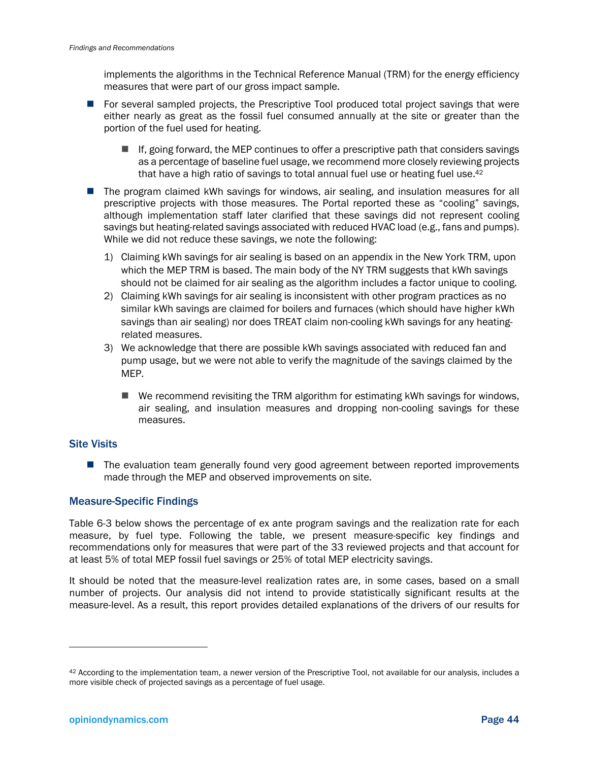implements the algorithms in the Technical Reference Manual (TRM) for the energy efficiency measures that were part of our gross impact sample.

- For several sampled projects, the Prescriptive Tool produced total project savings that were either nearly as great as the fossil fuel consumed annually at the site or greater than the portion of the fuel used for heating.
  - If, going forward, the MEP continues to offer a prescriptive path that considers savings as a percentage of baseline fuel usage, we recommend more closely reviewing projects that have a high ratio of savings to total annual fuel use or heating fuel use.[42]
- The program claimed kWh savings for windows, air sealing, and insulation measures for all prescriptive projects with those measures. The Portal reported these as "cooling" savings, although implementation staff later clarified that these savings did not represent cooling savings but heating-related savings associated with reduced HVAC load (e.g., fans and pumps). While we did not reduce these savings, we note the following:
  1) Claiming kWh savings for air sealing is based on an appendix in the New York TRM, upon which the MEP TRM is based. The main body of the NY TRM suggests that kWh savings should not be claimed for air sealing as the algorithm includes a factor unique to cooling.
  2) Claiming kWh savings for air sealing is inconsistent with other program practices as no similar kWh savings are claimed for boilers and furnaces (which should have higher kWh savings than air sealing) nor does TREAT claim non-cooling kWh savings for any heating-related measures.
  3) We acknowledge that there are possible kWh savings associated with reduced fan and pump usage, but we were not able to verify the magnitude of the savings claimed by the MEP.
     - We recommend revisiting the TRM algorithm for estimating kWh savings for windows, air sealing, and insulation measures and dropping non-cooling savings for these measures.

### Site Visits

- The evaluation team generally found very good agreement between reported improvements made through the MEP and observed improvements on site.

### Measure-Specific Findings

Table 6-3 below shows the percentage of ex ante program savings and the realization rate for each measure, by fuel type. Following the table, we present measure-specific key findings and recommendations only for measures that were part of the 33 reviewed projects and that account for at least 5% of total MEP fossil fuel savings or 25% of total MEP electricity savings.

It should be noted that the measure-level realization rates are, in some cases, based on a small number of projects. Our analysis did not intend to provide statistically significant results at the measure-level. As a result, this report provides detailed explanations of the drivers of our results for

---

[42] According to the implementation team, a newer version of the Prescriptive Tool, not available for our analysis, includes a more visible check of projected savings as a percentage of fuel usage.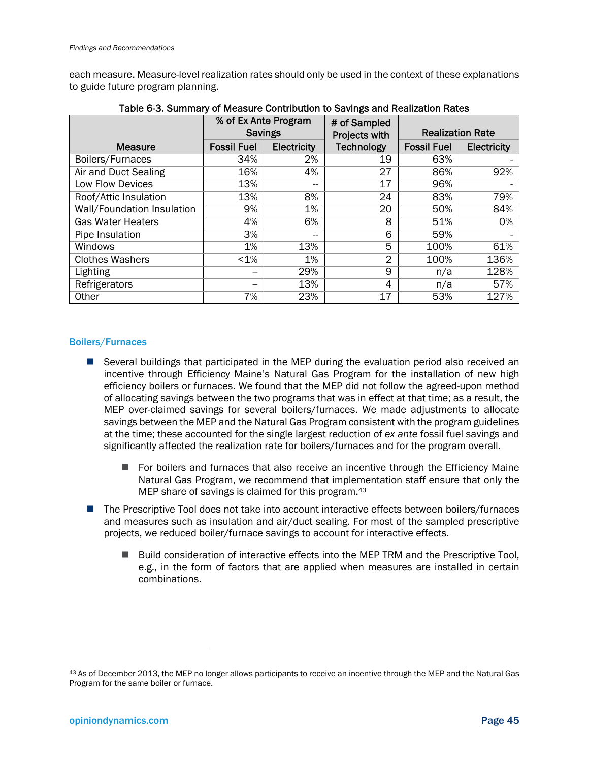each measure. Measure-level realization rates should only be used in the context of these explanations to guide future program planning.

Table 6-3. Summary of Measure Contribution to Savings and Realization Rates

| Measure | % of Ex Ante Program Savings | | # of Sampled Projects with Technology | Realization Rate | |
|---|---|---|---|---|---|
| | Fossil Fuel | Electricity | | Fossil Fuel | Electricity |
| Boilers/Furnaces | 34% | 2% | 19 | 63% | - |
| Air and Duct Sealing | 16% | 4% | 27 | 86% | 92% |
| Low Flow Devices | 13% | -- | 17 | 96% | - |
| Roof/Attic Insulation | 13% | 8% | 24 | 83% | 79% |
| Wall/Foundation Insulation | 9% | 1% | 20 | 50% | 84% |
| Gas Water Heaters | 4% | 6% | 8 | 51% | 0% |
| Pipe Insulation | 3% | -- | 6 | 59% | - |
| Windows | 1% | 13% | 5 | 100% | 61% |
| Clothes Washers | <1% | 1% | 2 | 100% | 136% |
| Lighting | -- | 29% | 9 | n/a | 128% |
| Refrigerators | -- | 13% | 4 | n/a | 57% |
| Other | 7% | 23% | 17 | 53% | 127% |

### Boilers/Furnaces

- Several buildings that participated in the MEP during the evaluation period also received an incentive through Efficiency Maine's Natural Gas Program for the installation of new high efficiency boilers or furnaces. We found that the MEP did not follow the agreed-upon method of allocating savings between the two programs that was in effect at that time; as a result, the MEP over-claimed savings for several boilers/furnaces. We made adjustments to allocate savings between the MEP and the Natural Gas Program consistent with the program guidelines at the time; these accounted for the single largest reduction of *ex ante* fossil fuel savings and significantly affected the realization rate for boilers/furnaces and for the program overall.
  - For boilers and furnaces that also receive an incentive through the Efficiency Maine Natural Gas Program, we recommend that implementation staff ensure that only the MEP share of savings is claimed for this program.[43]
- The Prescriptive Tool does not take into account interactive effects between boilers/furnaces and measures such as insulation and air/duct sealing. For most of the sampled prescriptive projects, we reduced boiler/furnace savings to account for interactive effects.
  - Build consideration of interactive effects into the MEP TRM and the Prescriptive Tool, e.g., in the form of factors that are applied when measures are installed in certain combinations.

[43] As of December 2013, the MEP no longer allows participants to receive an incentive through the MEP and the Natural Gas Program for the same boiler or furnace.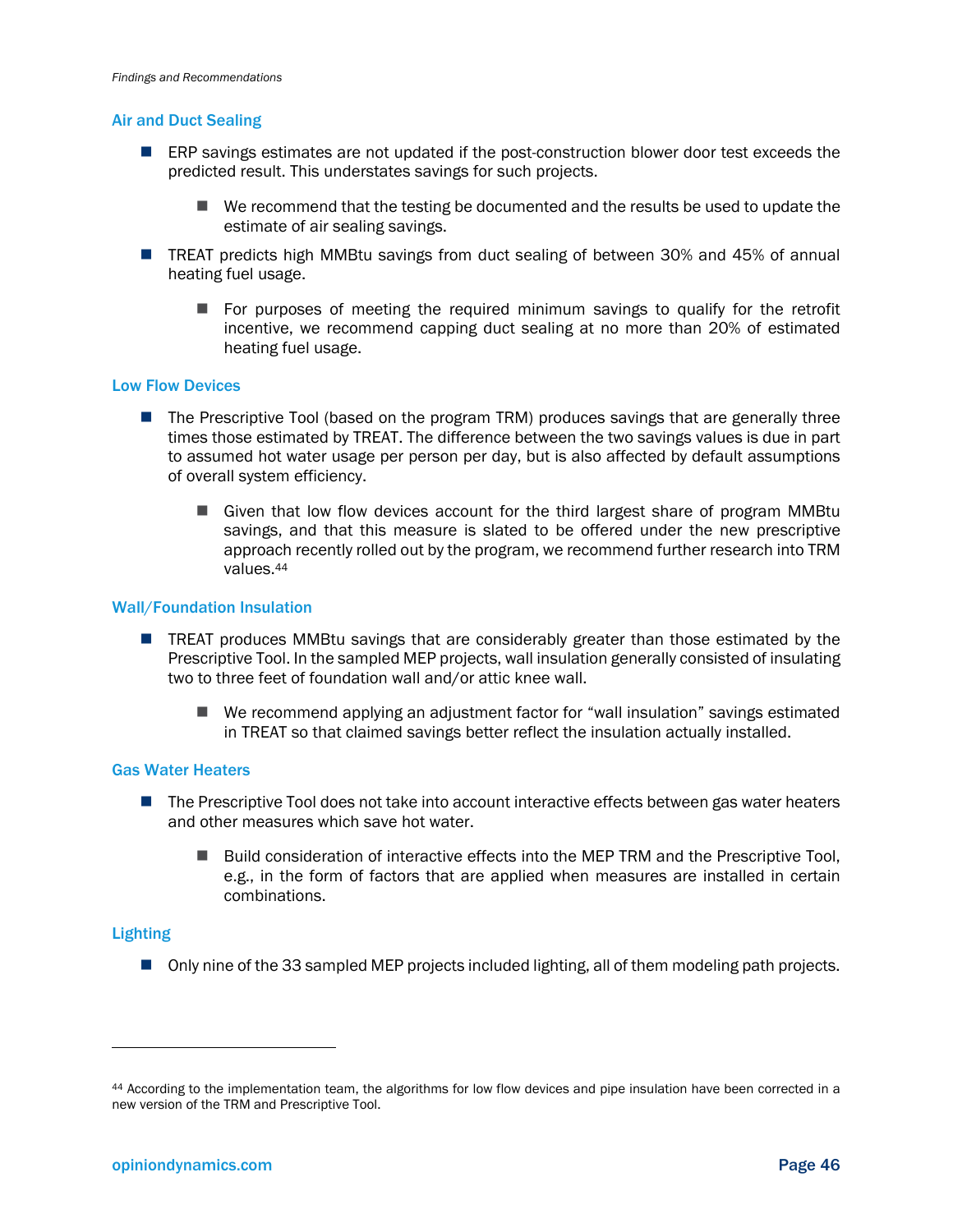### Air and Duct Sealing

- ERP savings estimates are not updated if the post-construction blower door test exceeds the predicted result. This understates savings for such projects.
  - We recommend that the testing be documented and the results be used to update the estimate of air sealing savings.
- TREAT predicts high MMBtu savings from duct sealing of between 30% and 45% of annual heating fuel usage.
  - For purposes of meeting the required minimum savings to qualify for the retrofit incentive, we recommend capping duct sealing at no more than 20% of estimated heating fuel usage.

### Low Flow Devices

- The Prescriptive Tool (based on the program TRM) produces savings that are generally three times those estimated by TREAT. The difference between the two savings values is due in part to assumed hot water usage per person per day, but is also affected by default assumptions of overall system efficiency.
  - Given that low flow devices account for the third largest share of program MMBtu savings, and that this measure is slated to be offered under the new prescriptive approach recently rolled out by the program, we recommend further research into TRM values.[44]

### Wall/Foundation Insulation

- TREAT produces MMBtu savings that are considerably greater than those estimated by the Prescriptive Tool. In the sampled MEP projects, wall insulation generally consisted of insulating two to three feet of foundation wall and/or attic knee wall.
  - We recommend applying an adjustment factor for "wall insulation" savings estimated in TREAT so that claimed savings better reflect the insulation actually installed.

### Gas Water Heaters

- The Prescriptive Tool does not take into account interactive effects between gas water heaters and other measures which save hot water.
  - Build consideration of interactive effects into the MEP TRM and the Prescriptive Tool, e.g., in the form of factors that are applied when measures are installed in certain combinations.

### Lighting

- Only nine of the 33 sampled MEP projects included lighting, all of them modeling path projects.

---

[44] According to the implementation team, the algorithms for low flow devices and pipe insulation have been corrected in a new version of the TRM and Prescriptive Tool.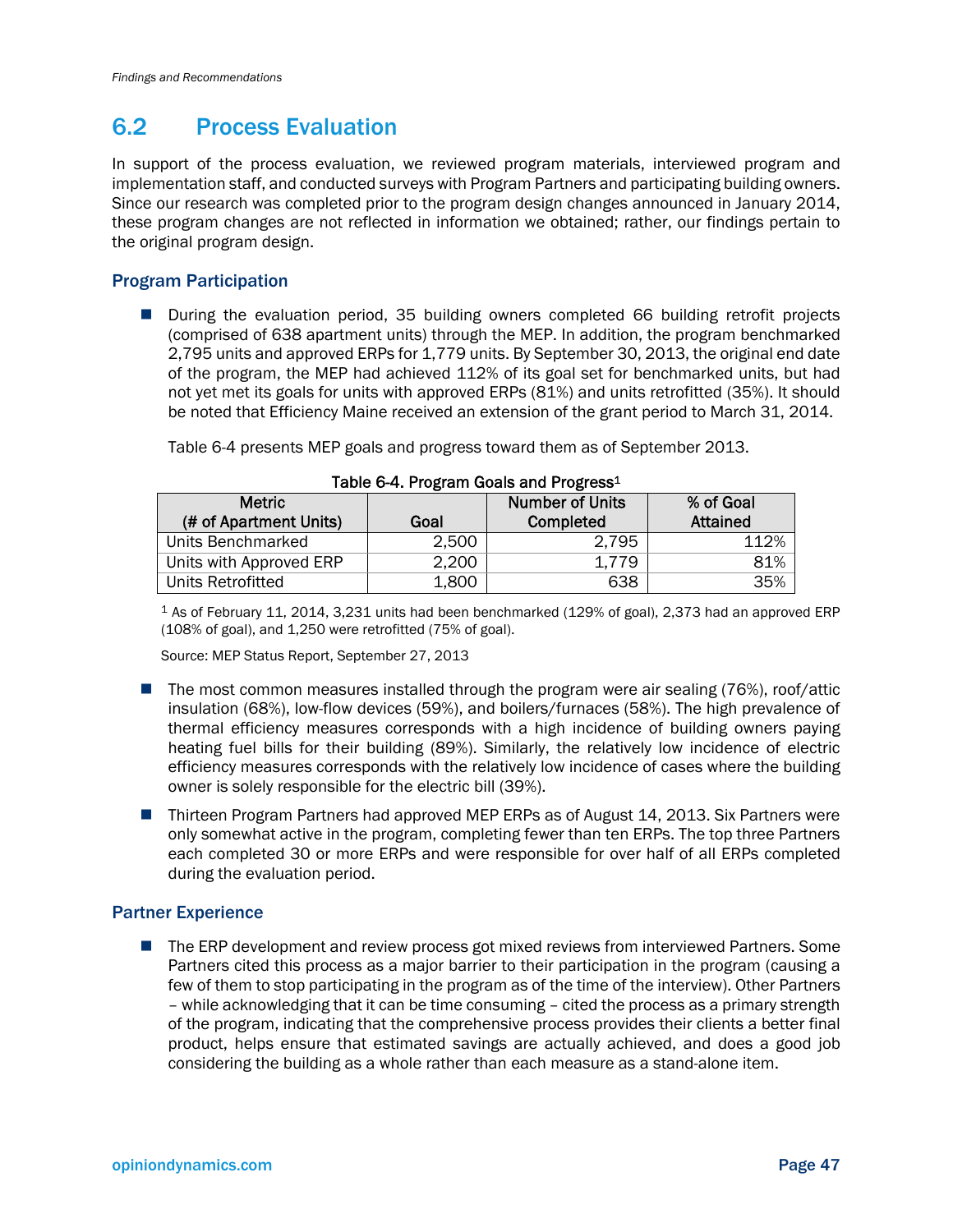## 6.2 Process Evaluation

In support of the process evaluation, we reviewed program materials, interviewed program and implementation staff, and conducted surveys with Program Partners and participating building owners. Since our research was completed prior to the program design changes announced in January 2014, these program changes are not reflected in information we obtained; rather, our findings pertain to the original program design.

### Program Participation

- During the evaluation period, 35 building owners completed 66 building retrofit projects (comprised of 638 apartment units) through the MEP. In addition, the program benchmarked 2,795 units and approved ERPs for 1,779 units. By September 30, 2013, the original end date of the program, the MEP had achieved 112% of its goal set for benchmarked units, but had not yet met its goals for units with approved ERPs (81%) and units retrofitted (35%). It should be noted that Efficiency Maine received an extension of the grant period to March 31, 2014.

  Table 6-4 presents MEP goals and progress toward them as of September 2013.

**Table 6-4. Program Goals and Progress[1]**

| Metric (# of Apartment Units) | Goal | Number of Units Completed | % of Goal Attained |
|---|---|---|---|
| Units Benchmarked | 2,500 | 2,795 | 112% |
| Units with Approved ERP | 2,200 | 1,779 | 81% |
| Units Retrofitted | 1,800 | 638 | 35% |

[1] As of February 11, 2014, 3,231 units had been benchmarked (129% of goal), 2,373 had an approved ERP (108% of goal), and 1,250 were retrofitted (75% of goal).

Source: MEP Status Report, September 27, 2013

- The most common measures installed through the program were air sealing (76%), roof/attic insulation (68%), low-flow devices (59%), and boilers/furnaces (58%). The high prevalence of thermal efficiency measures corresponds with a high incidence of building owners paying heating fuel bills for their building (89%). Similarly, the relatively low incidence of electric efficiency measures corresponds with the relatively low incidence of cases where the building owner is solely responsible for the electric bill (39%).

- Thirteen Program Partners had approved MEP ERPs as of August 14, 2013. Six Partners were only somewhat active in the program, completing fewer than ten ERPs. The top three Partners each completed 30 or more ERPs and were responsible for over half of all ERPs completed during the evaluation period.

### Partner Experience

- The ERP development and review process got mixed reviews from interviewed Partners. Some Partners cited this process as a major barrier to their participation in the program (causing a few of them to stop participating in the program as of the time of the interview). Other Partners – while acknowledging that it can be time consuming – cited the process as a primary strength of the program, indicating that the comprehensive process provides their clients a better final product, helps ensure that estimated savings are actually achieved, and does a good job considering the building as a whole rather than each measure as a stand-alone item.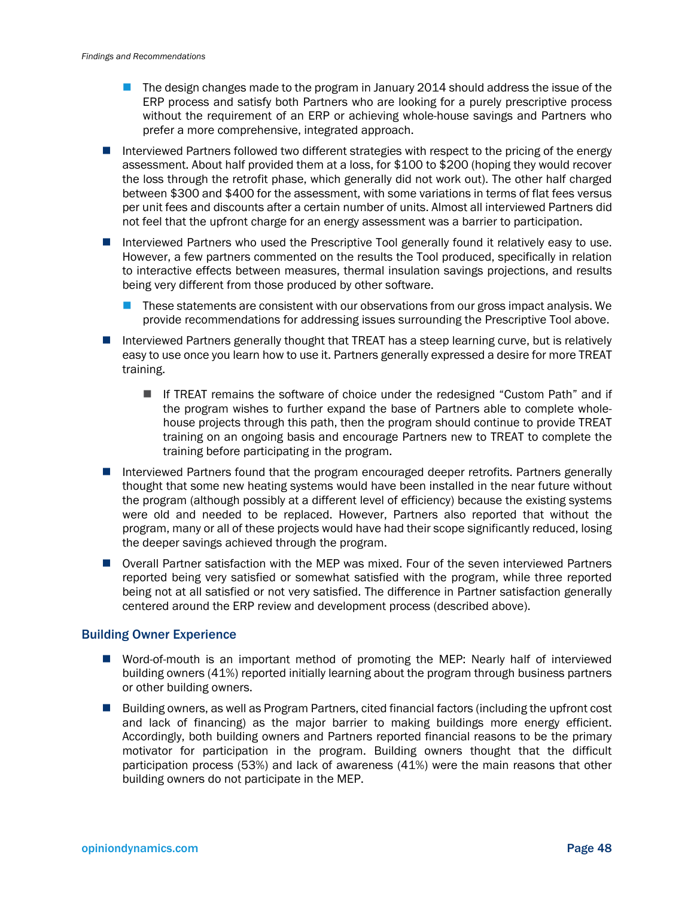- The design changes made to the program in January 2014 should address the issue of the ERP process and satisfy both Partners who are looking for a purely prescriptive process without the requirement of an ERP or achieving whole-house savings and Partners who prefer a more comprehensive, integrated approach.

- Interviewed Partners followed two different strategies with respect to the pricing of the energy assessment. About half provided them at a loss, for $100 to $200 (hoping they would recover the loss through the retrofit phase, which generally did not work out). The other half charged between $300 and $400 for the assessment, with some variations in terms of flat fees versus per unit fees and discounts after a certain number of units. Almost all interviewed Partners did not feel that the upfront charge for an energy assessment was a barrier to participation.

- Interviewed Partners who used the Prescriptive Tool generally found it relatively easy to use. However, a few partners commented on the results the Tool produced, specifically in relation to interactive effects between measures, thermal insulation savings projections, and results being very different from those produced by other software.
  - These statements are consistent with our observations from our gross impact analysis. We provide recommendations for addressing issues surrounding the Prescriptive Tool above.

- Interviewed Partners generally thought that TREAT has a steep learning curve, but is relatively easy to use once you learn how to use it. Partners generally expressed a desire for more TREAT training.
  - If TREAT remains the software of choice under the redesigned "Custom Path" and if the program wishes to further expand the base of Partners able to complete whole-house projects through this path, then the program should continue to provide TREAT training on an ongoing basis and encourage Partners new to TREAT to complete the training before participating in the program.

- Interviewed Partners found that the program encouraged deeper retrofits. Partners generally thought that some new heating systems would have been installed in the near future without the program (although possibly at a different level of efficiency) because the existing systems were old and needed to be replaced. However, Partners also reported that without the program, many or all of these projects would have had their scope significantly reduced, losing the deeper savings achieved through the program.

- Overall Partner satisfaction with the MEP was mixed. Four of the seven interviewed Partners reported being very satisfied or somewhat satisfied with the program, while three reported being not at all satisfied or not very satisfied. The difference in Partner satisfaction generally centered around the ERP review and development process (described above).

### Building Owner Experience

- Word-of-mouth is an important method of promoting the MEP: Nearly half of interviewed building owners (41%) reported initially learning about the program through business partners or other building owners.

- Building owners, as well as Program Partners, cited financial factors (including the upfront cost and lack of financing) as the major barrier to making buildings more energy efficient. Accordingly, both building owners and Partners reported financial reasons to be the primary motivator for participation in the program. Building owners thought that the difficult participation process (53%) and lack of awareness (41%) were the main reasons that other building owners do not participate in the MEP.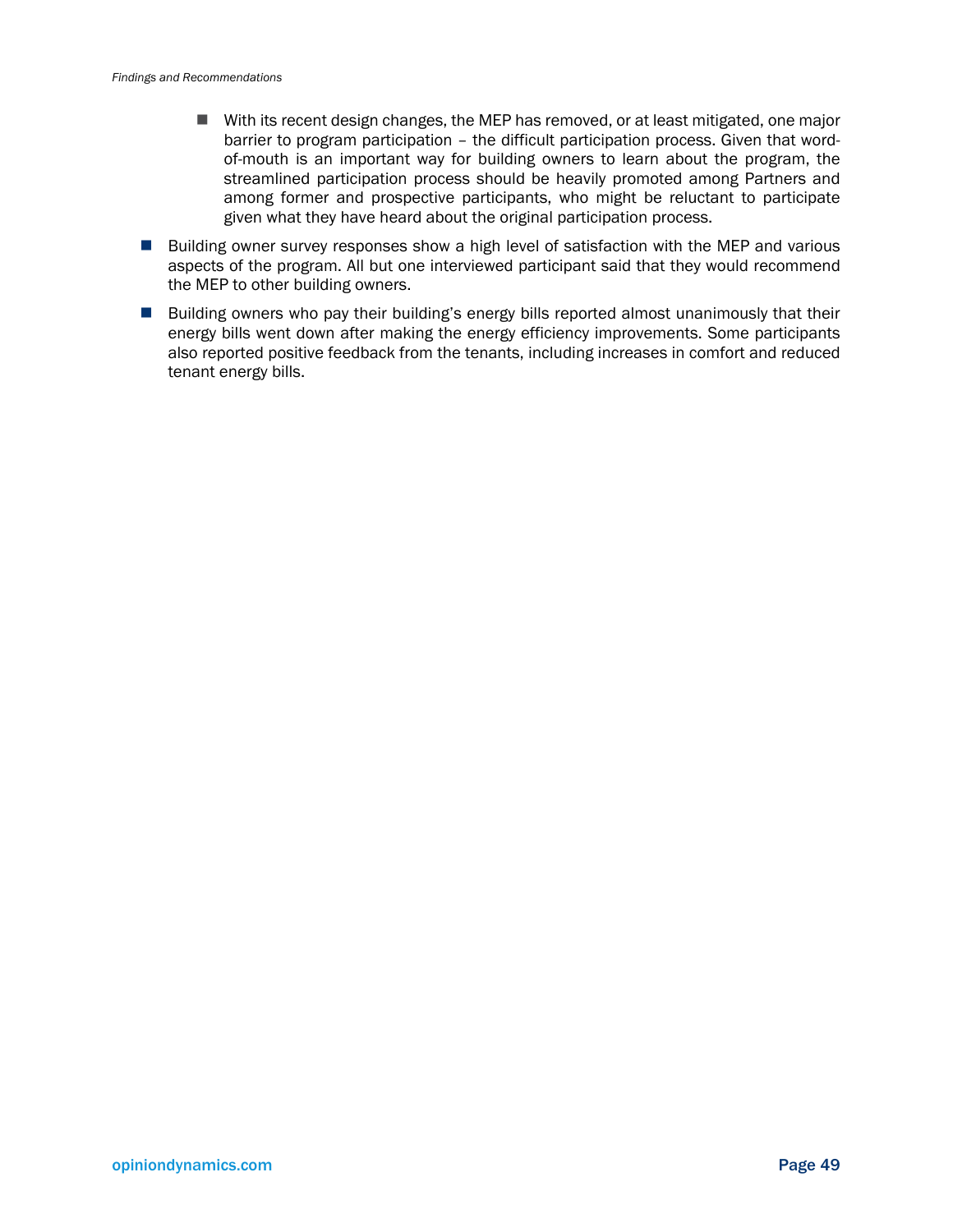- With its recent design changes, the MEP has removed, or at least mitigated, one major barrier to program participation – the difficult participation process. Given that word-of-mouth is an important way for building owners to learn about the program, the streamlined participation process should be heavily promoted among Partners and among former and prospective participants, who might be reluctant to participate given what they have heard about the original participation process.

- Building owner survey responses show a high level of satisfaction with the MEP and various aspects of the program. All but one interviewed participant said that they would recommend the MEP to other building owners.
- Building owners who pay their building's energy bills reported almost unanimously that their energy bills went down after making the energy efficiency improvements. Some participants also reported positive feedback from the tenants, including increases in comfort and reduced tenant energy bills.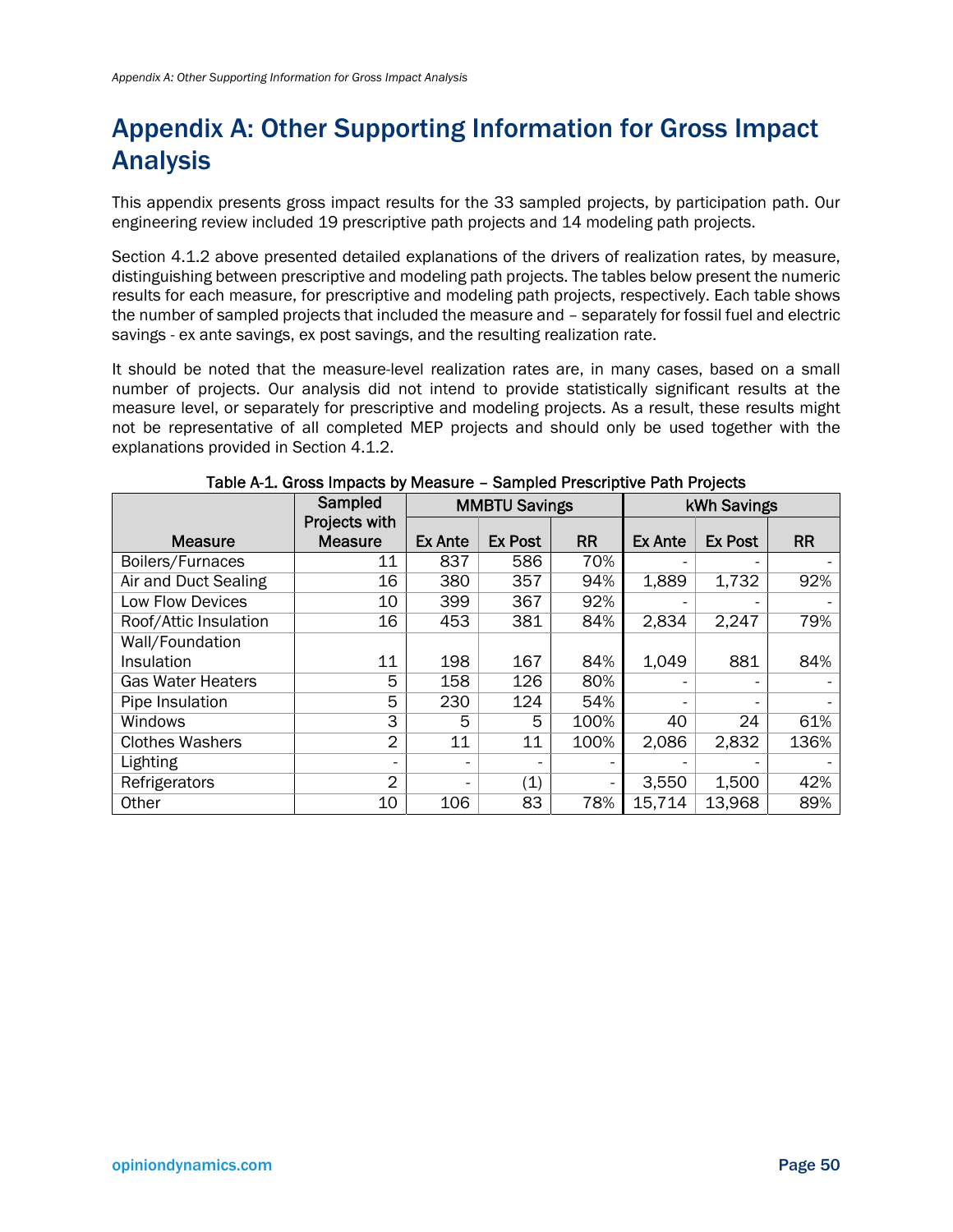# Appendix A: Other Supporting Information for Gross Impact Analysis

This appendix presents gross impact results for the 33 sampled projects, by participation path. Our engineering review included 19 prescriptive path projects and 14 modeling path projects.

Section 4.1.2 above presented detailed explanations of the drivers of realization rates, by measure, distinguishing between prescriptive and modeling path projects. The tables below present the numeric results for each measure, for prescriptive and modeling path projects, respectively. Each table shows the number of sampled projects that included the measure and – separately for fossil fuel and electric savings - ex ante savings, ex post savings, and the resulting realization rate.

It should be noted that the measure-level realization rates are, in many cases, based on a small number of projects. Our analysis did not intend to provide statistically significant results at the measure level, or separately for prescriptive and modeling projects. As a result, these results might not be representative of all completed MEP projects and should only be used together with the explanations provided in Section 4.1.2.

**Table A-1. Gross Impacts by Measure – Sampled Prescriptive Path Projects**

| Measure | Sampled Projects with Measure | MMBTU Savings | | | kWh Savings | | |
|---|---|---|---|---|---|---|---|
| | | Ex Ante | Ex Post | RR | Ex Ante | Ex Post | RR |
| Boilers/Furnaces | 11 | 837 | 586 | 70% | - | - | - |
| Air and Duct Sealing | 16 | 380 | 357 | 94% | 1,889 | 1,732 | 92% |
| Low Flow Devices | 10 | 399 | 367 | 92% | - | - | - |
| Roof/Attic Insulation | 16 | 453 | 381 | 84% | 2,834 | 2,247 | 79% |
| Wall/Foundation Insulation | 11 | 198 | 167 | 84% | 1,049 | 881 | 84% |
| Gas Water Heaters | 5 | 158 | 126 | 80% | - | - | - |
| Pipe Insulation | 5 | 230 | 124 | 54% | - | - | - |
| Windows | 3 | 5 | 5 | 100% | 40 | 24 | 61% |
| Clothes Washers | 2 | 11 | 11 | 100% | 2,086 | 2,832 | 136% |
| Lighting | - | - | - | - | - | - | - |
| Refrigerators | 2 | - | (1) | - | 3,550 | 1,500 | 42% |
| Other | 10 | 106 | 83 | 78% | 15,714 | 13,968 | 89% |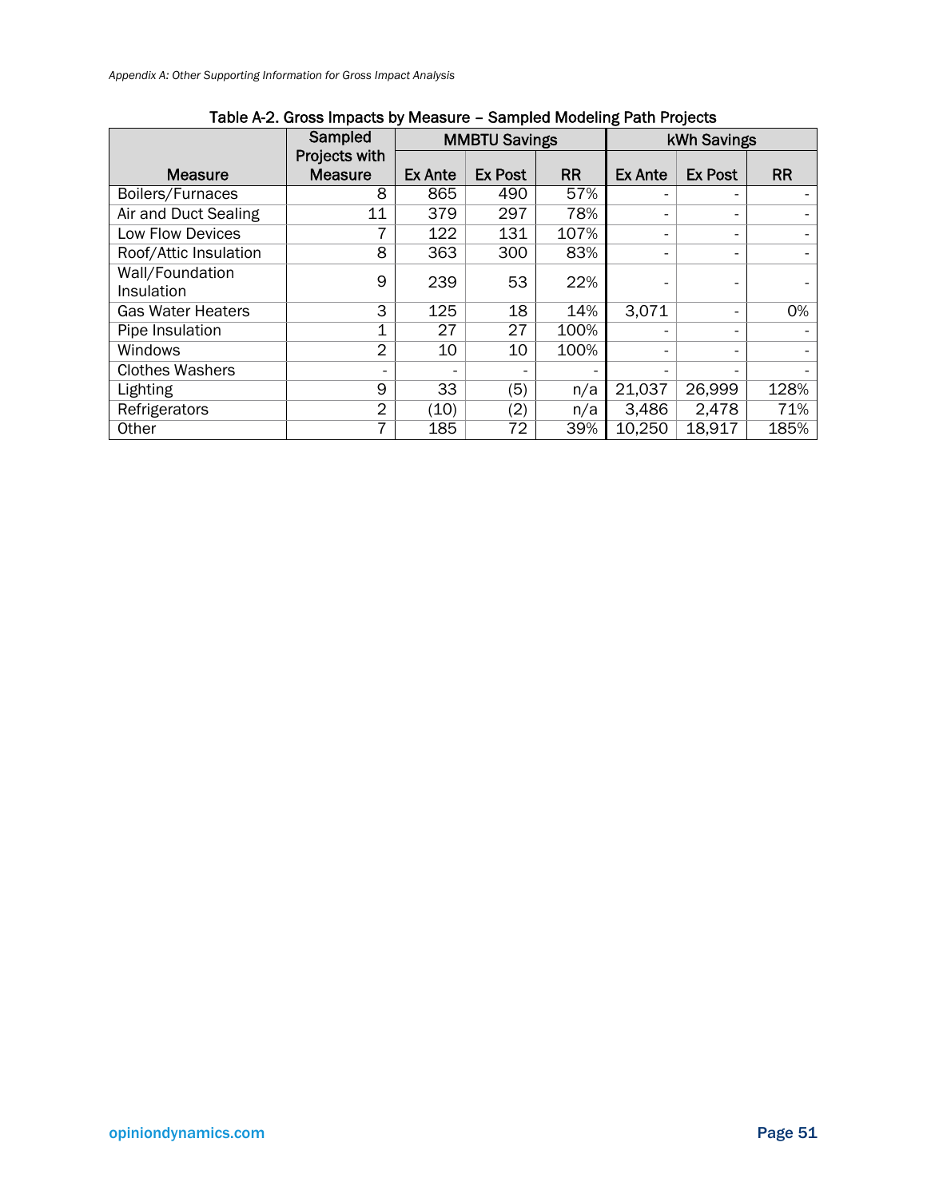Table A-2. Gross Impacts by Measure – Sampled Modeling Path Projects

| Measure | Sampled Projects with Measure | MMBTU Savings | | | kWh Savings | | |
|---|---|---|---|---|---|---|---|
| | | Ex Ante | Ex Post | RR | Ex Ante | Ex Post | RR |
| Boilers/Furnaces | 8 | 865 | 490 | 57% | - | - | - |
| Air and Duct Sealing | 11 | 379 | 297 | 78% | - | - | - |
| Low Flow Devices | 7 | 122 | 131 | 107% | - | - | - |
| Roof/Attic Insulation | 8 | 363 | 300 | 83% | - | - | - |
| Wall/Foundation Insulation | 9 | 239 | 53 | 22% | - | - | - |
| Gas Water Heaters | 3 | 125 | 18 | 14% | 3,071 | - | 0% |
| Pipe Insulation | 1 | 27 | 27 | 100% | - | - | - |
| Windows | 2 | 10 | 10 | 100% | - | - | - |
| Clothes Washers | - | - | - | - | - | - | - |
| Lighting | 9 | 33 | (5) | n/a | 21,037 | 26,999 | 128% |
| Refrigerators | 2 | (10) | (2) | n/a | 3,486 | 2,478 | 71% |
| Other | 7 | 185 | 72 | 39% | 10,250 | 18,917 | 185% |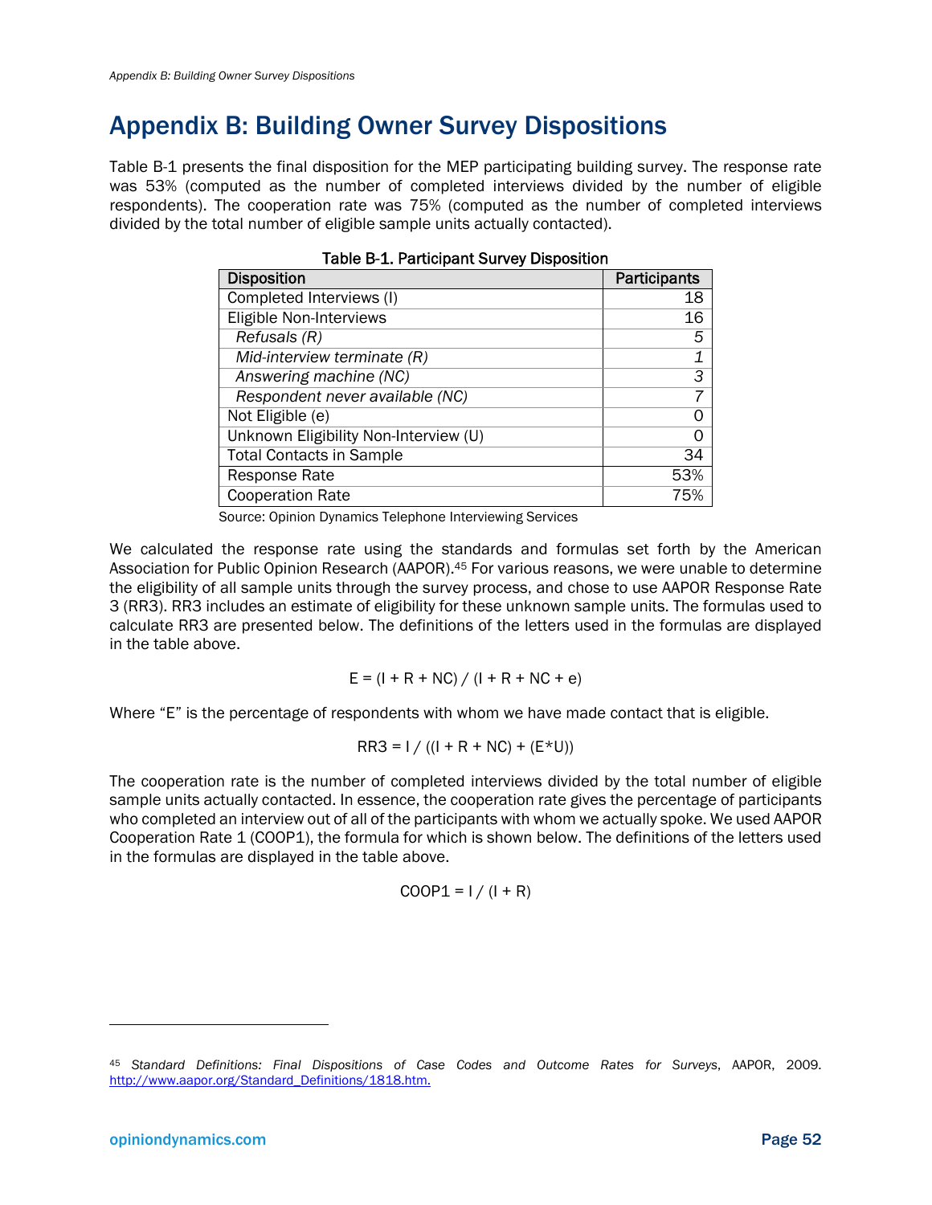# Appendix B: Building Owner Survey Dispositions

Table B-1 presents the final disposition for the MEP participating building survey. The response rate was 53% (computed as the number of completed interviews divided by the number of eligible respondents). The cooperation rate was 75% (computed as the number of completed interviews divided by the total number of eligible sample units actually contacted).

**Table B-1. Participant Survey Disposition**

| Disposition | Participants |
|---|---:|
| Completed Interviews (I) | 18 |
| Eligible Non-Interviews | 16 |
| *Refusals (R)* | *5* |
| *Mid-interview terminate (R)* | *1* |
| *Answering machine (NC)* | *3* |
| *Respondent never available (NC)* | *7* |
| Not Eligible (e) | 0 |
| Unknown Eligibility Non-Interview (U) | 0 |
| Total Contacts in Sample | 34 |
| Response Rate | 53% |
| Cooperation Rate | 75% |

Source: Opinion Dynamics Telephone Interviewing Services

We calculated the response rate using the standards and formulas set forth by the American Association for Public Opinion Research (AAPOR).[45] For various reasons, we were unable to determine the eligibility of all sample units through the survey process, and chose to use AAPOR Response Rate 3 (RR3). RR3 includes an estimate of eligibility for these unknown sample units. The formulas used to calculate RR3 are presented below. The definitions of the letters used in the formulas are displayed in the table above.

$$E = (I + R + NC) / (I + R + NC + e)$$

Where "E" is the percentage of respondents with whom we have made contact that is eligible.

$$RR3 = I / ((I + R + NC) + (E*U))$$

The cooperation rate is the number of completed interviews divided by the total number of eligible sample units actually contacted. In essence, the cooperation rate gives the percentage of participants who completed an interview out of all of the participants with whom we actually spoke. We used AAPOR Cooperation Rate 1 (COOP1), the formula for which is shown below. The definitions of the letters used in the formulas are displayed in the table above.

$$COOP1 = I / (I + R)$$

---

[45] *Standard Definitions: Final Dispositions of Case Codes and Outcome Rates for Surveys*, AAPOR, 2009. http://www.aapor.org/Standard_Definitions/1818.htm.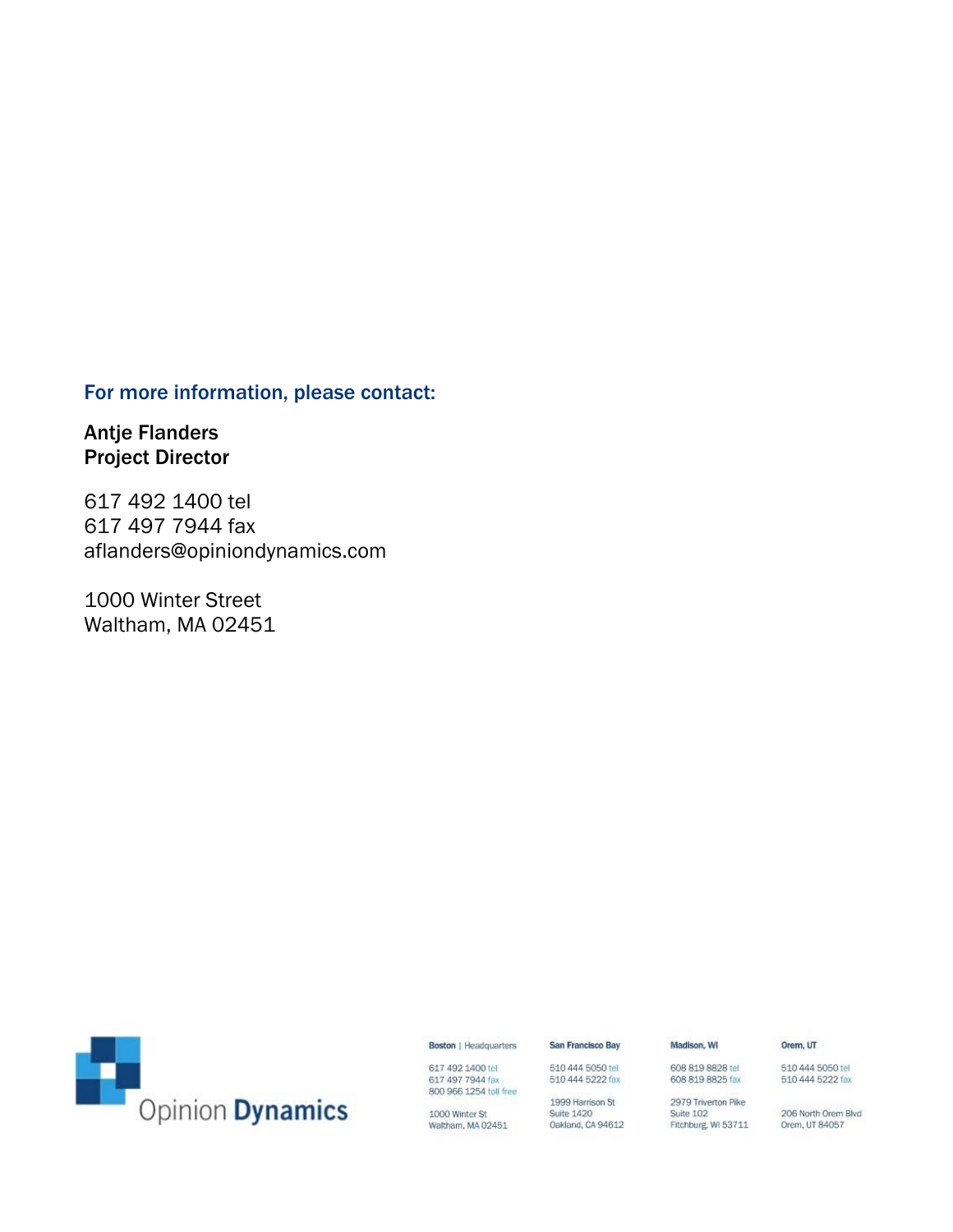**For more information, please contact:**

**Antje Flanders**
**Project Director**

617 492 1400 tel
617 497 7944 fax
aflanders@opiniondynamics.com

1000 Winter Street
Waltham, MA 02451

Opinion Dynamics

**Boston** | Headquarters

617 492 1400 tel
617 497 7944 fax
800 966 1254 toll free

1000 Winter St
Waltham, MA 02451

**San Francisco Bay**

510 444 5050 tel
510 444 5222 fax

1999 Harrison St
Suite 1420
Oakland, CA 94612

**Madison, WI**

608 819 8828 tel
608 819 8825 fax

2979 Triverton Pike
Suite 102
Fitchburg, WI 53711

**Orem, UT**

510 444 5050 tel
510 444 5222 fax

206 North Orem Blvd
Orem, UT 84057